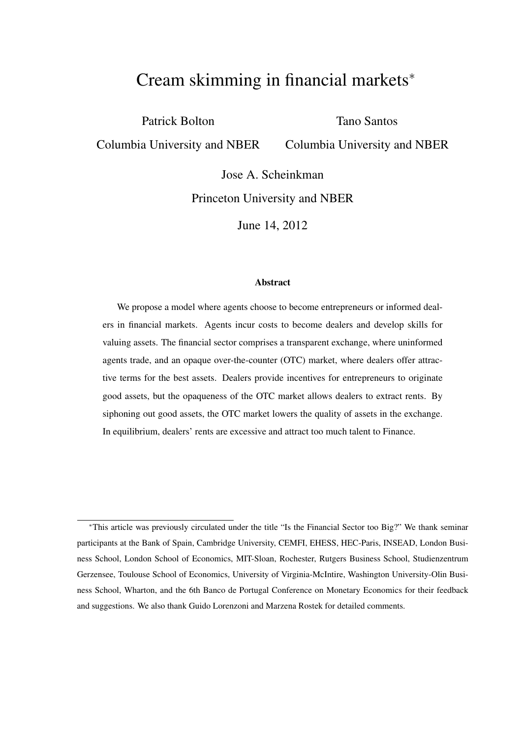# Cream skimming in financial markets*

Patrick Bolton
Columbia University and NBER

Tano Santos
Columbia University and NBER

Jose A. Scheinkman
Princeton University and NBER

June 14, 2012

### Abstract

We propose a model where agents choose to become entrepreneurs or informed dealers in financial markets. Agents incur costs to become dealers and develop skills for valuing assets. The financial sector comprises a transparent exchange, where uninformed agents trade, and an opaque over-the-counter (OTC) market, where dealers offer attractive terms for the best assets. Dealers provide incentives for entrepreneurs to originate good assets, but the opaqueness of the OTC market allows dealers to extract rents. By siphoning out good assets, the OTC market lowers the quality of assets in the exchange. In equilibrium, dealers' rents are excessive and attract too much talent to Finance.

---

*This article was previously circulated under the title "Is the Financial Sector too Big?" We thank seminar participants at the Bank of Spain, Cambridge University, CEMFI, EHESS, HEC-Paris, INSEAD, London Business School, London School of Economics, MIT-Sloan, Rochester, Rutgers Business School, Studienzentrum Gerzensee, Toulouse School of Economics, University of Virginia-McIntire, Washington University-Olin Business School, Wharton, and the 6th Banco de Portugal Conference on Monetary Economics for their feedback and suggestions. We also thank Guido Lorenzoni and Marzena Rostek for detailed comments.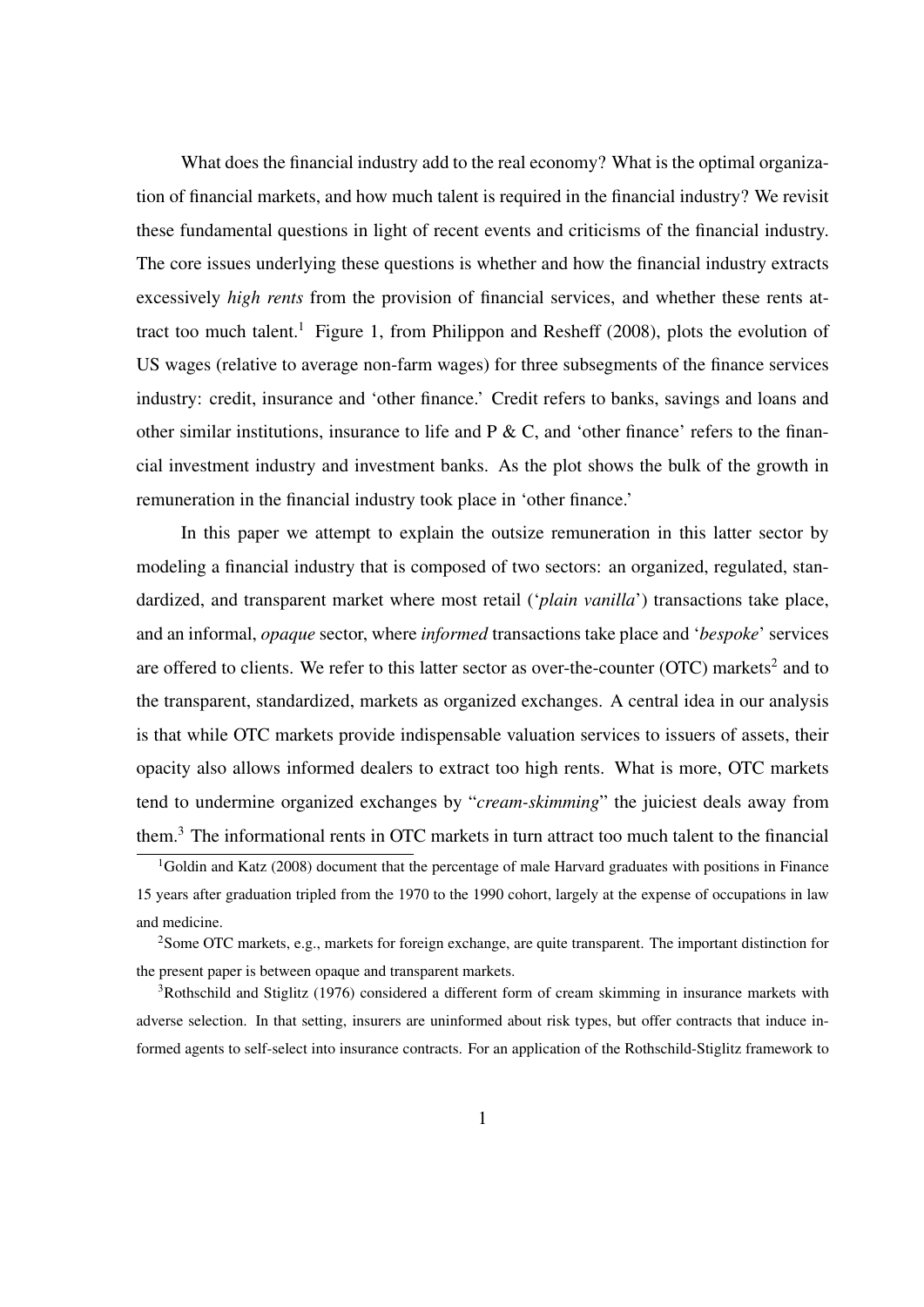What does the financial industry add to the real economy? What is the optimal organization of financial markets, and how much talent is required in the financial industry? We revisit these fundamental questions in light of recent events and criticisms of the financial industry. The core issues underlying these questions is whether and how the financial industry extracts excessively *high rents* from the provision of financial services, and whether these rents attract too much talent.[1] Figure 1, from Philippon and Resheff (2008), plots the evolution of US wages (relative to average non-farm wages) for three subsegments of the finance services industry: credit, insurance and 'other finance.' Credit refers to banks, savings and loans and other similar institutions, insurance to life and P & C, and 'other finance' refers to the financial investment industry and investment banks. As the plot shows the bulk of the growth in remuneration in the financial industry took place in 'other finance.'

In this paper we attempt to explain the outsize remuneration in this latter sector by modeling a financial industry that is composed of two sectors: an organized, regulated, standardized, and transparent market where most retail ('*plain vanilla*') transactions take place, and an informal, *opaque* sector, where *informed* transactions take place and '*bespoke*' services are offered to clients. We refer to this latter sector as over-the-counter (OTC) markets[2] and to the transparent, standardized, markets as organized exchanges. A central idea in our analysis is that while OTC markets provide indispensable valuation services to issuers of assets, their opacity also allows informed dealers to extract too high rents. What is more, OTC markets tend to undermine organized exchanges by "*cream-skimming*" the juiciest deals away from them.[3] The informational rents in OTC markets in turn attract too much talent to the financial

[1] Goldin and Katz (2008) document that the percentage of male Harvard graduates with positions in Finance 15 years after graduation tripled from the 1970 to the 1990 cohort, largely at the expense of occupations in law and medicine.

[2] Some OTC markets, e.g., markets for foreign exchange, are quite transparent. The important distinction for the present paper is between opaque and transparent markets.

[3] Rothschild and Stiglitz (1976) considered a different form of cream skimming in insurance markets with adverse selection. In that setting, insurers are uninformed about risk types, but offer contracts that induce informed agents to self-select into insurance contracts. For an application of the Rothschild-Stiglitz framework to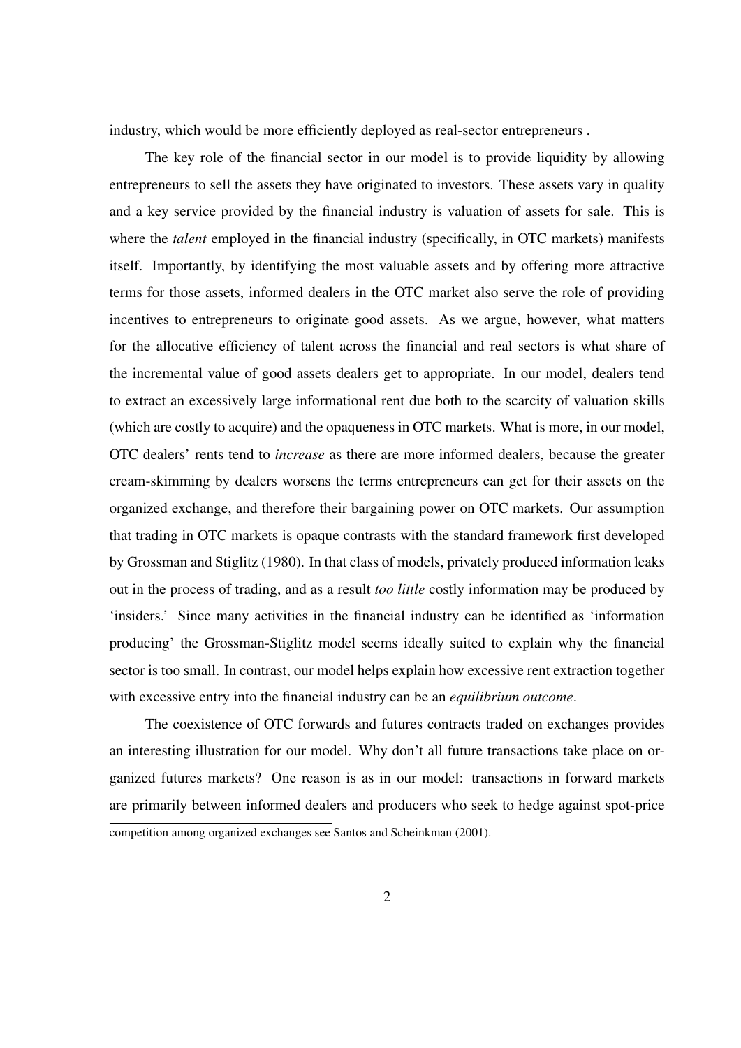industry, which would be more efficiently deployed as real-sector entrepreneurs .

The key role of the financial sector in our model is to provide liquidity by allowing entrepreneurs to sell the assets they have originated to investors. These assets vary in quality and a key service provided by the financial industry is valuation of assets for sale. This is where the *talent* employed in the financial industry (specifically, in OTC markets) manifests itself. Importantly, by identifying the most valuable assets and by offering more attractive terms for those assets, informed dealers in the OTC market also serve the role of providing incentives to entrepreneurs to originate good assets. As we argue, however, what matters for the allocative efficiency of talent across the financial and real sectors is what share of the incremental value of good assets dealers get to appropriate. In our model, dealers tend to extract an excessively large informational rent due both to the scarcity of valuation skills (which are costly to acquire) and the opaqueness in OTC markets. What is more, in our model, OTC dealers' rents tend to *increase* as there are more informed dealers, because the greater cream-skimming by dealers worsens the terms entrepreneurs can get for their assets on the organized exchange, and therefore their bargaining power on OTC markets. Our assumption that trading in OTC markets is opaque contrasts with the standard framework first developed by Grossman and Stiglitz (1980). In that class of models, privately produced information leaks out in the process of trading, and as a result *too little* costly information may be produced by 'insiders.' Since many activities in the financial industry can be identified as 'information producing' the Grossman-Stiglitz model seems ideally suited to explain why the financial sector is too small. In contrast, our model helps explain how excessive rent extraction together with excessive entry into the financial industry can be an *equilibrium outcome*.

The coexistence of OTC forwards and futures contracts traded on exchanges provides an interesting illustration for our model. Why don't all future transactions take place on organized futures markets? One reason is as in our model: transactions in forward markets are primarily between informed dealers and producers who seek to hedge against spot-price

competition among organized exchanges see Santos and Scheinkman (2001).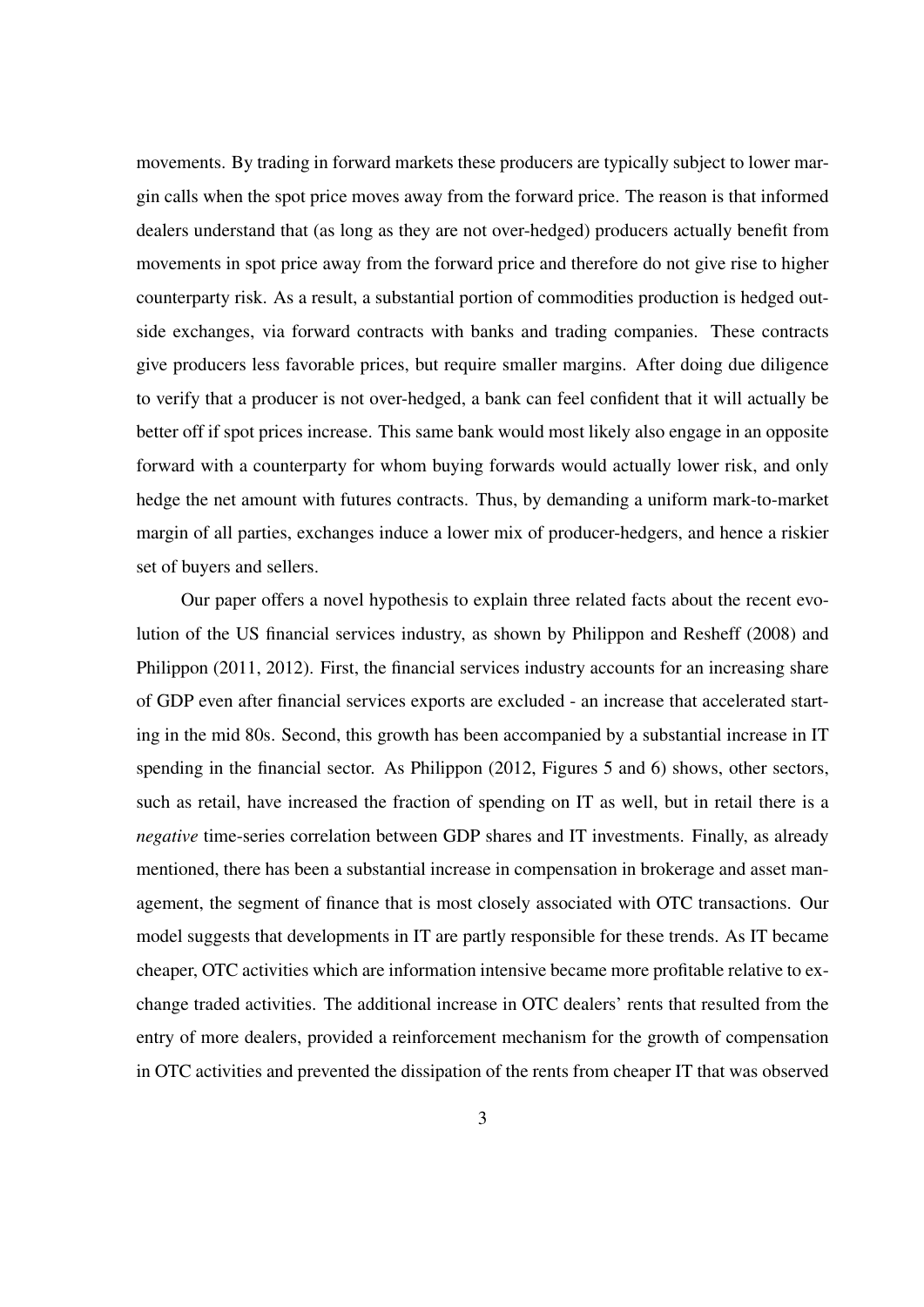movements. By trading in forward markets these producers are typically subject to lower margin calls when the spot price moves away from the forward price. The reason is that informed dealers understand that (as long as they are not over-hedged) producers actually benefit from movements in spot price away from the forward price and therefore do not give rise to higher counterparty risk. As a result, a substantial portion of commodities production is hedged outside exchanges, via forward contracts with banks and trading companies. These contracts give producers less favorable prices, but require smaller margins. After doing due diligence to verify that a producer is not over-hedged, a bank can feel confident that it will actually be better off if spot prices increase. This same bank would most likely also engage in an opposite forward with a counterparty for whom buying forwards would actually lower risk, and only hedge the net amount with futures contracts. Thus, by demanding a uniform mark-to-market margin of all parties, exchanges induce a lower mix of producer-hedgers, and hence a riskier set of buyers and sellers.

Our paper offers a novel hypothesis to explain three related facts about the recent evolution of the US financial services industry, as shown by Philippon and Resheff (2008) and Philippon (2011, 2012). First, the financial services industry accounts for an increasing share of GDP even after financial services exports are excluded - an increase that accelerated starting in the mid 80s. Second, this growth has been accompanied by a substantial increase in IT spending in the financial sector. As Philippon (2012, Figures 5 and 6) shows, other sectors, such as retail, have increased the fraction of spending on IT as well, but in retail there is a *negative* time-series correlation between GDP shares and IT investments. Finally, as already mentioned, there has been a substantial increase in compensation in brokerage and asset management, the segment of finance that is most closely associated with OTC transactions. Our model suggests that developments in IT are partly responsible for these trends. As IT became cheaper, OTC activities which are information intensive became more profitable relative to exchange traded activities. The additional increase in OTC dealers' rents that resulted from the entry of more dealers, provided a reinforcement mechanism for the growth of compensation in OTC activities and prevented the dissipation of the rents from cheaper IT that was observed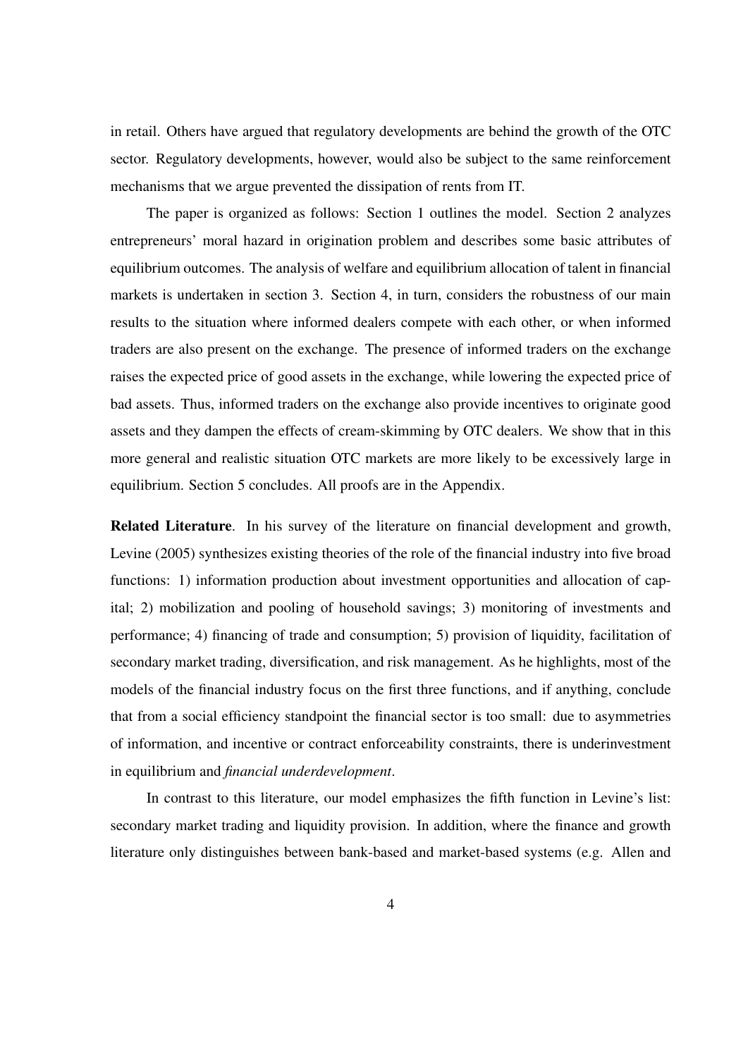in retail. Others have argued that regulatory developments are behind the growth of the OTC sector. Regulatory developments, however, would also be subject to the same reinforcement mechanisms that we argue prevented the dissipation of rents from IT.

The paper is organized as follows: Section 1 outlines the model. Section 2 analyzes entrepreneurs' moral hazard in origination problem and describes some basic attributes of equilibrium outcomes. The analysis of welfare and equilibrium allocation of talent in financial markets is undertaken in section 3. Section 4, in turn, considers the robustness of our main results to the situation where informed dealers compete with each other, or when informed traders are also present on the exchange. The presence of informed traders on the exchange raises the expected price of good assets in the exchange, while lowering the expected price of bad assets. Thus, informed traders on the exchange also provide incentives to originate good assets and they dampen the effects of cream-skimming by OTC dealers. We show that in this more general and realistic situation OTC markets are more likely to be excessively large in equilibrium. Section 5 concludes. All proofs are in the Appendix.

**Related Literature**. In his survey of the literature on financial development and growth, Levine (2005) synthesizes existing theories of the role of the financial industry into five broad functions: 1) information production about investment opportunities and allocation of capital; 2) mobilization and pooling of household savings; 3) monitoring of investments and performance; 4) financing of trade and consumption; 5) provision of liquidity, facilitation of secondary market trading, diversification, and risk management. As he highlights, most of the models of the financial industry focus on the first three functions, and if anything, conclude that from a social efficiency standpoint the financial sector is too small: due to asymmetries of information, and incentive or contract enforceability constraints, there is underinvestment in equilibrium and *financial underdevelopment*.

In contrast to this literature, our model emphasizes the fifth function in Levine's list: secondary market trading and liquidity provision. In addition, where the finance and growth literature only distinguishes between bank-based and market-based systems (e.g. Allen and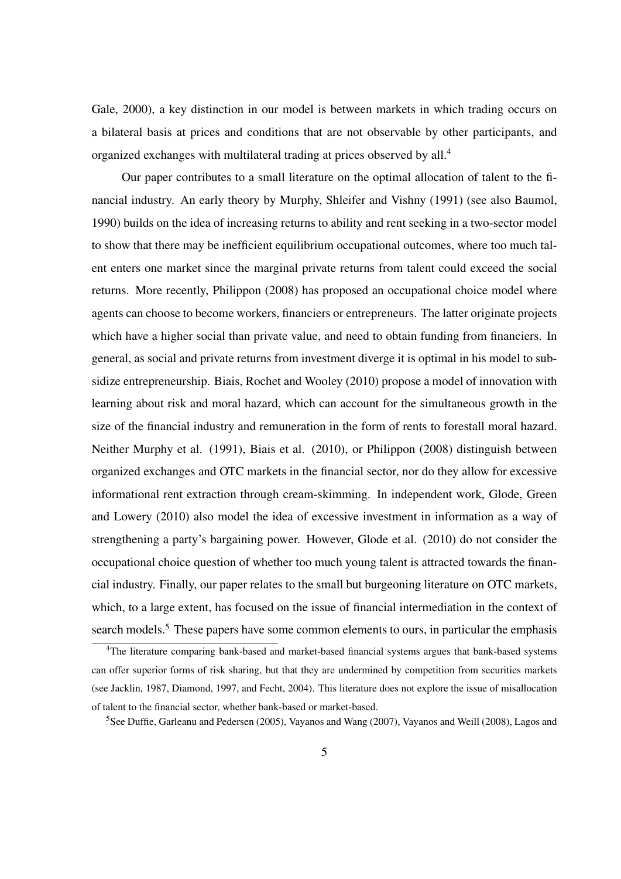Gale, 2000), a key distinction in our model is between markets in which trading occurs on a bilateral basis at prices and conditions that are not observable by other participants, and organized exchanges with multilateral trading at prices observed by all.[4]

Our paper contributes to a small literature on the optimal allocation of talent to the financial industry. An early theory by Murphy, Shleifer and Vishny (1991) (see also Baumol, 1990) builds on the idea of increasing returns to ability and rent seeking in a two-sector model to show that there may be inefficient equilibrium occupational outcomes, where too much talent enters one market since the marginal private returns from talent could exceed the social returns. More recently, Philippon (2008) has proposed an occupational choice model where agents can choose to become workers, financiers or entrepreneurs. The latter originate projects which have a higher social than private value, and need to obtain funding from financiers. In general, as social and private returns from investment diverge it is optimal in his model to subsidize entrepreneurship. Biais, Rochet and Wooley (2010) propose a model of innovation with learning about risk and moral hazard, which can account for the simultaneous growth in the size of the financial industry and remuneration in the form of rents to forestall moral hazard. Neither Murphy et al. (1991), Biais et al. (2010), or Philippon (2008) distinguish between organized exchanges and OTC markets in the financial sector, nor do they allow for excessive informational rent extraction through cream-skimming. In independent work, Glode, Green and Lowery (2010) also model the idea of excessive investment in information as a way of strengthening a party's bargaining power. However, Glode et al. (2010) do not consider the occupational choice question of whether too much young talent is attracted towards the financial industry. Finally, our paper relates to the small but burgeoning literature on OTC markets, which, to a large extent, has focused on the issue of financial intermediation in the context of search models.[5] These papers have some common elements to ours, in particular the emphasis

[4]The literature comparing bank-based and market-based financial systems argues that bank-based systems can offer superior forms of risk sharing, but that they are undermined by competition from securities markets (see Jacklin, 1987, Diamond, 1997, and Fecht, 2004). This literature does not explore the issue of misallocation of talent to the financial sector, whether bank-based or market-based.

[5]See Duffie, Garleanu and Pedersen (2005), Vayanos and Wang (2007), Vayanos and Weill (2008), Lagos and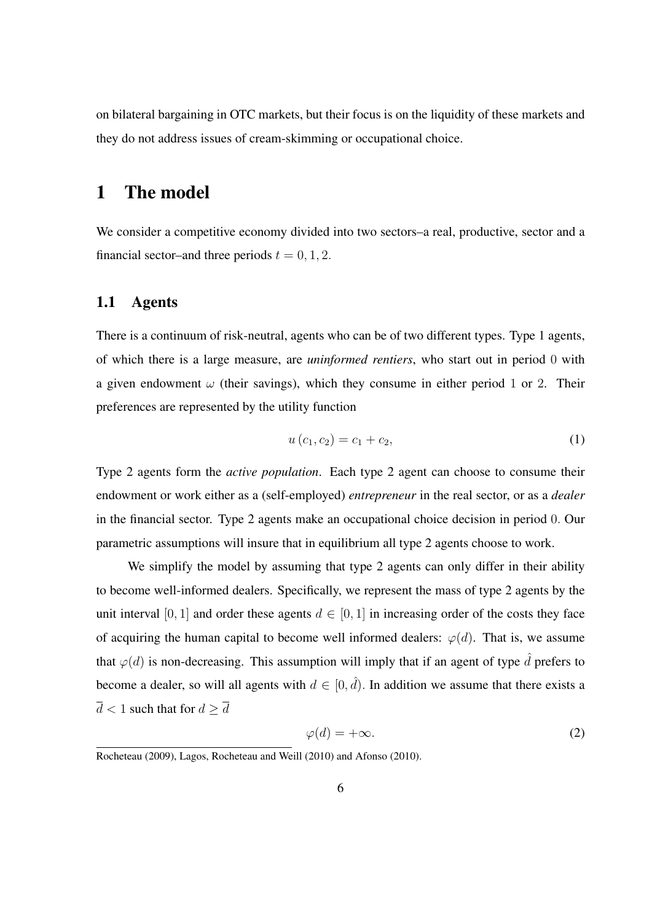on bilateral bargaining in OTC markets, but their focus is on the liquidity of these markets and they do not address issues of cream-skimming or occupational choice.

# 1 The model

We consider a competitive economy divided into two sectors–a real, productive, sector and a financial sector–and three periods $t = 0, 1, 2$.

## 1.1 Agents

There is a continuum of risk-neutral, agents who can be of two different types. Type 1 agents, of which there is a large measure, are *uninformed rentiers*, who start out in period $0$ with a given endowment $\omega$ (their savings), which they consume in either period $1$ or $2$. Their preferences are represented by the utility function

$$u(c_1, c_2) = c_1 + c_2, \tag{1}$$

Type 2 agents form the *active population*. Each type 2 agent can choose to consume their endowment or work either as a (self-employed) *entrepreneur* in the real sector, or as a *dealer* in the financial sector. Type 2 agents make an occupational choice decision in period $0$. Our parametric assumptions will insure that in equilibrium all type 2 agents choose to work.

We simplify the model by assuming that type 2 agents can only differ in their ability to become well-informed dealers. Specifically, we represent the mass of type 2 agents by the unit interval $[0, 1]$ and order these agents $d \in [0, 1]$ in increasing order of the costs they face of acquiring the human capital to become well informed dealers: $\varphi(d)$. That is, we assume that $\varphi(d)$ is non-decreasing. This assumption will imply that if an agent of type $\hat{d}$ prefers to become a dealer, so will all agents with $d \in [0, \hat{d})$. In addition we assume that there exists a $\overline{d} < 1$ such that for $d \geq \overline{d}$

$$\varphi(d) = +\infty. \tag{2}$$

Rocheteau (2009), Lagos, Rocheteau and Weill (2010) and Afonso (2010).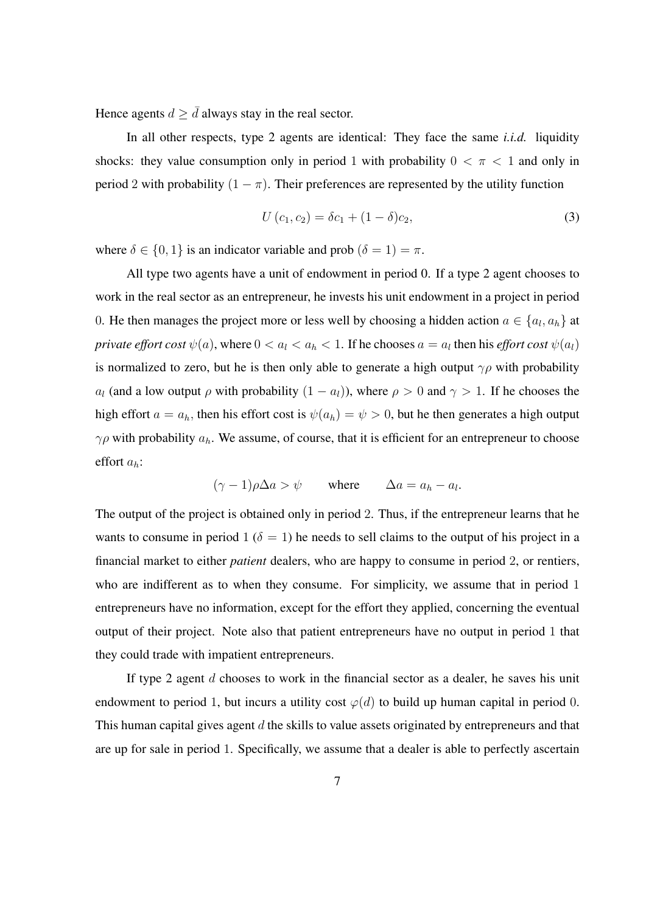Hence agents $d \geq \bar{d}$ always stay in the real sector.

In all other respects, type 2 agents are identical: They face the same *i.i.d.* liquidity shocks: they value consumption only in period 1 with probability $0 < \pi < 1$ and only in period 2 with probability $(1 - \pi)$. Their preferences are represented by the utility function

$$U(c_1, c_2) = \delta c_1 + (1 - \delta) c_2, \tag{3}$$

where $\delta \in \{0, 1\}$ is an indicator variable and prob $(\delta = 1) = \pi$.

All type two agents have a unit of endowment in period 0. If a type 2 agent chooses to work in the real sector as an entrepreneur, he invests his unit endowment in a project in period 0. He then manages the project more or less well by choosing a hidden action $a \in \{a_l, a_h\}$ at *private effort cost* $\psi(a)$, where $0 < a_l < a_h < 1$. If he chooses $a = a_l$ then his *effort cost* $\psi(a_l)$ is normalized to zero, but he is then only able to generate a high output $\gamma\rho$ with probability $a_l$ (and a low output $\rho$ with probability $(1 - a_l)$), where $\rho > 0$ and $\gamma > 1$. If he chooses the high effort $a = a_h$, then his effort cost is $\psi(a_h) = \psi > 0$, but he then generates a high output $\gamma\rho$ with probability $a_h$. We assume, of course, that it is efficient for an entrepreneur to choose effort $a_h$:

$$(\gamma - 1)\rho\Delta a > \psi \qquad \text{where} \qquad \Delta a = a_h - a_l.$$

The output of the project is obtained only in period 2. Thus, if the entrepreneur learns that he wants to consume in period 1 ($\delta = 1$) he needs to sell claims to the output of his project in a financial market to either *patient* dealers, who are happy to consume in period 2, or rentiers, who are indifferent as to when they consume. For simplicity, we assume that in period 1 entrepreneurs have no information, except for the effort they applied, concerning the eventual output of their project. Note also that patient entrepreneurs have no output in period 1 that they could trade with impatient entrepreneurs.

If type 2 agent $d$ chooses to work in the financial sector as a dealer, he saves his unit endowment to period 1, but incurs a utility cost $\varphi(d)$ to build up human capital in period 0. This human capital gives agent $d$ the skills to value assets originated by entrepreneurs and that are up for sale in period 1. Specifically, we assume that a dealer is able to perfectly ascertain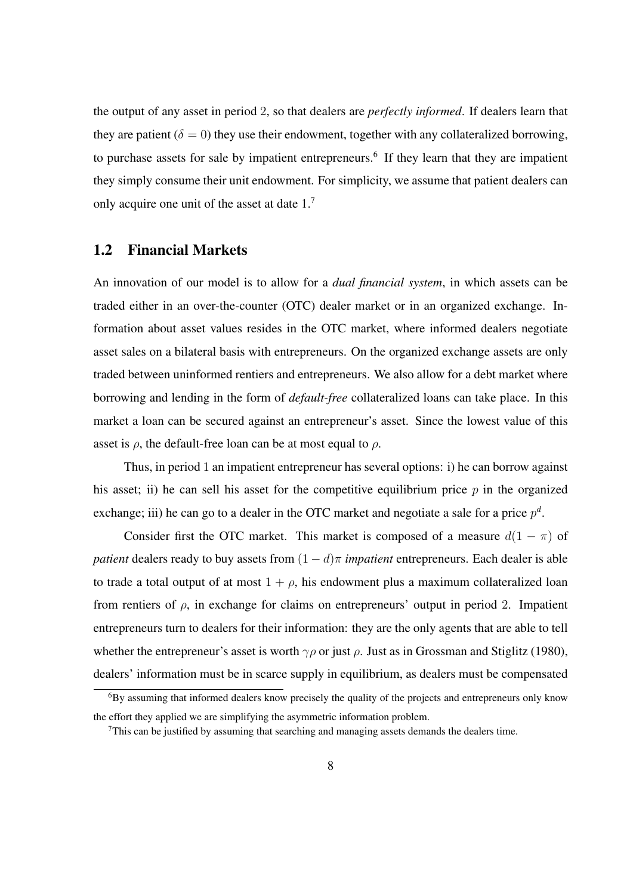the output of any asset in period 2, so that dealers are *perfectly informed*. If dealers learn that they are patient ($\delta = 0$) they use their endowment, together with any collateralized borrowing, to purchase assets for sale by impatient entrepreneurs.[6] If they learn that they are impatient they simply consume their unit endowment. For simplicity, we assume that patient dealers can only acquire one unit of the asset at date 1.[7]

## 1.2 Financial Markets

An innovation of our model is to allow for a *dual financial system*, in which assets can be traded either in an over-the-counter (OTC) dealer market or in an organized exchange. Information about asset values resides in the OTC market, where informed dealers negotiate asset sales on a bilateral basis with entrepreneurs. On the organized exchange assets are only traded between uninformed rentiers and entrepreneurs. We also allow for a debt market where borrowing and lending in the form of *default-free* collateralized loans can take place. In this market a loan can be secured against an entrepreneur's asset. Since the lowest value of this asset is $\rho$, the default-free loan can be at most equal to $\rho$.

Thus, in period 1 an impatient entrepreneur has several options: i) he can borrow against his asset; ii) he can sell his asset for the competitive equilibrium price $p$ in the organized exchange; iii) he can go to a dealer in the OTC market and negotiate a sale for a price $p^d$.

Consider first the OTC market. This market is composed of a measure $d(1 - \pi)$ of *patient* dealers ready to buy assets from $(1 - d)\pi$ *impatient* entrepreneurs. Each dealer is able to trade a total output of at most $1 + \rho$, his endowment plus a maximum collateralized loan from rentiers of $\rho$, in exchange for claims on entrepreneurs' output in period 2. Impatient entrepreneurs turn to dealers for their information: they are the only agents that are able to tell whether the entrepreneur's asset is worth $\gamma\rho$ or just $\rho$. Just as in Grossman and Stiglitz (1980), dealers' information must be in scarce supply in equilibrium, as dealers must be compensated

[6] By assuming that informed dealers know precisely the quality of the projects and entrepreneurs only know the effort they applied we are simplifying the asymmetric information problem.

[7] This can be justified by assuming that searching and managing assets demands the dealers time.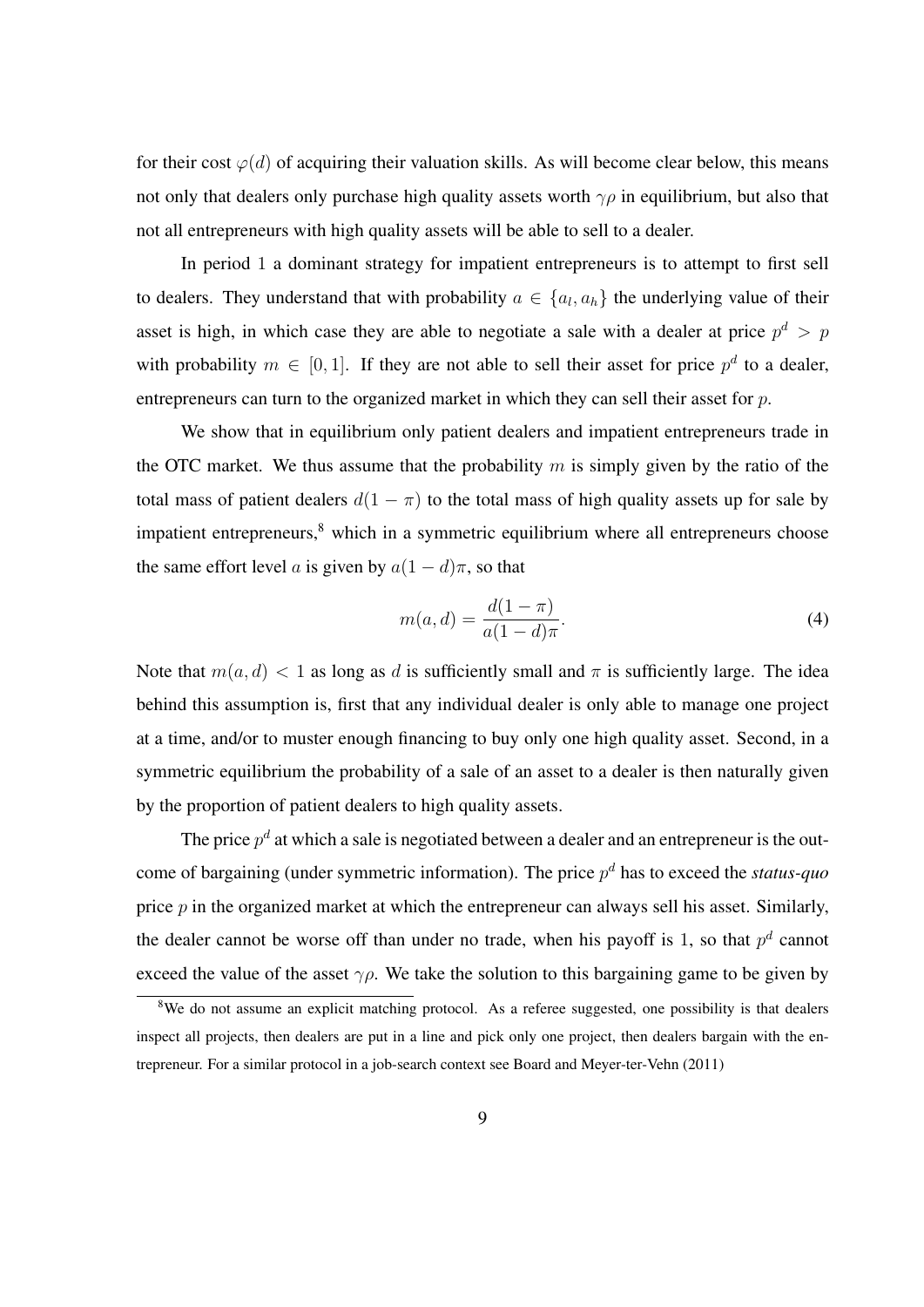for their cost $\varphi(d)$ of acquiring their valuation skills. As will become clear below, this means not only that dealers only purchase high quality assets worth $\gamma\rho$ in equilibrium, but also that not all entrepreneurs with high quality assets will be able to sell to a dealer.

In period 1 a dominant strategy for impatient entrepreneurs is to attempt to first sell to dealers. They understand that with probability $a \in \{a_l, a_h\}$ the underlying value of their asset is high, in which case they are able to negotiate a sale with a dealer at price $p^d > p$ with probability $m \in [0, 1]$. If they are not able to sell their asset for price $p^d$ to a dealer, entrepreneurs can turn to the organized market in which they can sell their asset for $p$.

We show that in equilibrium only patient dealers and impatient entrepreneurs trade in the OTC market. We thus assume that the probability $m$ is simply given by the ratio of the total mass of patient dealers $d(1 - \pi)$ to the total mass of high quality assets up for sale by impatient entrepreneurs,[8] which in a symmetric equilibrium where all entrepreneurs choose the same effort level $a$ is given by $a(1 - d)\pi$, so that

$$m(a, d) = \frac{d(1 - \pi)}{a(1 - d)\pi}. \tag{4}$$

Note that $m(a, d) < 1$ as long as $d$ is sufficiently small and $\pi$ is sufficiently large. The idea behind this assumption is, first that any individual dealer is only able to manage one project at a time, and/or to muster enough financing to buy only one high quality asset. Second, in a symmetric equilibrium the probability of a sale of an asset to a dealer is then naturally given by the proportion of patient dealers to high quality assets.

The price $p^d$ at which a sale is negotiated between a dealer and an entrepreneur is the outcome of bargaining (under symmetric information). The price $p^d$ has to exceed the *status-quo* price $p$ in the organized market at which the entrepreneur can always sell his asset. Similarly, the dealer cannot be worse off than under no trade, when his payoff is 1, so that $p^d$ cannot exceed the value of the asset $\gamma\rho$. We take the solution to this bargaining game to be given by

[8] We do not assume an explicit matching protocol. As a referee suggested, one possibility is that dealers inspect all projects, then dealers are put in a line and pick only one project, then dealers bargain with the entrepreneur. For a similar protocol in a job-search context see Board and Meyer-ter-Vehn (2011)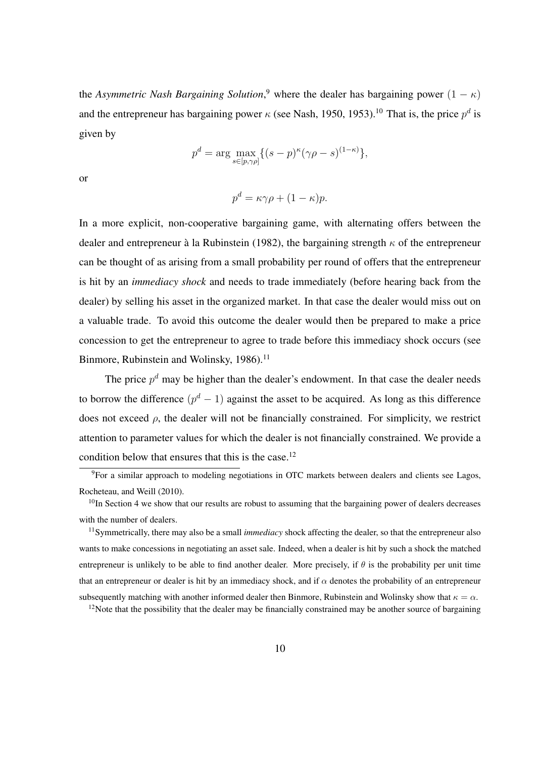the *Asymmetric Nash Bargaining Solution*,[9] where the dealer has bargaining power $(1 - \kappa)$ and the entrepreneur has bargaining power $\kappa$ (see Nash, 1950, 1953).[10] That is, the price $p^d$ is given by

$$p^d = \arg \max_{s \in [p, \gamma\rho]} \{(s - p)^{\kappa}(\gamma\rho - s)^{(1-\kappa)}\},$$

or

$$p^d = \kappa\gamma\rho + (1 - \kappa)p.$$

In a more explicit, non-cooperative bargaining game, with alternating offers between the dealer and entrepreneur à la Rubinstein (1982), the bargaining strength $\kappa$ of the entrepreneur can be thought of as arising from a small probability per round of offers that the entrepreneur is hit by an *immediacy shock* and needs to trade immediately (before hearing back from the dealer) by selling his asset in the organized market. In that case the dealer would miss out on a valuable trade. To avoid this outcome the dealer would then be prepared to make a price concession to get the entrepreneur to agree to trade before this immediacy shock occurs (see Binmore, Rubinstein and Wolinsky, 1986).[11]

The price $p^d$ may be higher than the dealer's endowment. In that case the dealer needs to borrow the difference $(p^d - 1)$ against the asset to be acquired. As long as this difference does not exceed $\rho$, the dealer will not be financially constrained. For simplicity, we restrict attention to parameter values for which the dealer is not financially constrained. We provide a condition below that ensures that this is the case.[12]

---

[9] For a similar approach to modeling negotiations in OTC markets between dealers and clients see Lagos, Rocheteau, and Weill (2010).

[10] In Section 4 we show that our results are robust to assuming that the bargaining power of dealers decreases with the number of dealers.

[11] Symmetrically, there may also be a small *immediacy* shock affecting the dealer, so that the entrepreneur also wants to make concessions in negotiating an asset sale. Indeed, when a dealer is hit by such a shock the matched entrepreneur is unlikely to be able to find another dealer. More precisely, if $\theta$ is the probability per unit time that an entrepreneur or dealer is hit by an immediacy shock, and if $\alpha$ denotes the probability of an entrepreneur subsequently matching with another informed dealer then Binmore, Rubinstein and Wolinsky show that $\kappa = \alpha$.

[12] Note that the possibility that the dealer may be financially constrained may be another source of bargaining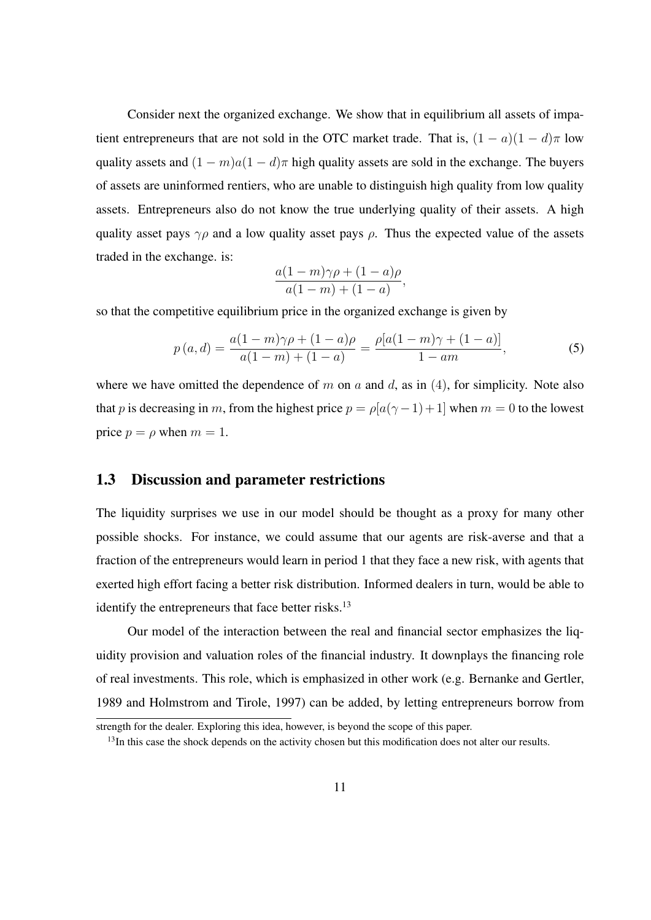Consider next the organized exchange. We show that in equilibrium all assets of impatient entrepreneurs that are not sold in the OTC market trade. That is, $(1-a)(1-d)\pi$ low quality assets and $(1-m)a(1-d)\pi$ high quality assets are sold in the exchange. The buyers of assets are uninformed rentiers, who are unable to distinguish high quality from low quality assets. Entrepreneurs also do not know the true underlying quality of their assets. A high quality asset pays $\gamma\rho$ and a low quality asset pays $\rho$. Thus the expected value of the assets traded in the exchange. is:

$$\frac{a(1-m)\gamma\rho + (1-a)\rho}{a(1-m) + (1-a)},$$

so that the competitive equilibrium price in the organized exchange is given by

$$p\,(a,d) = \frac{a(1-m)\gamma\rho + (1-a)\rho}{a(1-m) + (1-a)} = \frac{\rho[a(1-m)\gamma + (1-a)]}{1-am}, \tag{5}$$

where we have omitted the dependence of $m$ on $a$ and $d$, as in $(4)$, for simplicity. Note also that $p$ is decreasing in $m$, from the highest price $p = \rho[a(\gamma-1)+1]$ when $m=0$ to the lowest price $p=\rho$ when $m=1$.

## 1.3 Discussion and parameter restrictions

The liquidity surprises we use in our model should be thought as a proxy for many other possible shocks. For instance, we could assume that our agents are risk-averse and that a fraction of the entrepreneurs would learn in period 1 that they face a new risk, with agents that exerted high effort facing a better risk distribution. Informed dealers in turn, would be able to identify the entrepreneurs that face better risks.[13]

Our model of the interaction between the real and financial sector emphasizes the liquidity provision and valuation roles of the financial industry. It downplays the financing role of real investments. This role, which is emphasized in other work (e.g. Bernanke and Gertler, 1989 and Holmstrom and Tirole, 1997) can be added, by letting entrepreneurs borrow from

strength for the dealer. Exploring this idea, however, is beyond the scope of this paper.

[13] In this case the shock depends on the activity chosen but this modification does not alter our results.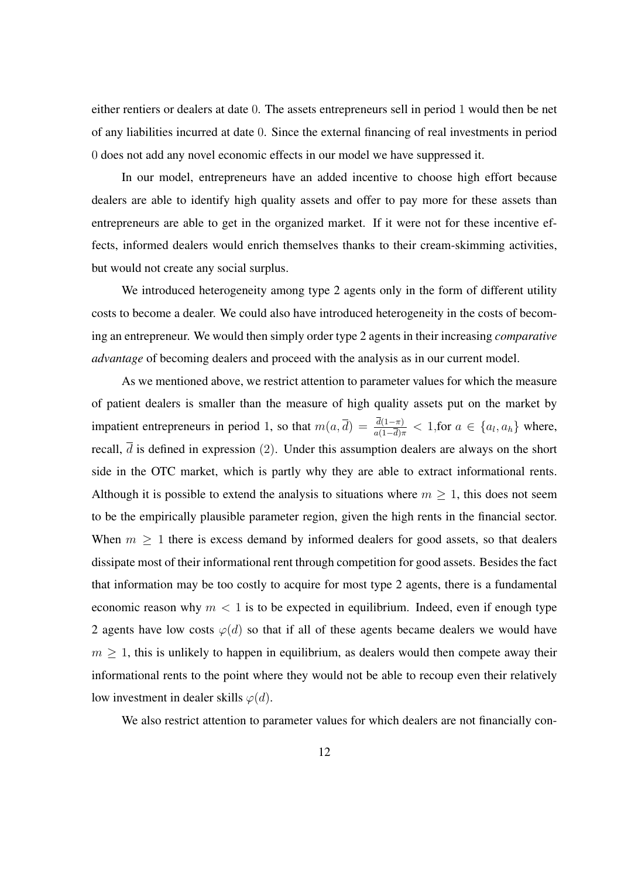either rentiers or dealers at date 0. The assets entrepreneurs sell in period 1 would then be net of any liabilities incurred at date 0. Since the external financing of real investments in period 0 does not add any novel economic effects in our model we have suppressed it.

In our model, entrepreneurs have an added incentive to choose high effort because dealers are able to identify high quality assets and offer to pay more for these assets than entrepreneurs are able to get in the organized market. If it were not for these incentive effects, informed dealers would enrich themselves thanks to their cream-skimming activities, but would not create any social surplus.

We introduced heterogeneity among type 2 agents only in the form of different utility costs to become a dealer. We could also have introduced heterogeneity in the costs of becoming an entrepreneur. We would then simply order type 2 agents in their increasing *comparative advantage* of becoming dealers and proceed with the analysis as in our current model.

As we mentioned above, we restrict attention to parameter values for which the measure of patient dealers is smaller than the measure of high quality assets put on the market by impatient entrepreneurs in period 1, so that $m(a, \overline{d}) = \frac{\overline{d}(1-\pi)}{a(1-\overline{d})\pi} < 1$,for $a \in \{a_l, a_h\}$ where, recall, $\overline{d}$ is defined in expression (2). Under this assumption dealers are always on the short side in the OTC market, which is partly why they are able to extract informational rents. Although it is possible to extend the analysis to situations where $m \geq 1$, this does not seem to be the empirically plausible parameter region, given the high rents in the financial sector. When $m \geq 1$ there is excess demand by informed dealers for good assets, so that dealers dissipate most of their informational rent through competition for good assets. Besides the fact that information may be too costly to acquire for most type 2 agents, there is a fundamental economic reason why $m < 1$ is to be expected in equilibrium. Indeed, even if enough type 2 agents have low costs $\varphi(d)$ so that if all of these agents became dealers we would have $m \geq 1$, this is unlikely to happen in equilibrium, as dealers would then compete away their informational rents to the point where they would not be able to recoup even their relatively low investment in dealer skills $\varphi(d)$.

We also restrict attention to parameter values for which dealers are not financially con-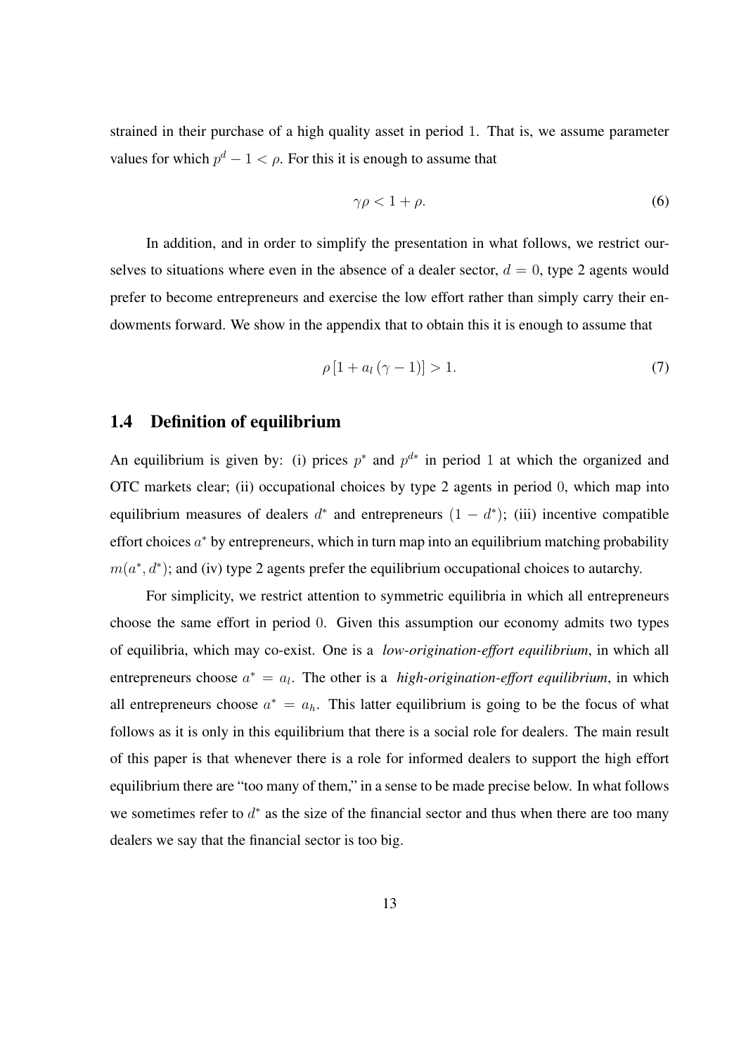strained in their purchase of a high quality asset in period 1. That is, we assume parameter values for which $p^d - 1 < \rho$. For this it is enough to assume that

$$\gamma\rho < 1 + \rho. \tag{6}$$

In addition, and in order to simplify the presentation in what follows, we restrict ourselves to situations where even in the absence of a dealer sector, $d = 0$, type 2 agents would prefer to become entrepreneurs and exercise the low effort rather than simply carry their endowments forward. We show in the appendix that to obtain this it is enough to assume that

$$\rho\left[1 + a_l\left(\gamma - 1\right)\right] > 1. \tag{7}$$

## 1.4 Definition of equilibrium

An equilibrium is given by: (i) prices $p^*$ and $p^{d*}$ in period 1 at which the organized and OTC markets clear; (ii) occupational choices by type 2 agents in period 0, which map into equilibrium measures of dealers $d^*$ and entrepreneurs $(1 - d^*)$; (iii) incentive compatible effort choices $a^*$ by entrepreneurs, which in turn map into an equilibrium matching probability $m(a^*, d^*)$; and (iv) type 2 agents prefer the equilibrium occupational choices to autarchy.

For simplicity, we restrict attention to symmetric equilibria in which all entrepreneurs choose the same effort in period 0. Given this assumption our economy admits two types of equilibria, which may co-exist. One is a *low-origination-effort equilibrium*, in which all entrepreneurs choose $a^* = a_l$. The other is a *high-origination-effort equilibrium*, in which all entrepreneurs choose $a^* = a_h$. This latter equilibrium is going to be the focus of what follows as it is only in this equilibrium that there is a social role for dealers. The main result of this paper is that whenever there is a role for informed dealers to support the high effort equilibrium there are "too many of them," in a sense to be made precise below. In what follows we sometimes refer to $d^*$ as the size of the financial sector and thus when there are too many dealers we say that the financial sector is too big.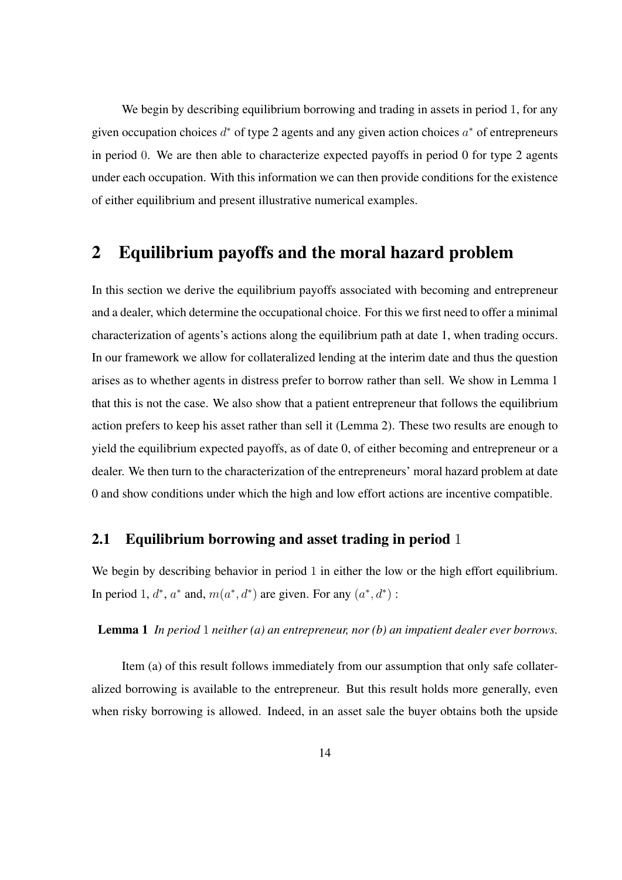We begin by describing equilibrium borrowing and trading in assets in period $1$, for any given occupation choices $d^*$ of type 2 agents and any given action choices $a^*$ of entrepreneurs in period $0$. We are then able to characterize expected payoffs in period 0 for type 2 agents under each occupation. With this information we can then provide conditions for the existence of either equilibrium and present illustrative numerical examples.

# 2 Equilibrium payoffs and the moral hazard problem

In this section we derive the equilibrium payoffs associated with becoming and entrepreneur and a dealer, which determine the occupational choice. For this we first need to offer a minimal characterization of agents's actions along the equilibrium path at date 1, when trading occurs. In our framework we allow for collateralized lending at the interim date and thus the question arises as to whether agents in distress prefer to borrow rather than sell. We show in Lemma 1 that this is not the case. We also show that a patient entrepreneur that follows the equilibrium action prefers to keep his asset rather than sell it (Lemma 2). These two results are enough to yield the equilibrium expected payoffs, as of date 0, of either becoming and entrepreneur or a dealer. We then turn to the characterization of the entrepreneurs' moral hazard problem at date 0 and show conditions under which the high and low effort actions are incentive compatible.

## 2.1 Equilibrium borrowing and asset trading in period $1$

We begin by describing behavior in period $1$ in either the low or the high effort equilibrium. In period $1$, $d^*$, $a^*$ and, $m(a^*, d^*)$ are given. For any $(a^*, d^*)$ :

**Lemma 1** *In period $1$ neither (a) an entrepreneur, nor (b) an impatient dealer ever borrows.*

Item (a) of this result follows immediately from our assumption that only safe collateralized borrowing is available to the entrepreneur. But this result holds more generally, even when risky borrowing is allowed. Indeed, in an asset sale the buyer obtains both the upside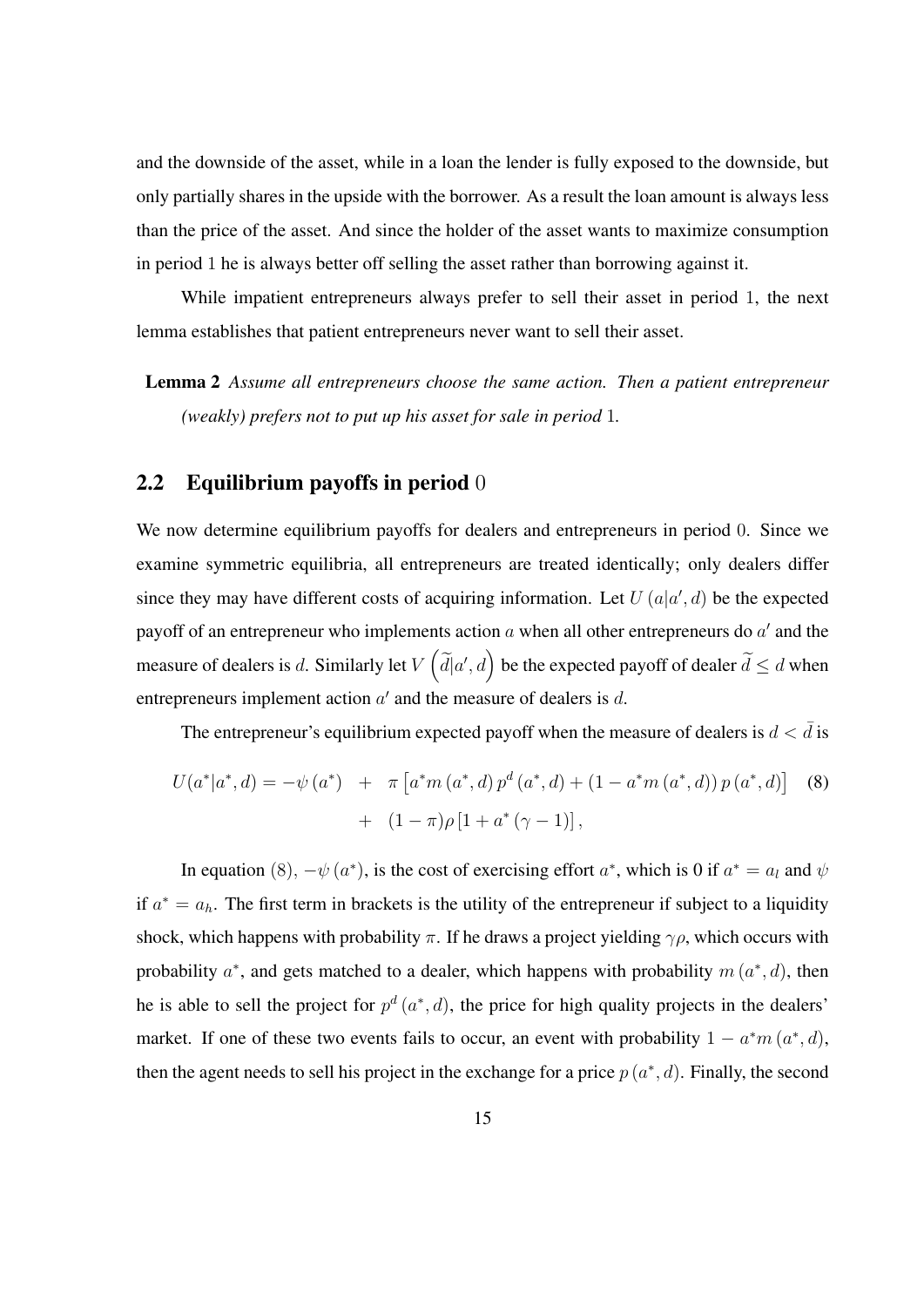and the downside of the asset, while in a loan the lender is fully exposed to the downside, but only partially shares in the upside with the borrower. As a result the loan amount is always less than the price of the asset. And since the holder of the asset wants to maximize consumption in period 1 he is always better off selling the asset rather than borrowing against it.

While impatient entrepreneurs always prefer to sell their asset in period 1, the next lemma establishes that patient entrepreneurs never want to sell their asset.

**Lemma 2** *Assume all entrepreneurs choose the same action. Then a patient entrepreneur (weakly) prefers not to put up his asset for sale in period* 1*.*

## 2.2 Equilibrium payoffs in period 0

We now determine equilibrium payoffs for dealers and entrepreneurs in period 0. Since we examine symmetric equilibria, all entrepreneurs are treated identically; only dealers differ since they may have different costs of acquiring information. Let $U(a|a', d)$ be the expected payoff of an entrepreneur who implements action $a$ when all other entrepreneurs do $a'$ and the measure of dealers is $d$. Similarly let $V\left(\widetilde{d}|a', d\right)$ be the expected payoff of dealer $\widetilde{d} \leq d$ when entrepreneurs implement action $a'$ and the measure of dealers is $d$.

The entrepreneur's equilibrium expected payoff when the measure of dealers is $d < \bar{d}$ is

$$
\begin{aligned}
U(a^*|a^*, d) = -\psi(a^*) &+ \pi\left[a^* m(a^*, d) p^d(a^*, d) + (1 - a^* m(a^*, d)) p(a^*, d)\right] \\
&+ (1 - \pi)\rho\left[1 + a^*(\gamma - 1)\right],
\end{aligned}
\tag{8}
$$

In equation $(8)$, $-\psi(a^*)$, is the cost of exercising effort $a^*$, which is 0 if $a^* = a_l$ and $\psi$ if $a^* = a_h$. The first term in brackets is the utility of the entrepreneur if subject to a liquidity shock, which happens with probability $\pi$. If he draws a project yielding $\gamma\rho$, which occurs with probability $a^*$, and gets matched to a dealer, which happens with probability $m(a^*, d)$, then he is able to sell the project for $p^d(a^*, d)$, the price for high quality projects in the dealers' market. If one of these two events fails to occur, an event with probability $1 - a^* m(a^*, d)$, then the agent needs to sell his project in the exchange for a price $p(a^*, d)$. Finally, the second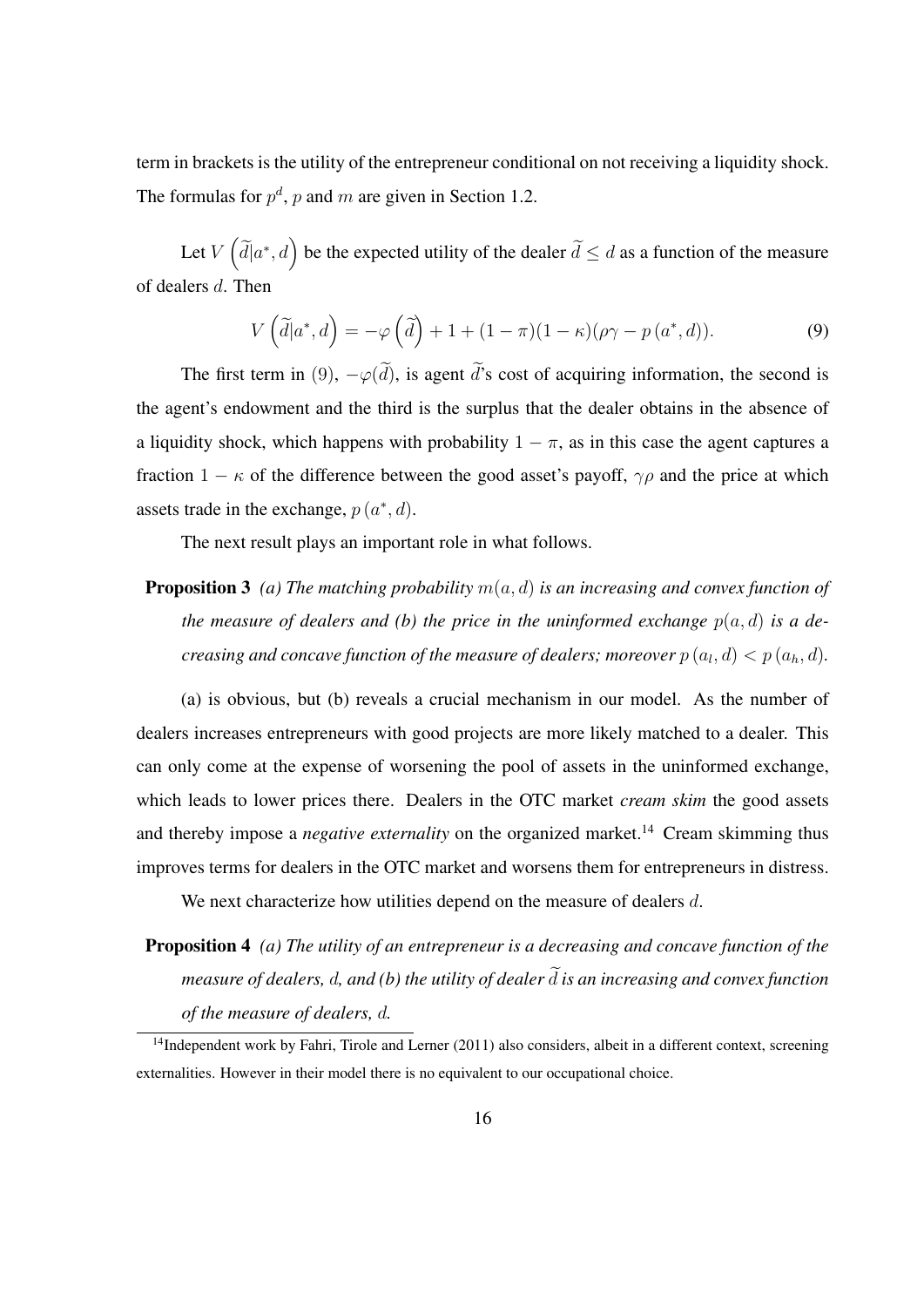term in brackets is the utility of the entrepreneur conditional on not receiving a liquidity shock. The formulas for $p^d$, $p$ and $m$ are given in Section 1.2.

Let $V\left(\widetilde{d}|a^*, d\right)$ be the expected utility of the dealer $\widetilde{d} \leq d$ as a function of the measure of dealers $d$. Then

$$V\left(\widetilde{d}|a^*, d\right) = -\varphi\left(\widetilde{d}\right) + 1 + (1-\pi)(1-\kappa)(\rho\gamma - p\left(a^*, d\right)). \tag{9}$$

The first term in (9), $-\varphi(\widetilde{d})$, is agent $\widetilde{d}$'s cost of acquiring information, the second is the agent's endowment and the third is the surplus that the dealer obtains in the absence of a liquidity shock, which happens with probability $1-\pi$, as in this case the agent captures a fraction $1-\kappa$ of the difference between the good asset's payoff, $\gamma\rho$ and the price at which assets trade in the exchange, $p\left(a^*, d\right)$.

The next result plays an important role in what follows.

**Proposition 3** *(a) The matching probability $m(a, d)$ is an increasing and convex function of the measure of dealers and (b) the price in the uninformed exchange $p(a, d)$ is a decreasing and concave function of the measure of dealers; moreover $p\left(a_l, d\right) < p\left(a_h, d\right)$.*

(a) is obvious, but (b) reveals a crucial mechanism in our model. As the number of dealers increases entrepreneurs with good projects are more likely matched to a dealer. This can only come at the expense of worsening the pool of assets in the uninformed exchange, which leads to lower prices there. Dealers in the OTC market *cream skim* the good assets and thereby impose a *negative externality* on the organized market.[14] Cream skimming thus improves terms for dealers in the OTC market and worsens them for entrepreneurs in distress.

We next characterize how utilities depend on the measure of dealers $d$.

**Proposition 4** *(a) The utility of an entrepreneur is a decreasing and concave function of the measure of dealers, $d$, and (b) the utility of dealer $\widetilde{d}$ is an increasing and convex function of the measure of dealers, $d$.*

[14] Independent work by Fahri, Tirole and Lerner (2011) also considers, albeit in a different context, screening externalities. However in their model there is no equivalent to our occupational choice.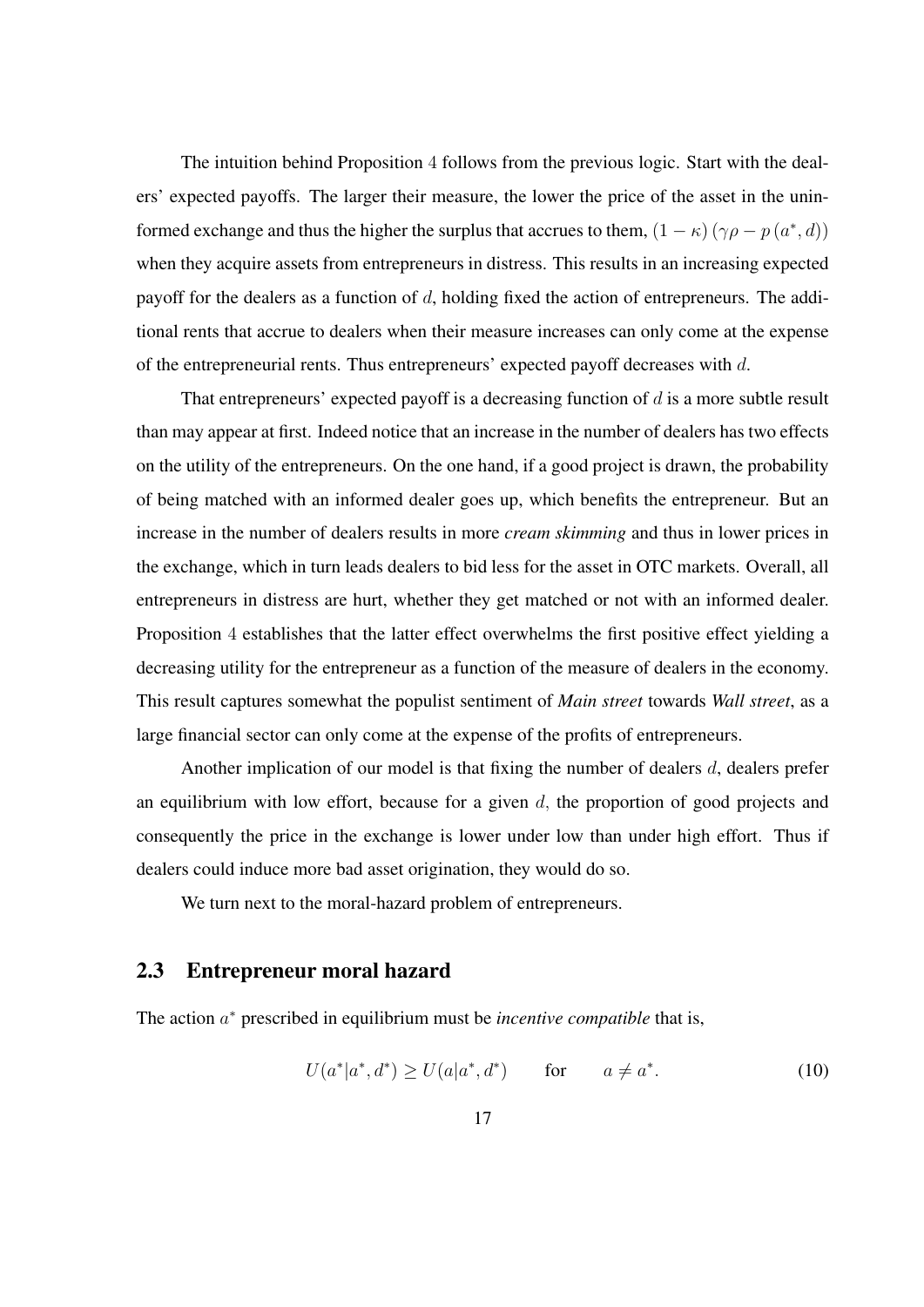The intuition behind Proposition 4 follows from the previous logic. Start with the dealers' expected payoffs. The larger their measure, the lower the price of the asset in the uninformed exchange and thus the higher the surplus that accrues to them, $(1-\kappa)(\gamma\rho - p(a^*, d))$ when they acquire assets from entrepreneurs in distress. This results in an increasing expected payoff for the dealers as a function of $d$, holding fixed the action of entrepreneurs. The additional rents that accrue to dealers when their measure increases can only come at the expense of the entrepreneurial rents. Thus entrepreneurs' expected payoff decreases with $d$.

That entrepreneurs' expected payoff is a decreasing function of $d$ is a more subtle result than may appear at first. Indeed notice that an increase in the number of dealers has two effects on the utility of the entrepreneurs. On the one hand, if a good project is drawn, the probability of being matched with an informed dealer goes up, which benefits the entrepreneur. But an increase in the number of dealers results in more *cream skimming* and thus in lower prices in the exchange, which in turn leads dealers to bid less for the asset in OTC markets. Overall, all entrepreneurs in distress are hurt, whether they get matched or not with an informed dealer. Proposition 4 establishes that the latter effect overwhelms the first positive effect yielding a decreasing utility for the entrepreneur as a function of the measure of dealers in the economy. This result captures somewhat the populist sentiment of ***Main street*** towards ***Wall street***, as a large financial sector can only come at the expense of the profits of entrepreneurs.

Another implication of our model is that fixing the number of dealers $d$, dealers prefer an equilibrium with low effort, because for a given $d,$ the proportion of good projects and consequently the price in the exchange is lower under low than under high effort. Thus if dealers could induce more bad asset origination, they would do so.

We turn next to the moral-hazard problem of entrepreneurs.

## 2.3 Entrepreneur moral hazard

The action $a^*$ prescribed in equilibrium must be *incentive compatible* that is,

$$U(a^*|a^*, d^*) \geq U(a|a^*, d^*) \qquad \text{for} \qquad a \neq a^*. \tag{10}$$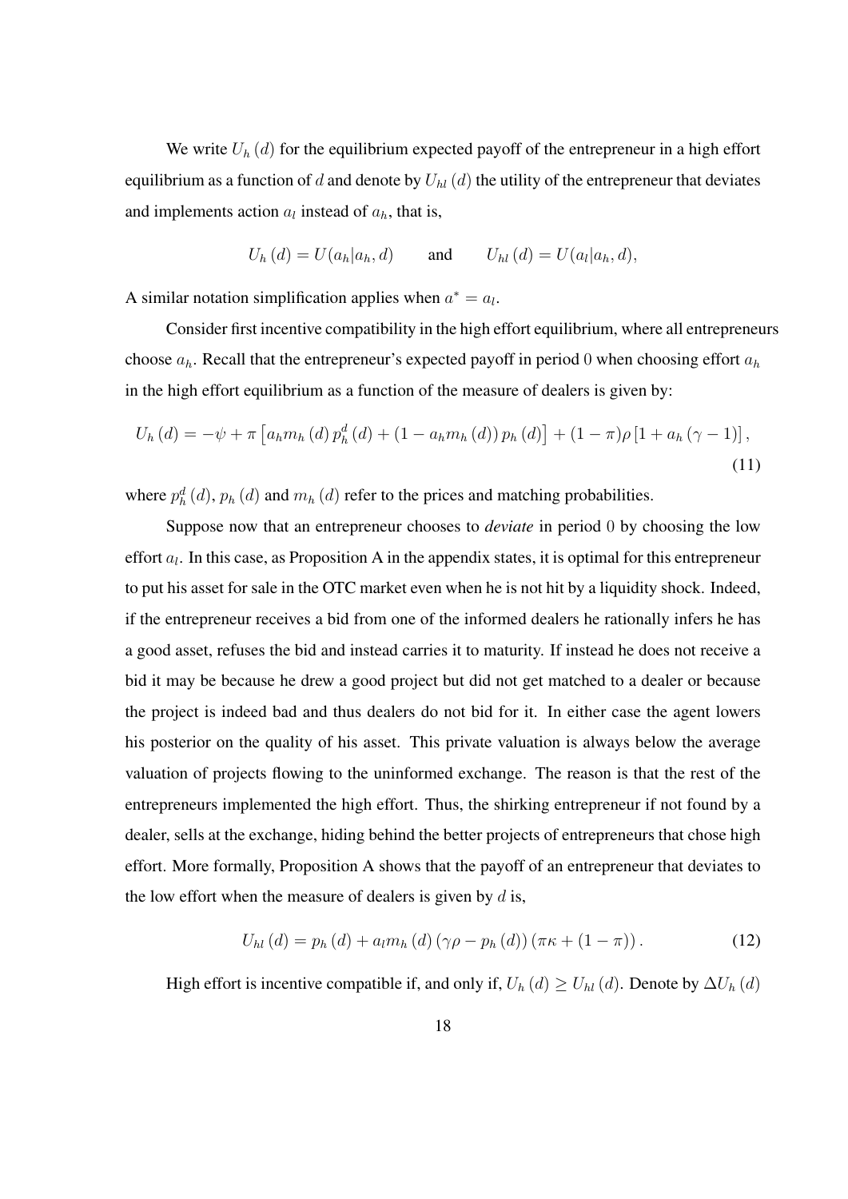We write $U_h(d)$ for the equilibrium expected payoff of the entrepreneur in a high effort equilibrium as a function of $d$ and denote by $U_{hl}(d)$ the utility of the entrepreneur that deviates and implements action $a_l$ instead of $a_h$, that is,

$$U_h(d) = U(a_h|a_h, d) \qquad \text{and} \qquad U_{hl}(d) = U(a_l|a_h, d),$$

A similar notation simplification applies when $a^* = a_l$.

Consider first incentive compatibility in the high effort equilibrium, where all entrepreneurs choose $a_h$. Recall that the entrepreneur's expected payoff in period 0 when choosing effort $a_h$ in the high effort equilibrium as a function of the measure of dealers is given by:

$$U_h(d) = -\psi + \pi \left[ a_h m_h(d) \, p_h^d(d) + (1 - a_h m_h(d)) \, p_h(d) \right] + (1 - \pi) \rho \left[ 1 + a_h (\gamma - 1) \right], \tag{11}$$

where $p_h^d(d)$, $p_h(d)$ and $m_h(d)$ refer to the prices and matching probabilities.

Suppose now that an entrepreneur chooses to *deviate* in period 0 by choosing the low effort $a_l$. In this case, as Proposition A in the appendix states, it is optimal for this entrepreneur to put his asset for sale in the OTC market even when he is not hit by a liquidity shock. Indeed, if the entrepreneur receives a bid from one of the informed dealers he rationally infers he has a good asset, refuses the bid and instead carries it to maturity. If instead he does not receive a bid it may be because he drew a good project but did not get matched to a dealer or because the project is indeed bad and thus dealers do not bid for it. In either case the agent lowers his posterior on the quality of his asset. This private valuation is always below the average valuation of projects flowing to the uninformed exchange. The reason is that the rest of the entrepreneurs implemented the high effort. Thus, the shirking entrepreneur if not found by a dealer, sells at the exchange, hiding behind the better projects of entrepreneurs that chose high effort. More formally, Proposition A shows that the payoff of an entrepreneur that deviates to the low effort when the measure of dealers is given by $d$ is,

$$U_{hl}(d) = p_h(d) + a_l m_h(d) \left( \gamma \rho - p_h(d) \right) \left( \pi \kappa + (1 - \pi) \right). \tag{12}$$

High effort is incentive compatible if, and only if, $U_h(d) \geq U_{hl}(d)$. Denote by $\Delta U_h(d)$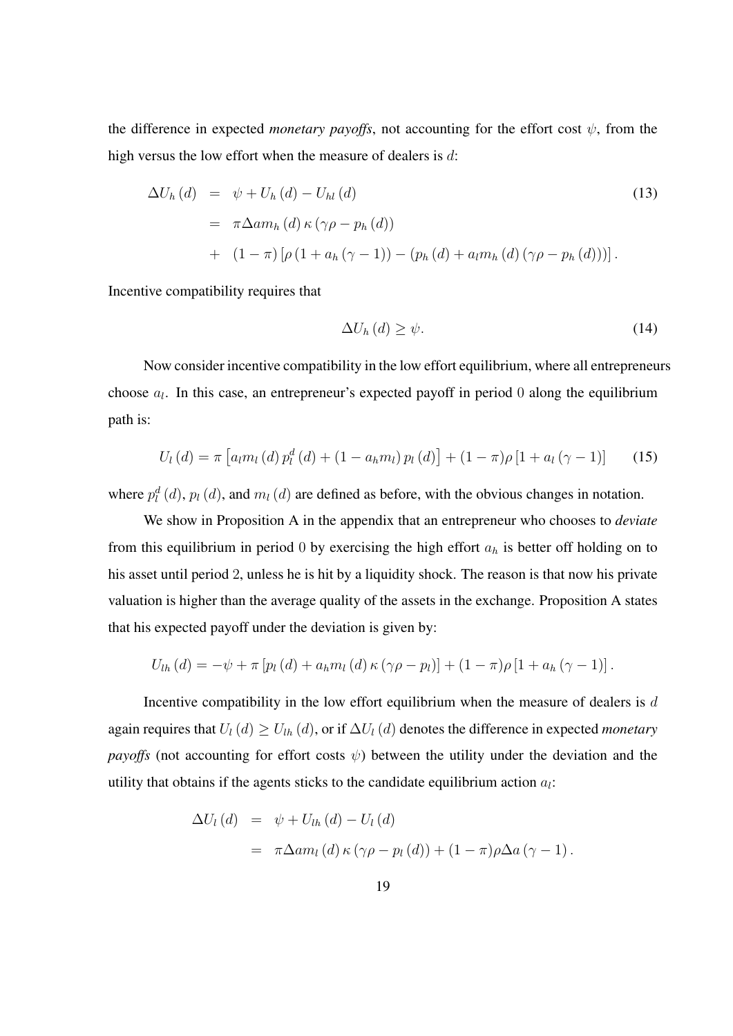the difference in expected *monetary payoffs*, not accounting for the effort cost $\psi$, from the high versus the low effort when the measure of dealers is $d$:

$$
\begin{aligned}
\Delta U_h(d) &= \psi + U_h(d) - U_{hl}(d) \\
&= \pi \Delta a m_h(d) \kappa (\gamma\rho - p_h(d)) \\
&+ (1-\pi)\left[\rho(1 + a_h(\gamma - 1)) - (p_h(d) + a_l m_h(d)(\gamma\rho - p_h(d)))\right].
\end{aligned}
\tag{13}
$$

Incentive compatibility requires that

$$
\Delta U_h(d) \geq \psi. \tag{14}
$$

Now consider incentive compatibility in the low effort equilibrium, where all entrepreneurs choose $a_l$. In this case, an entrepreneur's expected payoff in period $0$ along the equilibrium path is:

$$
U_l(d) = \pi\left[a_l m_l(d) p_l^d(d) + (1 - a_h m_l) p_l(d)\right] + (1-\pi)\rho\left[1 + a_l(\gamma - 1)\right] \tag{15}
$$

where $p_l^d(d)$, $p_l(d)$, and $m_l(d)$ are defined as before, with the obvious changes in notation.

We show in Proposition A in the appendix that an entrepreneur who chooses to *deviate* from this equilibrium in period $0$ by exercising the high effort $a_h$ is better off holding on to his asset until period $2$, unless he is hit by a liquidity shock. The reason is that now his private valuation is higher than the average quality of the assets in the exchange. Proposition A states that his expected payoff under the deviation is given by:

$$
U_{lh}(d) = -\psi + \pi\left[p_l(d) + a_h m_l(d)\kappa(\gamma\rho - p_l)\right] + (1-\pi)\rho\left[1 + a_h(\gamma - 1)\right].
$$

Incentive compatibility in the low effort equilibrium when the measure of dealers is $d$ again requires that $U_l(d) \geq U_{lh}(d)$, or if $\Delta U_l(d)$ denotes the difference in expected *monetary payoffs* (not accounting for effort costs $\psi$) between the utility under the deviation and the utility that obtains if the agents sticks to the candidate equilibrium action $a_l$:

$$
\begin{aligned}
\Delta U_l(d) &= \psi + U_{lh}(d) - U_l(d) \\
&= \pi \Delta a m_l(d) \kappa (\gamma\rho - p_l(d)) + (1-\pi)\rho\Delta a(\gamma - 1).
\end{aligned}
$$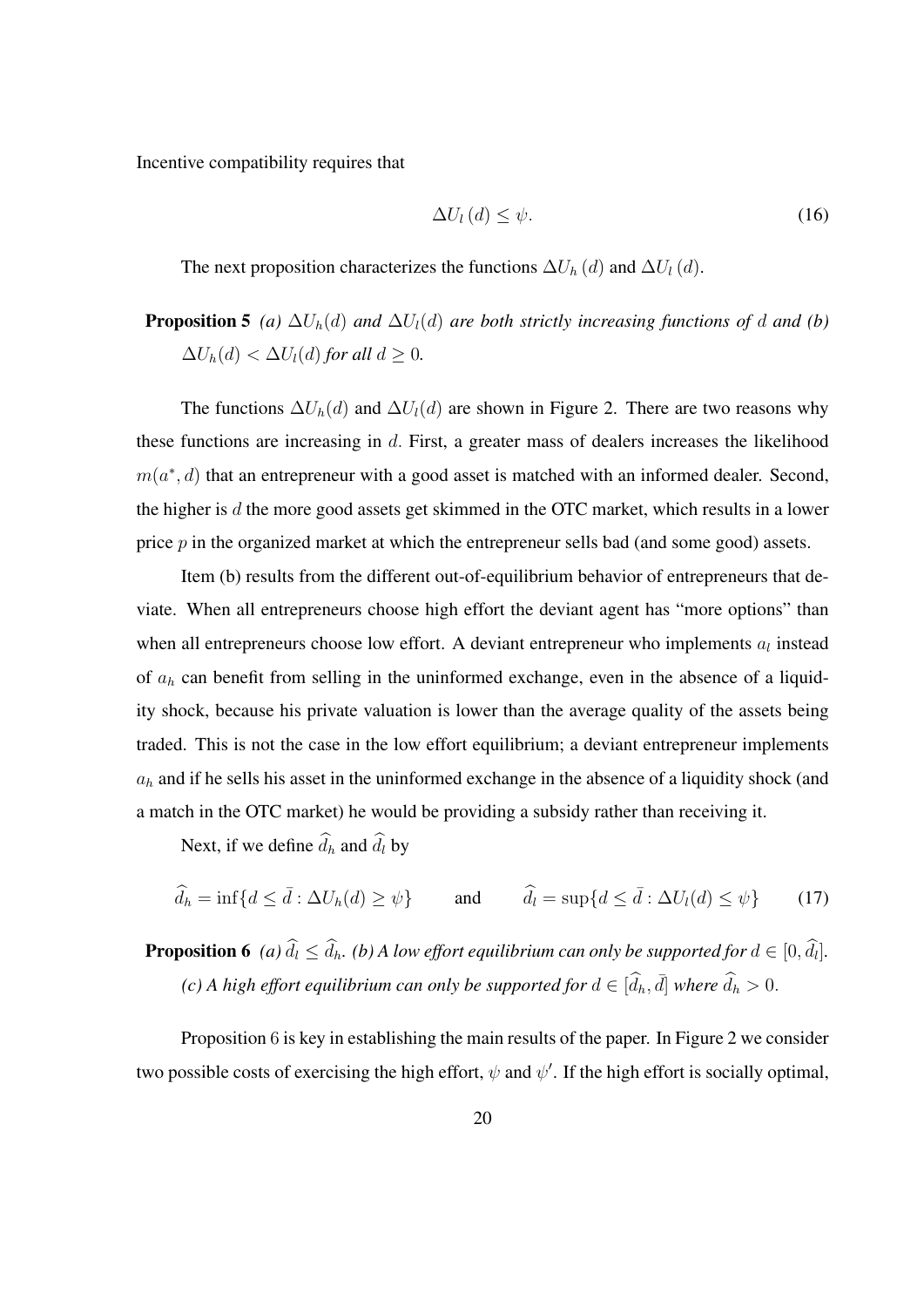Incentive compatibility requires that

$$\Delta U_l(d) \leq \psi. \tag{16}$$

The next proposition characterizes the functions $\Delta U_h(d)$ and $\Delta U_l(d)$.

**Proposition 5** *(a) $\Delta U_h(d)$ and $\Delta U_l(d)$ are both strictly increasing functions of $d$ and (b) $\Delta U_h(d) < \Delta U_l(d)$ for all $d \geq 0$.*

The functions $\Delta U_h(d)$ and $\Delta U_l(d)$ are shown in Figure 2. There are two reasons why these functions are increasing in $d$. First, a greater mass of dealers increases the likelihood $m(a^*, d)$ that an entrepreneur with a good asset is matched with an informed dealer. Second, the higher is $d$ the more good assets get skimmed in the OTC market, which results in a lower price $p$ in the organized market at which the entrepreneur sells bad (and some good) assets.

Item (b) results from the different out-of-equilibrium behavior of entrepreneurs that deviate. When all entrepreneurs choose high effort the deviant agent has "more options" than when all entrepreneurs choose low effort. A deviant entrepreneur who implements $a_l$ instead of $a_h$ can benefit from selling in the uninformed exchange, even in the absence of a liquidity shock, because his private valuation is lower than the average quality of the assets being traded. This is not the case in the low effort equilibrium; a deviant entrepreneur implements $a_h$ and if he sells his asset in the uninformed exchange in the absence of a liquidity shock (and a match in the OTC market) he would be providing a subsidy rather than receiving it.

Next, if we define $\widehat{d}_h$ and $\widehat{d}_l$ by

$$\widehat{d}_h = \inf\{d \leq \bar{d} : \Delta U_h(d) \geq \psi\} \qquad \text{and} \qquad \widehat{d}_l = \sup\{d \leq \bar{d} : \Delta U_l(d) \leq \psi\} \tag{17}$$

**Proposition 6** *(a) $\widehat{d}_l \leq \widehat{d}_h$. (b) A low effort equilibrium can only be supported for $d \in [0, \widehat{d}_l]$. (c) A high effort equilibrium can only be supported for $d \in [\widehat{d}_h, \bar{d}]$ where $\widehat{d}_h > 0$.*

Proposition 6 is key in establishing the main results of the paper. In Figure 2 we consider two possible costs of exercising the high effort, $\psi$ and $\psi'$. If the high effort is socially optimal,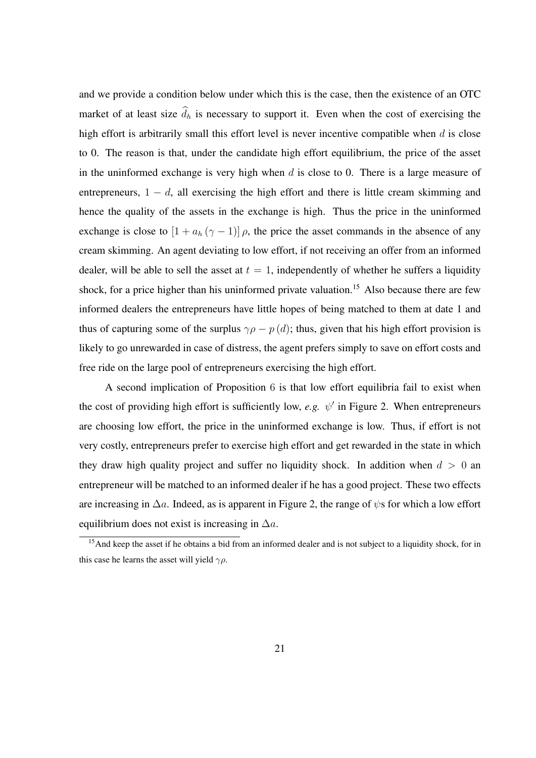and we provide a condition below under which this is the case, then the existence of an OTC market of at least size $\widehat{d}_h$ is necessary to support it. Even when the cost of exercising the high effort is arbitrarily small this effort level is never incentive compatible when $d$ is close to 0. The reason is that, under the candidate high effort equilibrium, the price of the asset in the uninformed exchange is very high when $d$ is close to 0. There is a large measure of entrepreneurs, $1-d$, all exercising the high effort and there is little cream skimming and hence the quality of the assets in the exchange is high. Thus the price in the uninformed exchange is close to $[1+a_h(\gamma-1)]\rho$, the price the asset commands in the absence of any cream skimming. An agent deviating to low effort, if not receiving an offer from an informed dealer, will be able to sell the asset at $t=1$, independently of whether he suffers a liquidity shock, for a price higher than his uninformed private valuation.[15] Also because there are few informed dealers the entrepreneurs have little hopes of being matched to them at date 1 and thus of capturing some of the surplus $\gamma\rho - p(d)$; thus, given that his high effort provision is likely to go unrewarded in case of distress, the agent prefers simply to save on effort costs and free ride on the large pool of entrepreneurs exercising the high effort.

A second implication of Proposition 6 is that low effort equilibria fail to exist when the cost of providing high effort is sufficiently low, *e.g.* $\psi'$ in Figure 2. When entrepreneurs are choosing low effort, the price in the uninformed exchange is low. Thus, if effort is not very costly, entrepreneurs prefer to exercise high effort and get rewarded in the state in which they draw high quality project and suffer no liquidity shock. In addition when $d>0$ an entrepreneur will be matched to an informed dealer if he has a good project. These two effects are increasing in $\Delta a$. Indeed, as is apparent in Figure 2, the range of $\psi$s for which a low effort equilibrium does not exist is increasing in $\Delta a$.

[15] And keep the asset if he obtains a bid from an informed dealer and is not subject to a liquidity shock, for in this case he learns the asset will yield $\gamma\rho$.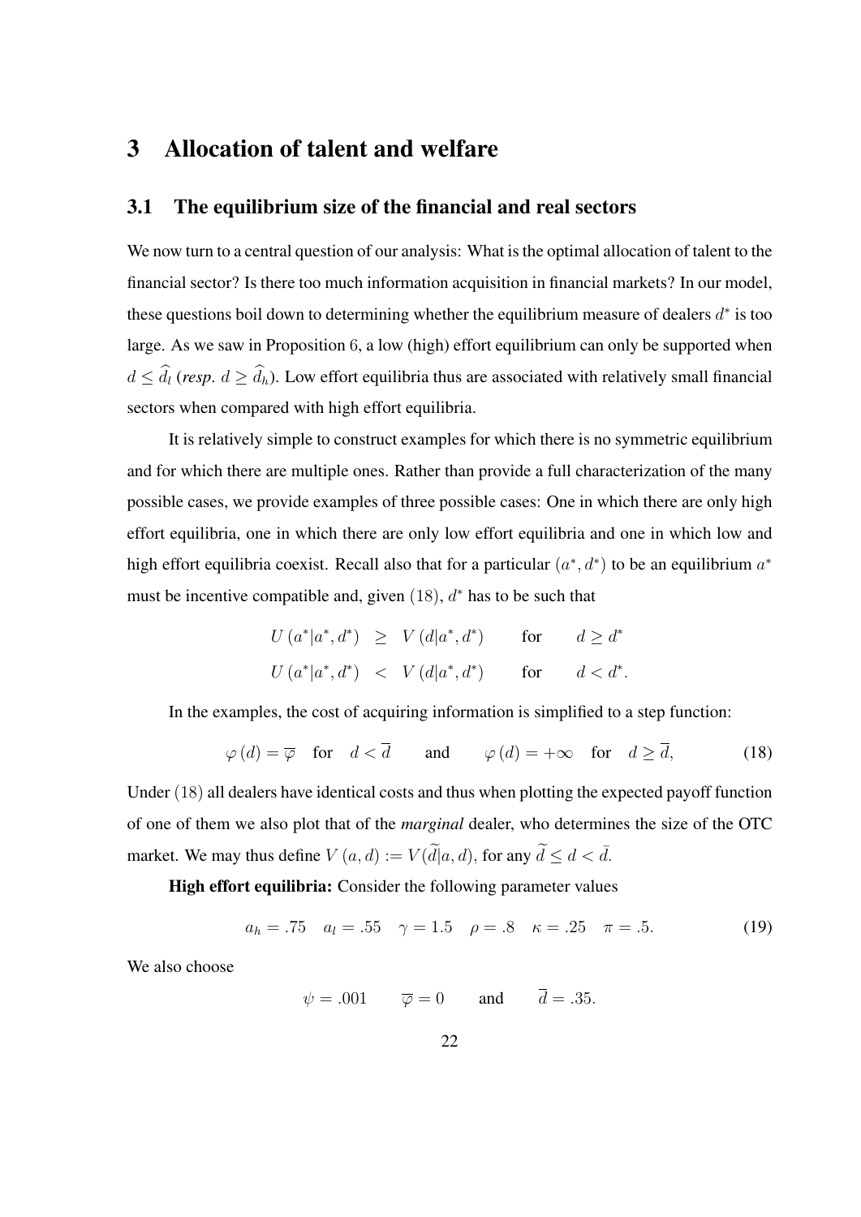# 3 Allocation of talent and welfare

## 3.1 The equilibrium size of the financial and real sectors

We now turn to a central question of our analysis: What is the optimal allocation of talent to the financial sector? Is there too much information acquisition in financial markets? In our model, these questions boil down to determining whether the equilibrium measure of dealers $d^*$ is too large. As we saw in Proposition 6, a low (high) effort equilibrium can only be supported when $d \leq \widehat{d}_l$ (*resp.* $d \geq \widehat{d}_h$). Low effort equilibria thus are associated with relatively small financial sectors when compared with high effort equilibria.

It is relatively simple to construct examples for which there is no symmetric equilibrium and for which there are multiple ones. Rather than provide a full characterization of the many possible cases, we provide examples of three possible cases: One in which there are only high effort equilibria, one in which there are only low effort equilibria and one in which low and high effort equilibria coexist. Recall also that for a particular $(a^*, d^*)$ to be an equilibrium $a^*$ must be incentive compatible and, given $(18)$, $d^*$ has to be such that

$$
\begin{array}{lllll}
U\left(a^*|a^*, d^*\right) & \geq & V\left(d|a^*, d^*\right) & \text{for} & d \geq d^* \\
U\left(a^*|a^*, d^*\right) & < & V\left(d|a^*, d^*\right) & \text{for} & d < d^*.
\end{array}
$$

In the examples, the cost of acquiring information is simplified to a step function:

$$
\varphi\left(d\right) = \overline{\varphi} \quad \text{for} \quad d < \overline{d} \qquad \text{and} \qquad \varphi\left(d\right) = +\infty \quad \text{for} \quad d \geq \overline{d}, \tag{18}
$$

Under $(18)$ all dealers have identical costs and thus when plotting the expected payoff function of one of them we also plot that of the *marginal* dealer, who determines the size of the OTC market. We may thus define $V\left(a, d\right) := V(\widetilde{d}|a, d)$, for any $\widetilde{d} \leq d < \bar{d}$.

**High effort equilibria:** Consider the following parameter values

$$
a_h = .75 \quad a_l = .55 \quad \gamma = 1.5 \quad \rho = .8 \quad \kappa = .25 \quad \pi = .5. \tag{19}
$$

We also choose

$$
\psi = .001 \qquad \overline{\varphi} = 0 \qquad \text{and} \qquad \overline{d} = .35.
$$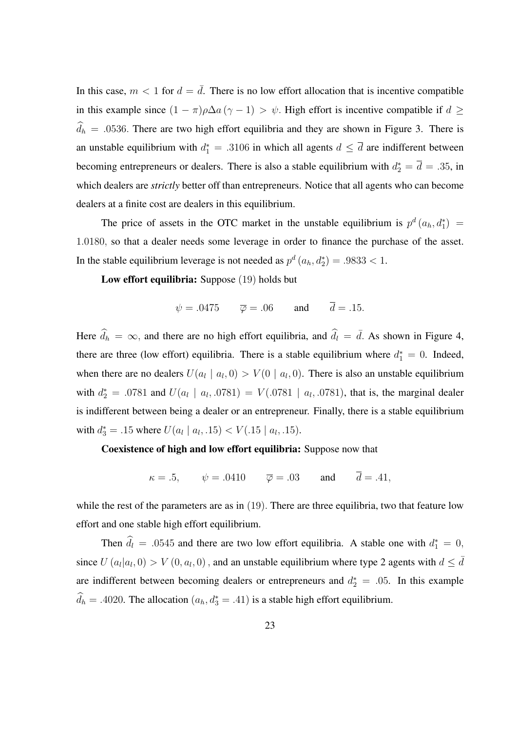In this case, $m < 1$ for $d = \bar{d}$. There is no low effort allocation that is incentive compatible in this example since $(1 - \pi)\rho\Delta a(\gamma - 1) > \psi$. High effort is incentive compatible if $d \geq \widehat{d}_h = .0536$. There are two high effort equilibria and they are shown in Figure 3. There is an unstable equilibrium with $d_1^* = .3106$ in which all agents $d \leq \overline{d}$ are indifferent between becoming entrepreneurs or dealers. There is also a stable equilibrium with $d_2^* = \overline{d} = .35$, in which dealers are ***strictly*** better off than entrepreneurs. Notice that all agents who can become dealers at a finite cost are dealers in this equilibrium.

The price of assets in the OTC market in the unstable equilibrium is $p^d(a_h, d_1^*) = 1.0180$, so that a dealer needs some leverage in order to finance the purchase of the asset. In the stable equilibrium leverage is not needed as $p^d(a_h, d_2^*) = .9833 < 1$.

**Low effort equilibria:** Suppose $(19)$ holds but

$$\psi = .0475 \qquad \overline{\varphi} = .06 \qquad \text{and} \qquad \overline{d} = .15.$$

Here $\widehat{d}_h = \infty$, and there are no high effort equilibria, and $\widehat{d}_l = \bar{d}$. As shown in Figure 4, there are three (low effort) equilibria. There is a stable equilibrium where $d_1^* = 0$. Indeed, when there are no dealers $U(a_l \mid a_l, 0) > V(0 \mid a_l, 0)$. There is also an unstable equilibrium with $d_2^* = .0781$ and $U(a_l \mid a_l, .0781) = V(.0781 \mid a_l, .0781)$, that is, the marginal dealer is indifferent between being a dealer or an entrepreneur. Finally, there is a stable equilibrium with $d_3^* = .15$ where $U(a_l \mid a_l, .15) < V(.15 \mid a_l, .15)$.

**Coexistence of high and low effort equilibria:** Suppose now that

$$\kappa = .5, \qquad \psi = .0410 \qquad \overline{\varphi} = .03 \qquad \text{and} \qquad \overline{d} = .41,$$

while the rest of the parameters are as in $(19)$. There are three equilibria, two that feature low effort and one stable high effort equilibrium.

Then $\widehat{d}_l = .0545$ and there are two low effort equilibria. A stable one with $d_1^* = 0$, since $U(a_l|a_l, 0) > V(0, a_l, 0)$, and an unstable equilibrium where type 2 agents with $d \leq \bar{d}$ are indifferent between becoming dealers or entrepreneurs and $d_2^* = .05$. In this example $\widehat{d}_h = .4020$. The allocation $(a_h, d_3^* = .41)$ is a stable high effort equilibrium.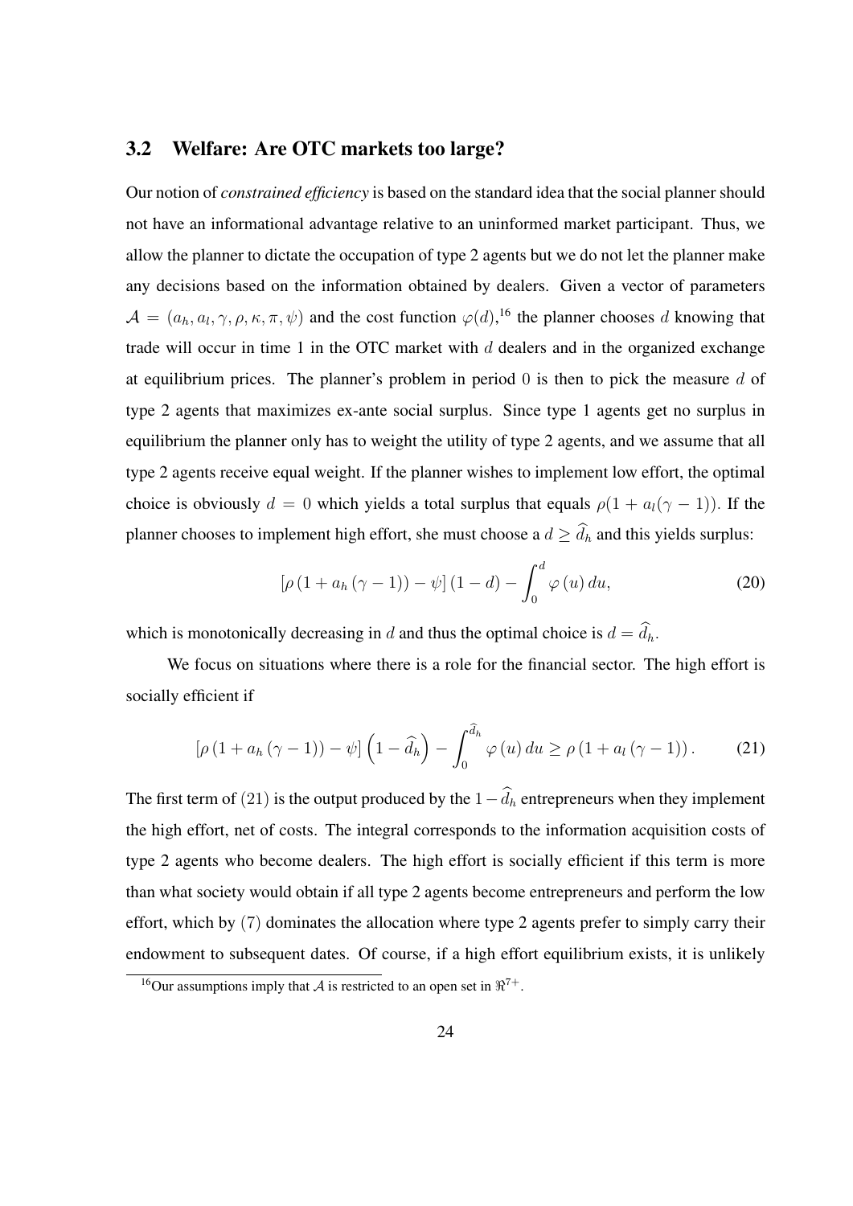## 3.2 Welfare: Are OTC markets too large?

Our notion of *constrained efficiency* is based on the standard idea that the social planner should not have an informational advantage relative to an uninformed market participant. Thus, we allow the planner to dictate the occupation of type 2 agents but we do not let the planner make any decisions based on the information obtained by dealers. Given a vector of parameters $\mathcal{A} = (a_h, a_l, \gamma, \rho, \kappa, \pi, \psi)$ and the cost function $\varphi(d)$,[16] the planner chooses $d$ knowing that trade will occur in time 1 in the OTC market with $d$ dealers and in the organized exchange at equilibrium prices. The planner's problem in period 0 is then to pick the measure $d$ of type 2 agents that maximizes ex-ante social surplus. Since type 1 agents get no surplus in equilibrium the planner only has to weight the utility of type 2 agents, and we assume that all type 2 agents receive equal weight. If the planner wishes to implement low effort, the optimal choice is obviously $d = 0$ which yields a total surplus that equals $\rho(1 + a_l(\gamma - 1))$. If the planner chooses to implement high effort, she must choose a $d \geq \widehat{d}_h$ and this yields surplus:

$$[\rho (1 + a_h (\gamma - 1)) - \psi] (1 - d) - \int_0^d \varphi (u) \, du, \tag{20}$$

which is monotonically decreasing in $d$ and thus the optimal choice is $d = \widehat{d}_h$.

We focus on situations where there is a role for the financial sector. The high effort is socially efficient if

$$[\rho (1 + a_h (\gamma - 1)) - \psi] \left(1 - \widehat{d}_h\right) - \int_0^{\widehat{d}_h} \varphi (u) \, du \geq \rho (1 + a_l (\gamma - 1)). \tag{21}$$

The first term of $(21)$ is the output produced by the $1 - \widehat{d}_h$ entrepreneurs when they implement the high effort, net of costs. The integral corresponds to the information acquisition costs of type 2 agents who become dealers. The high effort is socially efficient if this term is more than what society would obtain if all type 2 agents become entrepreneurs and perform the low effort, which by $(7)$ dominates the allocation where type 2 agents prefer to simply carry their endowment to subsequent dates. Of course, if a high effort equilibrium exists, it is unlikely

[16]Our assumptions imply that $\mathcal{A}$ is restricted to an open set in $\Re^{7+}$.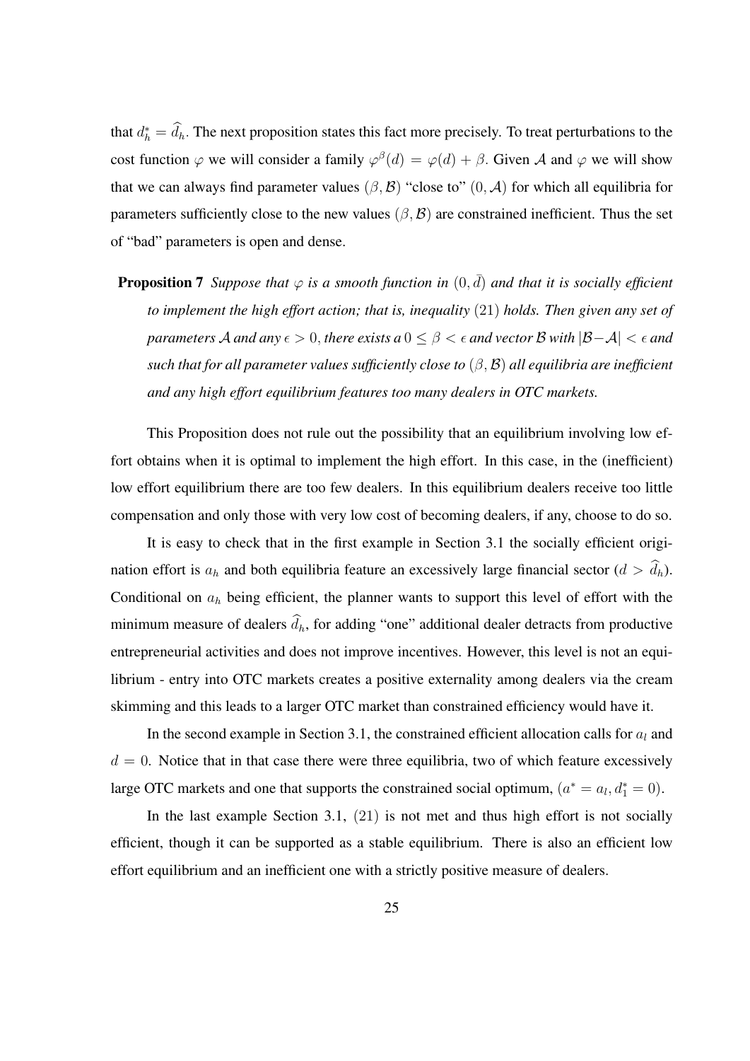that $d_h^* = \widehat{d}_h$. The next proposition states this fact more precisely. To treat perturbations to the cost function $\varphi$ we will consider a family $\varphi^{\beta}(d) = \varphi(d) + \beta$. Given $\mathcal{A}$ and $\varphi$ we will show that we can always find parameter values $(\beta, \mathcal{B})$ "close to" $(0, \mathcal{A})$ for which all equilibria for parameters sufficiently close to the new values $(\beta, \mathcal{B})$ are constrained inefficient. Thus the set of "bad" parameters is open and dense.

**Proposition 7** *Suppose that $\varphi$ is a smooth function in $(0, \bar{d})$ and that it is socially efficient to implement the high effort action; that is, inequality (21) holds. Then given any set of parameters $\mathcal{A}$ and any $\epsilon > 0$, there exists a $0 \leq \beta < \epsilon$ and vector $\mathcal{B}$ with $|\mathcal{B} - \mathcal{A}| < \epsilon$ and such that for all parameter values sufficiently close to $(\beta, \mathcal{B})$ all equilibria are inefficient and any high effort equilibrium features too many dealers in OTC markets.*

This Proposition does not rule out the possibility that an equilibrium involving low effort obtains when it is optimal to implement the high effort. In this case, in the (inefficient) low effort equilibrium there are too few dealers. In this equilibrium dealers receive too little compensation and only those with very low cost of becoming dealers, if any, choose to do so.

It is easy to check that in the first example in Section 3.1 the socially efficient origination effort is $a_h$ and both equilibria feature an excessively large financial sector ($d > \widehat{d}_h$). Conditional on $a_h$ being efficient, the planner wants to support this level of effort with the minimum measure of dealers $\widehat{d}_h$, for adding "one" additional dealer detracts from productive entrepreneurial activities and does not improve incentives. However, this level is not an equilibrium - entry into OTC markets creates a positive externality among dealers via the cream skimming and this leads to a larger OTC market than constrained efficiency would have it.

In the second example in Section 3.1, the constrained efficient allocation calls for $a_l$ and $d = 0$. Notice that in that case there were three equilibria, two of which feature excessively large OTC markets and one that supports the constrained social optimum, $(a^* = a_l, d_1^* = 0)$.

In the last example Section 3.1, (21) is not met and thus high effort is not socially efficient, though it can be supported as a stable equilibrium. There is also an efficient low effort equilibrium and an inefficient one with a strictly positive measure of dealers.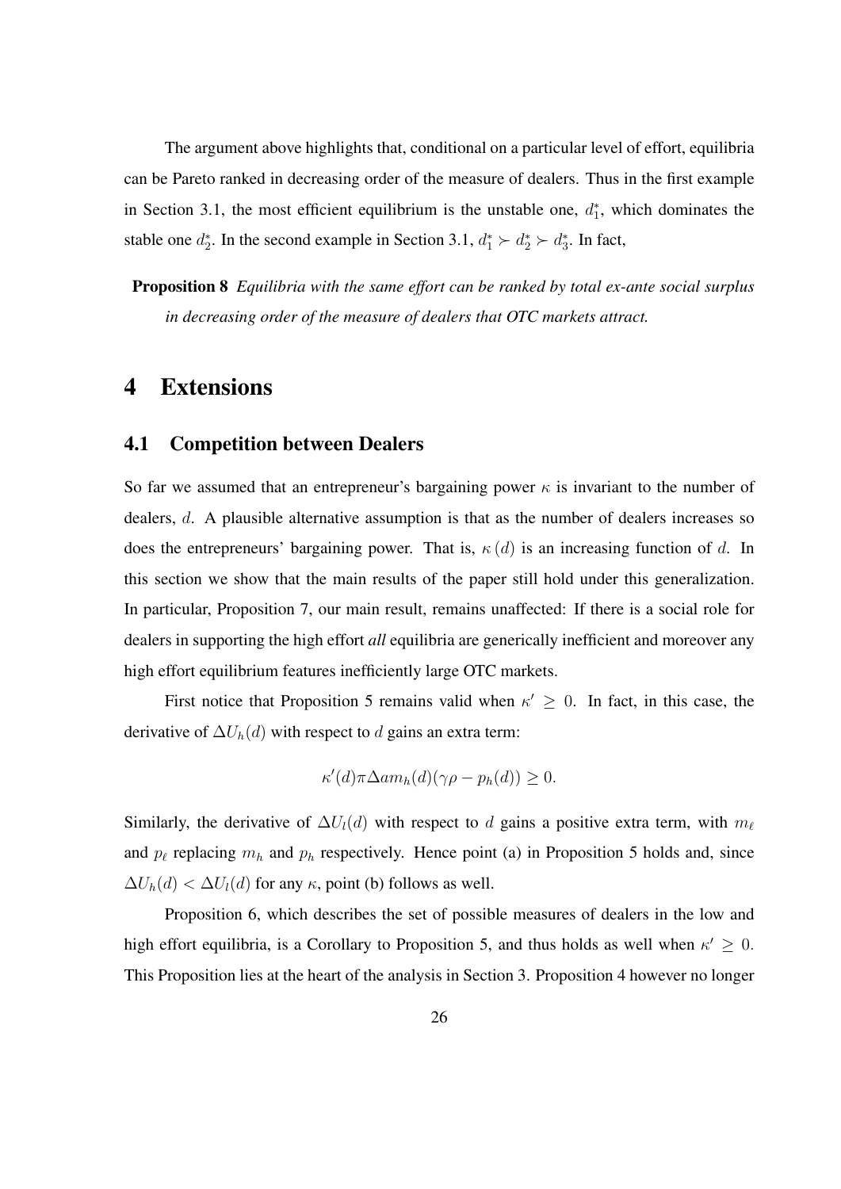The argument above highlights that, conditional on a particular level of effort, equilibria can be Pareto ranked in decreasing order of the measure of dealers. Thus in the first example in Section 3.1, the most efficient equilibrium is the unstable one, $d_1^*$, which dominates the stable one $d_2^*$. In the second example in Section 3.1, $d_1^* \succ d_2^* \succ d_3^*$. In fact,

**Proposition 8** *Equilibria with the same effort can be ranked by total ex-ante social surplus in decreasing order of the measure of dealers that OTC markets attract.*

# 4 Extensions

## 4.1 Competition between Dealers

So far we assumed that an entrepreneur's bargaining power $\kappa$ is invariant to the number of dealers, $d$. A plausible alternative assumption is that as the number of dealers increases so does the entrepreneurs' bargaining power. That is, $\kappa(d)$ is an increasing function of $d$. In this section we show that the main results of the paper still hold under this generalization. In particular, Proposition 7, our main result, remains unaffected: If there is a social role for dealers in supporting the high effort *all* equilibria are generically inefficient and moreover any high effort equilibrium features inefficiently large OTC markets.

First notice that Proposition 5 remains valid when $\kappa' \geq 0$. In fact, in this case, the derivative of $\Delta U_h(d)$ with respect to $d$ gains an extra term:

$$\kappa'(d)\pi\Delta a m_h(d)(\gamma\rho - p_h(d)) \geq 0.$$

Similarly, the derivative of $\Delta U_l(d)$ with respect to $d$ gains a positive extra term, with $m_\ell$ and $p_\ell$ replacing $m_h$ and $p_h$ respectively. Hence point (a) in Proposition 5 holds and, since $\Delta U_h(d) < \Delta U_l(d)$ for any $\kappa$, point (b) follows as well.

Proposition 6, which describes the set of possible measures of dealers in the low and high effort equilibria, is a Corollary to Proposition 5, and thus holds as well when $\kappa' \geq 0$. This Proposition lies at the heart of the analysis in Section 3. Proposition 4 however no longer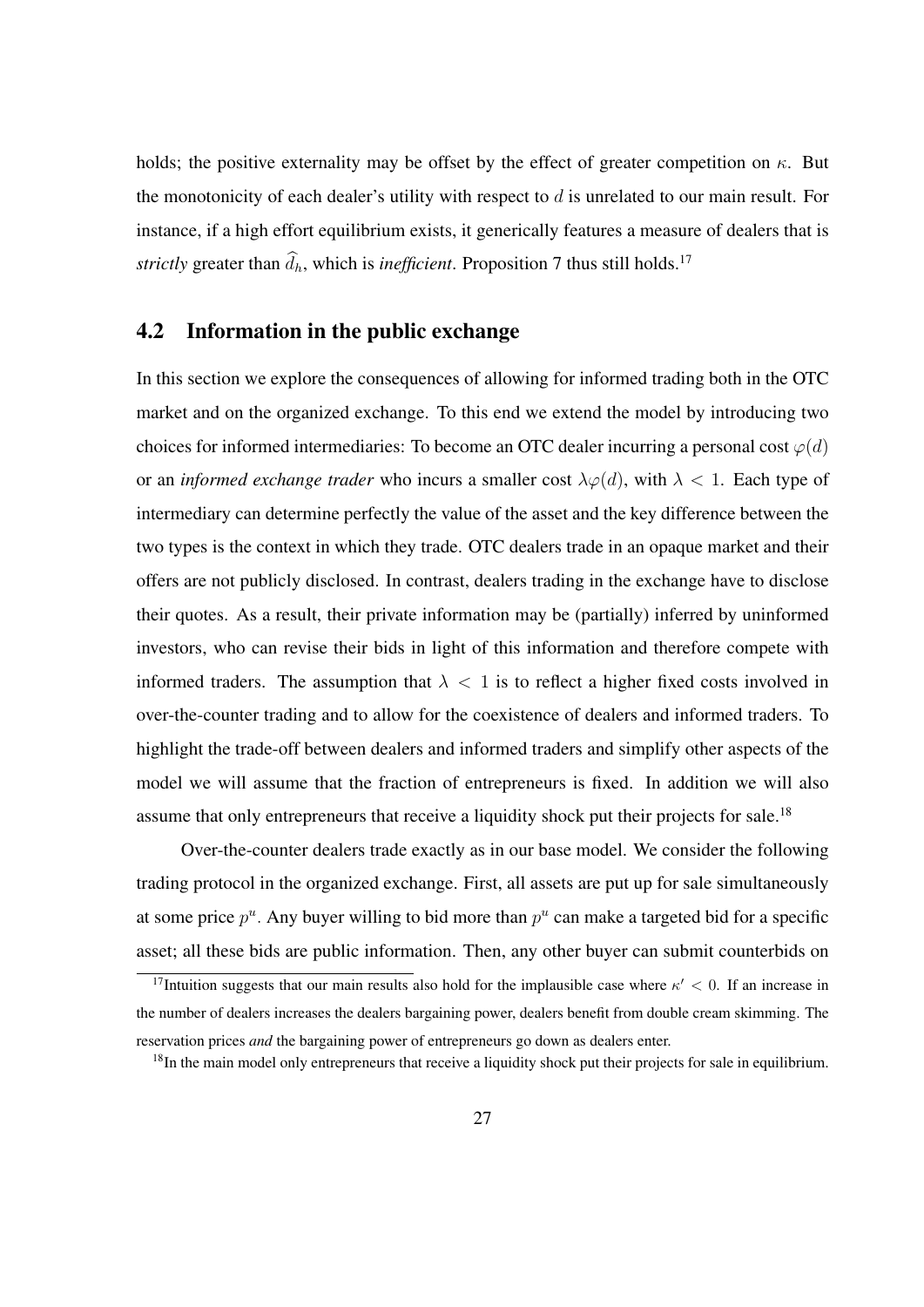holds; the positive externality may be offset by the effect of greater competition on $\kappa$. But the monotonicity of each dealer's utility with respect to $d$ is unrelated to our main result. For instance, if a high effort equilibrium exists, it generically features a measure of dealers that is *strictly* greater than $\widehat{d}_h$, which is *inefficient*. Proposition 7 thus still holds.[17]

## 4.2 Information in the public exchange

In this section we explore the consequences of allowing for informed trading both in the OTC market and on the organized exchange. To this end we extend the model by introducing two choices for informed intermediaries: To become an OTC dealer incurring a personal cost $\varphi(d)$ or an *informed exchange trader* who incurs a smaller cost $\lambda\varphi(d)$, with $\lambda < 1$. Each type of intermediary can determine perfectly the value of the asset and the key difference between the two types is the context in which they trade. OTC dealers trade in an opaque market and their offers are not publicly disclosed. In contrast, dealers trading in the exchange have to disclose their quotes. As a result, their private information may be (partially) inferred by uninformed investors, who can revise their bids in light of this information and therefore compete with informed traders. The assumption that $\lambda < 1$ is to reflect a higher fixed costs involved in over-the-counter trading and to allow for the coexistence of dealers and informed traders. To highlight the trade-off between dealers and informed traders and simplify other aspects of the model we will assume that the fraction of entrepreneurs is fixed. In addition we will also assume that only entrepreneurs that receive a liquidity shock put their projects for sale.[18]

Over-the-counter dealers trade exactly as in our base model. We consider the following trading protocol in the organized exchange. First, all assets are put up for sale simultaneously at some price $p^u$. Any buyer willing to bid more than $p^u$ can make a targeted bid for a specific asset; all these bids are public information. Then, any other buyer can submit counterbids on

[17]Intuition suggests that our main results also hold for the implausible case where $\kappa' < 0$. If an increase in the number of dealers increases the dealers bargaining power, dealers benefit from double cream skimming. The reservation prices *and* the bargaining power of entrepreneurs go down as dealers enter.

[18]In the main model only entrepreneurs that receive a liquidity shock put their projects for sale in equilibrium.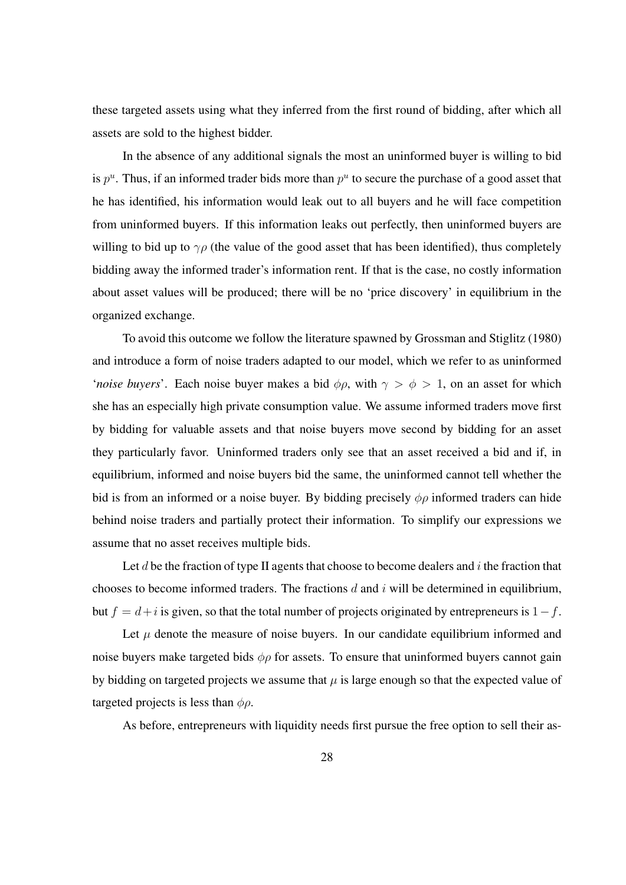these targeted assets using what they inferred from the first round of bidding, after which all assets are sold to the highest bidder.

In the absence of any additional signals the most an uninformed buyer is willing to bid is $p^u$. Thus, if an informed trader bids more than $p^u$ to secure the purchase of a good asset that he has identified, his information would leak out to all buyers and he will face competition from uninformed buyers. If this information leaks out perfectly, then uninformed buyers are willing to bid up to $\gamma\rho$ (the value of the good asset that has been identified), thus completely bidding away the informed trader's information rent. If that is the case, no costly information about asset values will be produced; there will be no 'price discovery' in equilibrium in the organized exchange.

To avoid this outcome we follow the literature spawned by Grossman and Stiglitz (1980) and introduce a form of noise traders adapted to our model, which we refer to as uninformed '*noise buyers*'. Each noise buyer makes a bid $\phi\rho$, with $\gamma > \phi > 1$, on an asset for which she has an especially high private consumption value. We assume informed traders move first by bidding for valuable assets and that noise buyers move second by bidding for an asset they particularly favor. Uninformed traders only see that an asset received a bid and if, in equilibrium, informed and noise buyers bid the same, the uninformed cannot tell whether the bid is from an informed or a noise buyer. By bidding precisely $\phi\rho$ informed traders can hide behind noise traders and partially protect their information. To simplify our expressions we assume that no asset receives multiple bids.

Let $d$ be the fraction of type II agents that choose to become dealers and $i$ the fraction that chooses to become informed traders. The fractions $d$ and $i$ will be determined in equilibrium, but $f = d + i$ is given, so that the total number of projects originated by entrepreneurs is $1 - f$.

Let $\mu$ denote the measure of noise buyers. In our candidate equilibrium informed and noise buyers make targeted bids $\phi\rho$ for assets. To ensure that uninformed buyers cannot gain by bidding on targeted projects we assume that $\mu$ is large enough so that the expected value of targeted projects is less than $\phi\rho$.

As before, entrepreneurs with liquidity needs first pursue the free option to sell their as-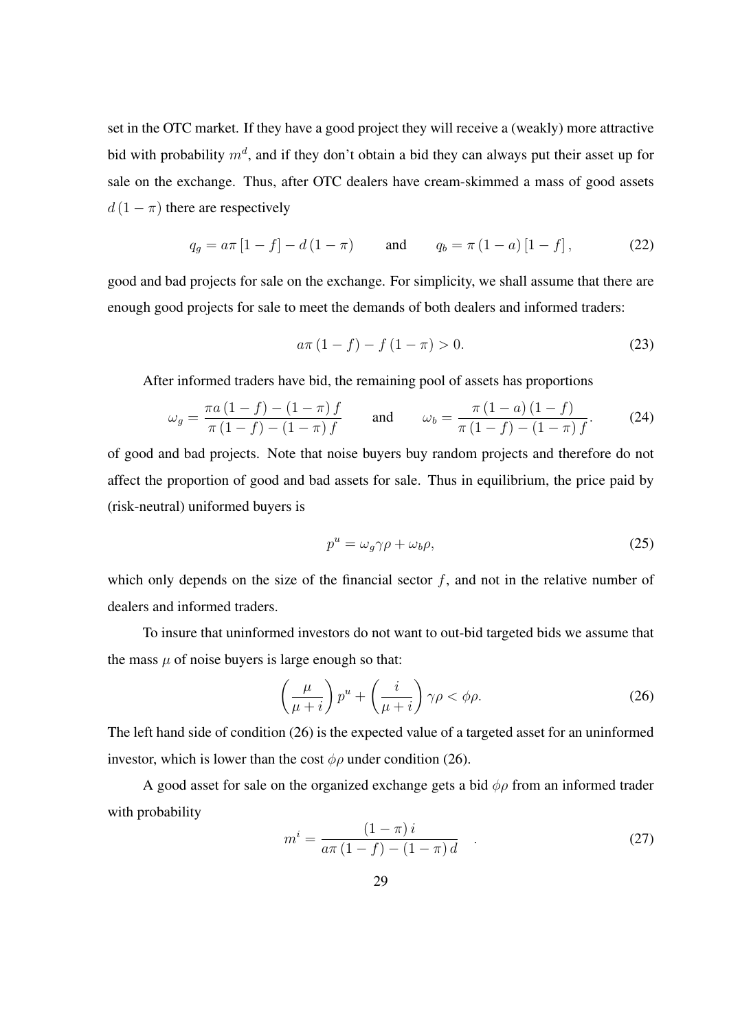set in the OTC market. If they have a good project they will receive a (weakly) more attractive bid with probability $m^d$, and if they don't obtain a bid they can always put their asset up for sale on the exchange. Thus, after OTC dealers have cream-skimmed a mass of good assets $d(1-\pi)$ there are respectively

$$q_g = a\pi[1-f] - d(1-\pi) \qquad \text{and} \qquad q_b = \pi(1-a)[1-f], \tag{22}$$

good and bad projects for sale on the exchange. For simplicity, we shall assume that there are enough good projects for sale to meet the demands of both dealers and informed traders:

$$a\pi(1-f) - f(1-\pi) > 0. \tag{23}$$

After informed traders have bid, the remaining pool of assets has proportions

$$\omega_g = \frac{\pi a(1-f) - (1-\pi)f}{\pi(1-f) - (1-\pi)f} \qquad \text{and} \qquad \omega_b = \frac{\pi(1-a)(1-f)}{\pi(1-f) - (1-\pi)f}. \tag{24}$$

of good and bad projects. Note that noise buyers buy random projects and therefore do not affect the proportion of good and bad assets for sale. Thus in equilibrium, the price paid by (risk-neutral) uniformed buyers is

$$p^u = \omega_g \gamma \rho + \omega_b \rho, \tag{25}$$

which only depends on the size of the financial sector $f$, and not in the relative number of dealers and informed traders.

To insure that uninformed investors do not want to out-bid targeted bids we assume that the mass $\mu$ of noise buyers is large enough so that:

$$\left(\frac{\mu}{\mu+i}\right)p^u + \left(\frac{i}{\mu+i}\right)\gamma\rho < \phi\rho. \tag{26}$$

The left hand side of condition (26) is the expected value of a targeted asset for an uninformed investor, which is lower than the cost $\phi\rho$ under condition (26).

A good asset for sale on the organized exchange gets a bid $\phi\rho$ from an informed trader with probability

$$m^i = \frac{(1-\pi)i}{a\pi(1-f) - (1-\pi)d} \quad . \tag{27}$$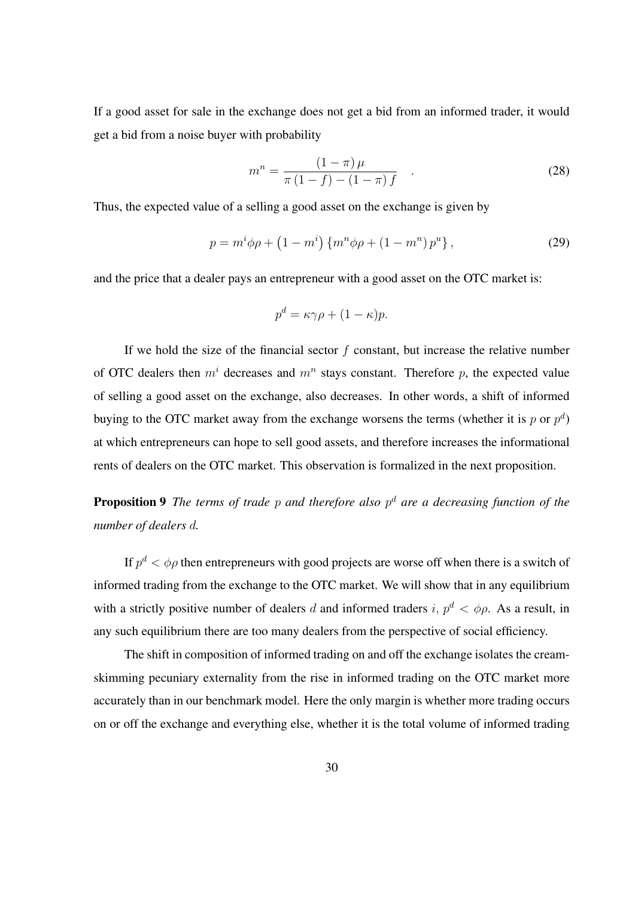If a good asset for sale in the exchange does not get a bid from an informed trader, it would get a bid from a noise buyer with probability

$$m^n = \frac{(1-\pi)\,\mu}{\pi\,(1-f) - (1-\pi)\,f} \quad . \tag{28}$$

Thus, the expected value of a selling a good asset on the exchange is given by

$$p = m^i \phi\rho + \left(1 - m^i\right)\left\{m^n \phi\rho + \left(1 - m^n\right) p^u\right\}, \tag{29}$$

and the price that a dealer pays an entrepreneur with a good asset on the OTC market is:

$$p^d = \kappa\gamma\rho + (1-\kappa)p.$$

If we hold the size of the financial sector $f$ constant, but increase the relative number of OTC dealers then $m^i$ decreases and $m^n$ stays constant. Therefore $p$, the expected value of selling a good asset on the exchange, also decreases. In other words, a shift of informed buying to the OTC market away from the exchange worsens the terms (whether it is $p$ or $p^d$) at which entrepreneurs can hope to sell good assets, and therefore increases the informational rents of dealers on the OTC market. This observation is formalized in the next proposition.

**Proposition 9** *The terms of trade $p$ and therefore also $p^d$ are a decreasing function of the number of dealers $d$.*

If $p^d < \phi\rho$ then entrepreneurs with good projects are worse off when there is a switch of informed trading from the exchange to the OTC market. We will show that in any equilibrium with a strictly positive number of dealers $d$ and informed traders $i$, $p^d < \phi\rho$. As a result, in any such equilibrium there are too many dealers from the perspective of social efficiency.

The shift in composition of informed trading on and off the exchange isolates the cream-skimming pecuniary externality from the rise in informed trading on the OTC market more accurately than in our benchmark model. Here the only margin is whether more trading occurs on or off the exchange and everything else, whether it is the total volume of informed trading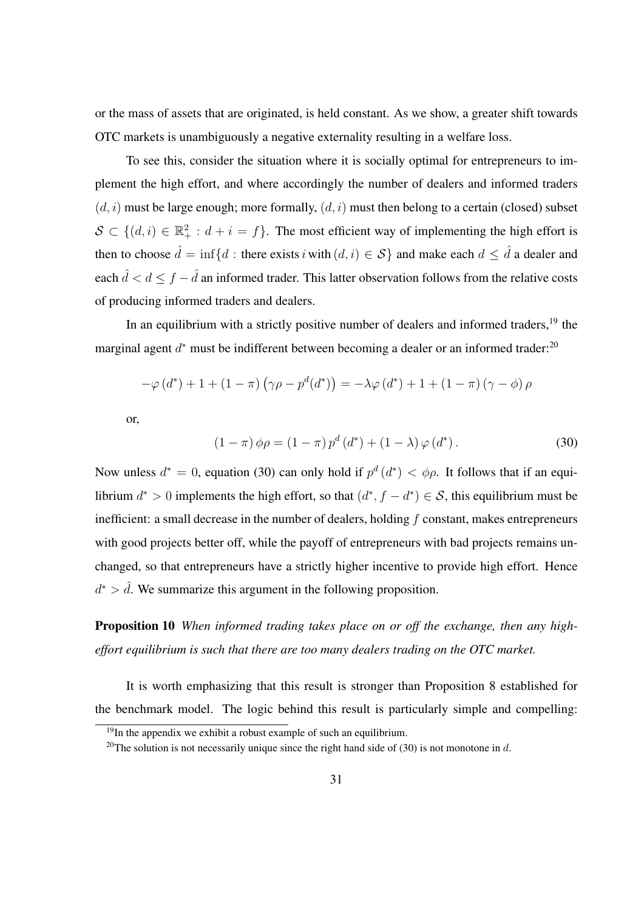or the mass of assets that are originated, is held constant. As we show, a greater shift towards OTC markets is unambiguously a negative externality resulting in a welfare loss.

To see this, consider the situation where it is socially optimal for entrepreneurs to implement the high effort, and where accordingly the number of dealers and informed traders $(d, i)$ must be large enough; more formally, $(d, i)$ must then belong to a certain (closed) subset $\mathcal{S} \subset \{(d, i) \in \mathbb{R}_+^2 : d + i = f\}$. The most efficient way of implementing the high effort is then to choose $\hat{d} = \inf\{d : \text{there exists } i \text{ with } (d, i) \in \mathcal{S}\}$ and make each $d \leq \hat{d}$ a dealer and each $\hat{d} < d \leq f - \hat{d}$ an informed trader. This latter observation follows from the relative costs of producing informed traders and dealers.

In an equilibrium with a strictly positive number of dealers and informed traders,[19] the marginal agent $d^*$ must be indifferent between becoming a dealer or an informed trader:[20]

$$-\varphi(d^*) + 1 + (1 - \pi)\left(\gamma\rho - p^d(d^*)\right) = -\lambda\varphi(d^*) + 1 + (1 - \pi)(\gamma - \phi)\rho$$

or,

$$(1 - \pi)\phi\rho = (1 - \pi)p^d(d^*) + (1 - \lambda)\varphi(d^*). \tag{30}$$

Now unless $d^* = 0$, equation (30) can only hold if $p^d(d^*) < \phi\rho$. It follows that if an equilibrium $d^* > 0$ implements the high effort, so that $(d^*, f - d^*) \in \mathcal{S}$, this equilibrium must be inefficient: a small decrease in the number of dealers, holding $f$ constant, makes entrepreneurs with good projects better off, while the payoff of entrepreneurs with bad projects remains unchanged, so that entrepreneurs have a strictly higher incentive to provide high effort. Hence $d^* > \hat{d}$. We summarize this argument in the following proposition.

**Proposition 10** *When informed trading takes place on or off the exchange, then any high-effort equilibrium is such that there are too many dealers trading on the OTC market.*

It is worth emphasizing that this result is stronger than Proposition 8 established for the benchmark model. The logic behind this result is particularly simple and compelling:

[19] In the appendix we exhibit a robust example of such an equilibrium.

[20] The solution is not necessarily unique since the right hand side of (30) is not monotone in $d$.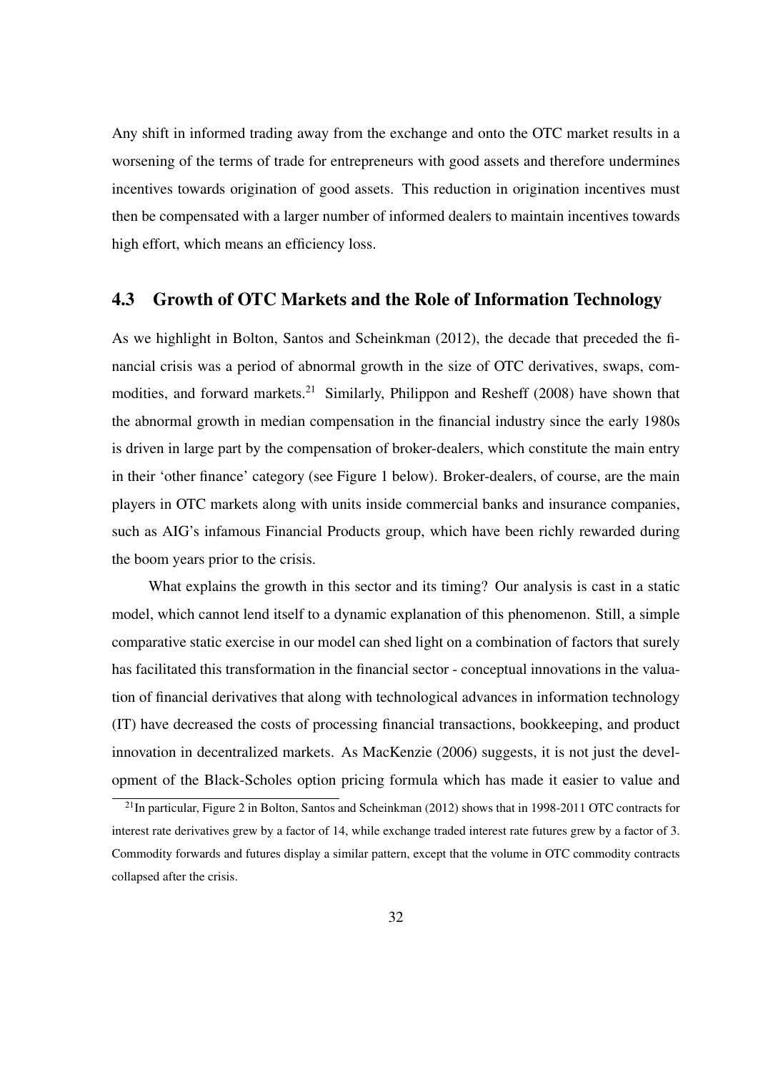Any shift in informed trading away from the exchange and onto the OTC market results in a worsening of the terms of trade for entrepreneurs with good assets and therefore undermines incentives towards origination of good assets. This reduction in origination incentives must then be compensated with a larger number of informed dealers to maintain incentives towards high effort, which means an efficiency loss.

## 4.3 Growth of OTC Markets and the Role of Information Technology

As we highlight in Bolton, Santos and Scheinkman (2012), the decade that preceded the financial crisis was a period of abnormal growth in the size of OTC derivatives, swaps, commodities, and forward markets.[21] Similarly, Philippon and Resheff (2008) have shown that the abnormal growth in median compensation in the financial industry since the early 1980s is driven in large part by the compensation of broker-dealers, which constitute the main entry in their 'other finance' category (see Figure 1 below). Broker-dealers, of course, are the main players in OTC markets along with units inside commercial banks and insurance companies, such as AIG's infamous Financial Products group, which have been richly rewarded during the boom years prior to the crisis.

What explains the growth in this sector and its timing? Our analysis is cast in a static model, which cannot lend itself to a dynamic explanation of this phenomenon. Still, a simple comparative static exercise in our model can shed light on a combination of factors that surely has facilitated this transformation in the financial sector - conceptual innovations in the valuation of financial derivatives that along with technological advances in information technology (IT) have decreased the costs of processing financial transactions, bookkeeping, and product innovation in decentralized markets. As MacKenzie (2006) suggests, it is not just the development of the Black-Scholes option pricing formula which has made it easier to value and

[21] In particular, Figure 2 in Bolton, Santos and Scheinkman (2012) shows that in 1998-2011 OTC contracts for interest rate derivatives grew by a factor of 14, while exchange traded interest rate futures grew by a factor of 3. Commodity forwards and futures display a similar pattern, except that the volume in OTC commodity contracts collapsed after the crisis.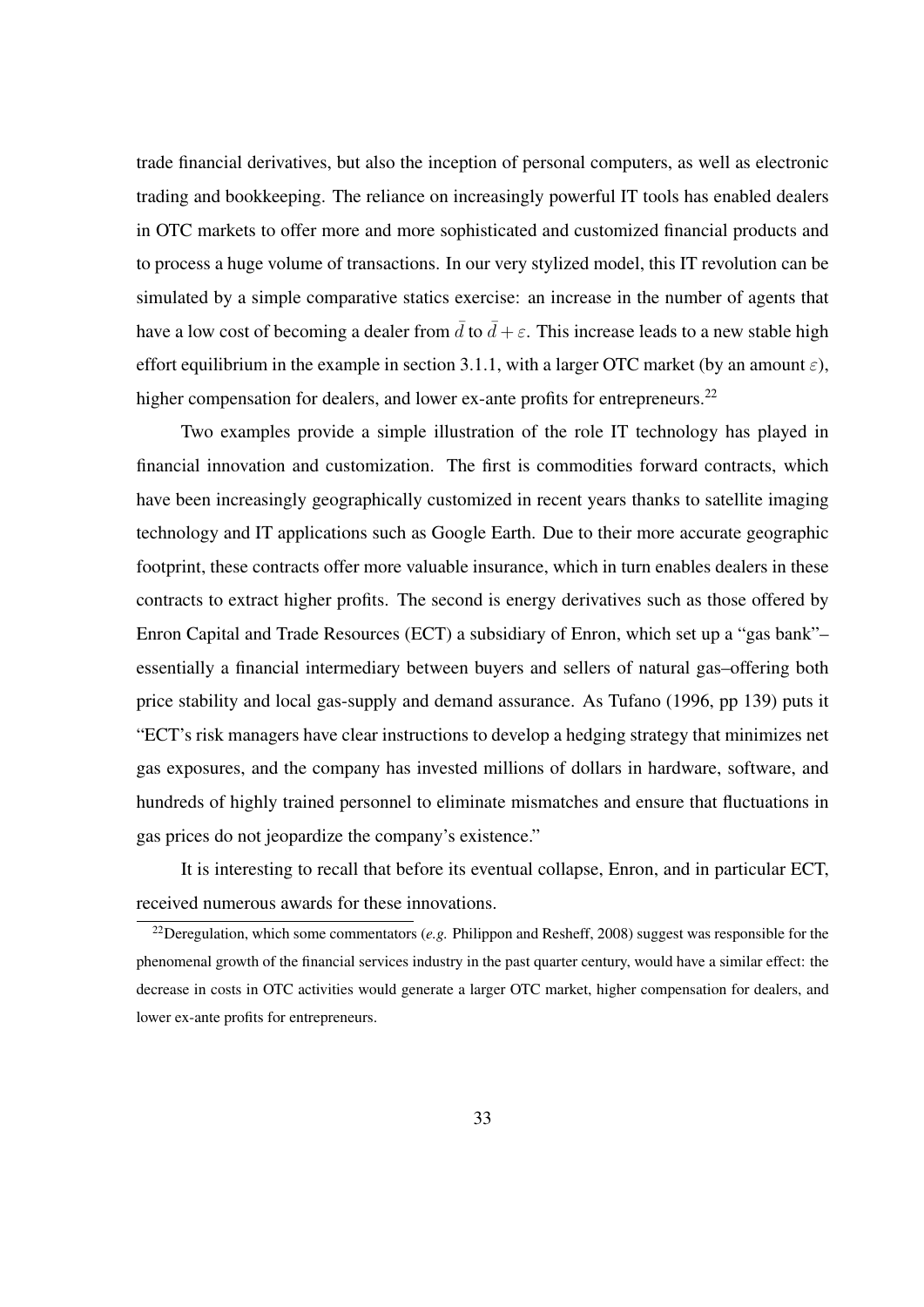trade financial derivatives, but also the inception of personal computers, as well as electronic trading and bookkeeping. The reliance on increasingly powerful IT tools has enabled dealers in OTC markets to offer more and more sophisticated and customized financial products and to process a huge volume of transactions. In our very stylized model, this IT revolution can be simulated by a simple comparative statics exercise: an increase in the number of agents that have a low cost of becoming a dealer from $\bar{d}$ to $\bar{d} + \varepsilon$. This increase leads to a new stable high effort equilibrium in the example in section 3.1.1, with a larger OTC market (by an amount $\varepsilon$), higher compensation for dealers, and lower ex-ante profits for entrepreneurs.[22]

Two examples provide a simple illustration of the role IT technology has played in financial innovation and customization. The first is commodities forward contracts, which have been increasingly geographically customized in recent years thanks to satellite imaging technology and IT applications such as Google Earth. Due to their more accurate geographic footprint, these contracts offer more valuable insurance, which in turn enables dealers in these contracts to extract higher profits. The second is energy derivatives such as those offered by Enron Capital and Trade Resources (ECT) a subsidiary of Enron, which set up a "gas bank"– essentially a financial intermediary between buyers and sellers of natural gas–offering both price stability and local gas-supply and demand assurance. As Tufano (1996, pp 139) puts it "ECT's risk managers have clear instructions to develop a hedging strategy that minimizes net gas exposures, and the company has invested millions of dollars in hardware, software, and hundreds of highly trained personnel to eliminate mismatches and ensure that fluctuations in gas prices do not jeopardize the company's existence."

It is interesting to recall that before its eventual collapse, Enron, and in particular ECT, received numerous awards for these innovations.

[22] Deregulation, which some commentators (*e.g.* Philippon and Resheff, 2008) suggest was responsible for the phenomenal growth of the financial services industry in the past quarter century, would have a similar effect: the decrease in costs in OTC activities would generate a larger OTC market, higher compensation for dealers, and lower ex-ante profits for entrepreneurs.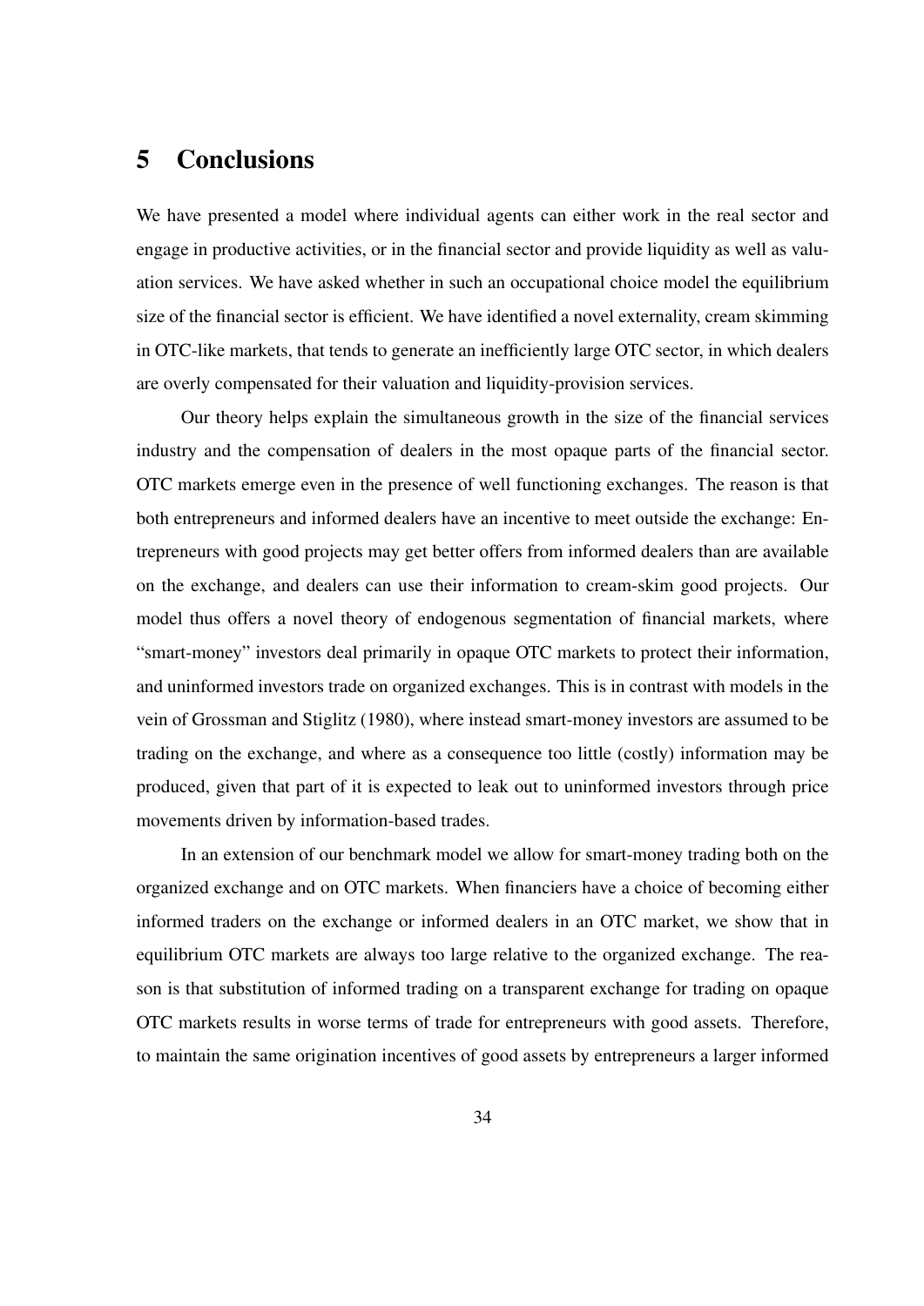# 5 Conclusions

We have presented a model where individual agents can either work in the real sector and engage in productive activities, or in the financial sector and provide liquidity as well as valuation services. We have asked whether in such an occupational choice model the equilibrium size of the financial sector is efficient. We have identified a novel externality, cream skimming in OTC-like markets, that tends to generate an inefficiently large OTC sector, in which dealers are overly compensated for their valuation and liquidity-provision services.

Our theory helps explain the simultaneous growth in the size of the financial services industry and the compensation of dealers in the most opaque parts of the financial sector. OTC markets emerge even in the presence of well functioning exchanges. The reason is that both entrepreneurs and informed dealers have an incentive to meet outside the exchange: Entrepreneurs with good projects may get better offers from informed dealers than are available on the exchange, and dealers can use their information to cream-skim good projects. Our model thus offers a novel theory of endogenous segmentation of financial markets, where "smart-money" investors deal primarily in opaque OTC markets to protect their information, and uninformed investors trade on organized exchanges. This is in contrast with models in the vein of Grossman and Stiglitz (1980), where instead smart-money investors are assumed to be trading on the exchange, and where as a consequence too little (costly) information may be produced, given that part of it is expected to leak out to uninformed investors through price movements driven by information-based trades.

In an extension of our benchmark model we allow for smart-money trading both on the organized exchange and on OTC markets. When financiers have a choice of becoming either informed traders on the exchange or informed dealers in an OTC market, we show that in equilibrium OTC markets are always too large relative to the organized exchange. The reason is that substitution of informed trading on a transparent exchange for trading on opaque OTC markets results in worse terms of trade for entrepreneurs with good assets. Therefore, to maintain the same origination incentives of good assets by entrepreneurs a larger informed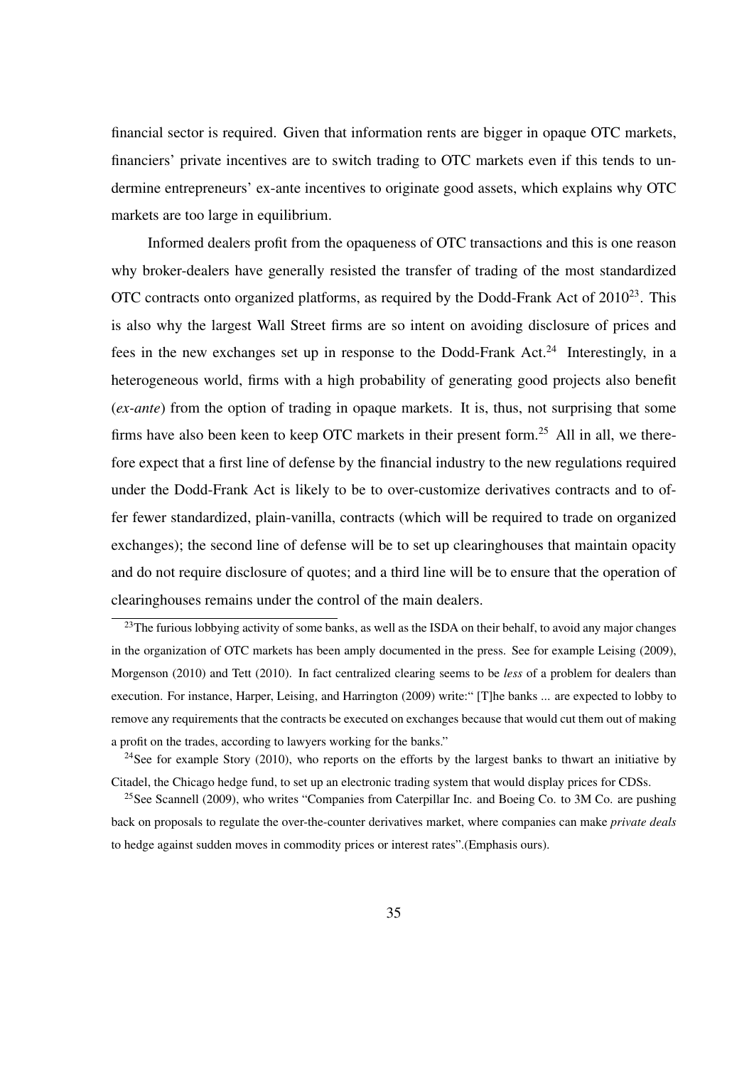financial sector is required. Given that information rents are bigger in opaque OTC markets, financiers' private incentives are to switch trading to OTC markets even if this tends to undermine entrepreneurs' ex-ante incentives to originate good assets, which explains why OTC markets are too large in equilibrium.

Informed dealers profit from the opaqueness of OTC transactions and this is one reason why broker-dealers have generally resisted the transfer of trading of the most standardized OTC contracts onto organized platforms, as required by the Dodd-Frank Act of 2010[23]. This is also why the largest Wall Street firms are so intent on avoiding disclosure of prices and fees in the new exchanges set up in response to the Dodd-Frank Act.[24] Interestingly, in a heterogeneous world, firms with a high probability of generating good projects also benefit (*ex-ante*) from the option of trading in opaque markets. It is, thus, not surprising that some firms have also been keen to keep OTC markets in their present form.[25] All in all, we therefore expect that a first line of defense by the financial industry to the new regulations required under the Dodd-Frank Act is likely to be to over-customize derivatives contracts and to offer fewer standardized, plain-vanilla, contracts (which will be required to trade on organized exchanges); the second line of defense will be to set up clearinghouses that maintain opacity and do not require disclosure of quotes; and a third line will be to ensure that the operation of clearinghouses remains under the control of the main dealers.

[23]The furious lobbying activity of some banks, as well as the ISDA on their behalf, to avoid any major changes in the organization of OTC markets has been amply documented in the press. See for example Leising (2009), Morgenson (2010) and Tett (2010). In fact centralized clearing seems to be *less* of a problem for dealers than execution. For instance, Harper, Leising, and Harrington (2009) write:“ [T]he banks ... are expected to lobby to remove any requirements that the contracts be executed on exchanges because that would cut them out of making a profit on the trades, according to lawyers working for the banks.”

[24]See for example Story (2010), who reports on the efforts by the largest banks to thwart an initiative by Citadel, the Chicago hedge fund, to set up an electronic trading system that would display prices for CDSs.

[25]See Scannell (2009), who writes “Companies from Caterpillar Inc. and Boeing Co. to 3M Co. are pushing back on proposals to regulate the over-the-counter derivatives market, where companies can make *private deals* to hedge against sudden moves in commodity prices or interest rates”.(Emphasis ours).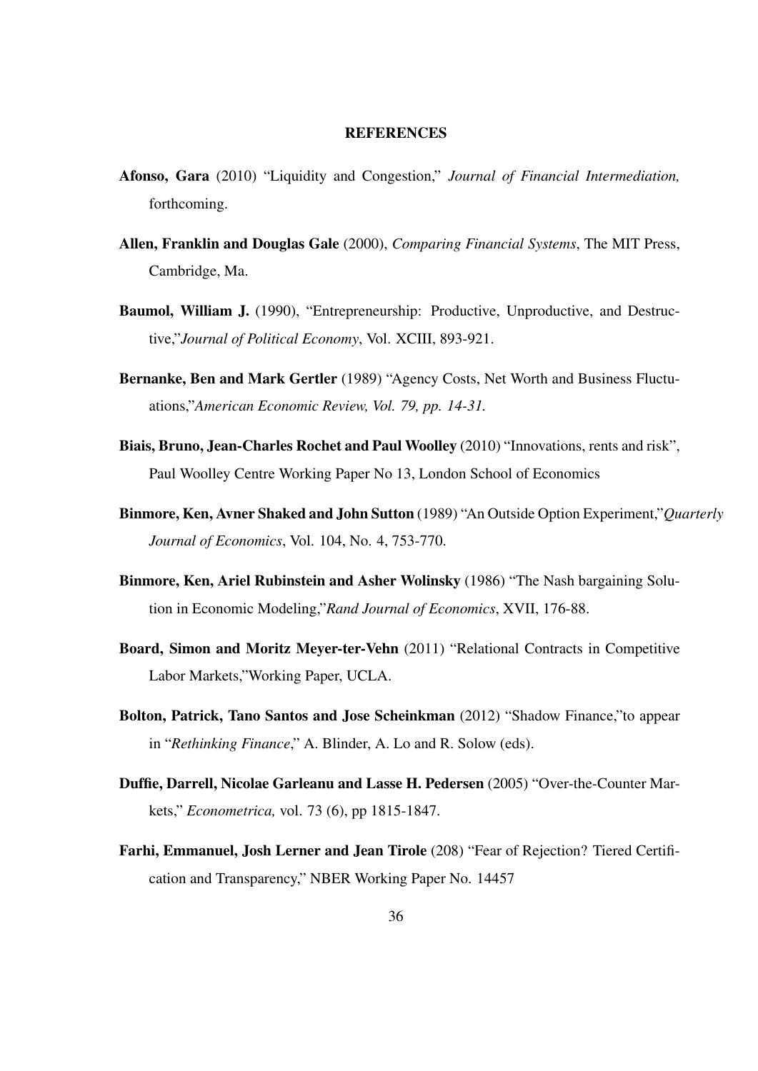# REFERENCES

**Afonso, Gara** (2010) "Liquidity and Congestion," *Journal of Financial Intermediation,* forthcoming.

**Allen, Franklin and Douglas Gale** (2000), *Comparing Financial Systems*, The MIT Press, Cambridge, Ma.

**Baumol, William J.** (1990), "Entrepreneurship: Productive, Unproductive, and Destructive,"*Journal of Political Economy*, Vol. XCIII, 893-921.

**Bernanke, Ben and Mark Gertler** (1989) "Agency Costs, Net Worth and Business Fluctuations,"*American Economic Review, Vol. 79, pp. 14-31.*

**Biais, Bruno, Jean-Charles Rochet and Paul Woolley** (2010) "Innovations, rents and risk", Paul Woolley Centre Working Paper No 13, London School of Economics

**Binmore, Ken, Avner Shaked and John Sutton** (1989) "An Outside Option Experiment,"*Quarterly Journal of Economics*, Vol. 104, No. 4, 753-770.

**Binmore, Ken, Ariel Rubinstein and Asher Wolinsky** (1986) "The Nash bargaining Solution in Economic Modeling,"*Rand Journal of Economics*, XVII, 176-88.

**Board, Simon and Moritz Meyer-ter-Vehn** (2011) "Relational Contracts in Competitive Labor Markets,"Working Paper, UCLA.

**Bolton, Patrick, Tano Santos and Jose Scheinkman** (2012) "Shadow Finance,"to appear in "*Rethinking Finance*," A. Blinder, A. Lo and R. Solow (eds).

**Duffie, Darrell, Nicolae Garleanu and Lasse H. Pedersen** (2005) "Over-the-Counter Markets," *Econometrica,* vol. 73 (6), pp 1815-1847.

**Farhi, Emmanuel, Josh Lerner and Jean Tirole** (208) "Fear of Rejection? Tiered Certification and Transparency," NBER Working Paper No. 14457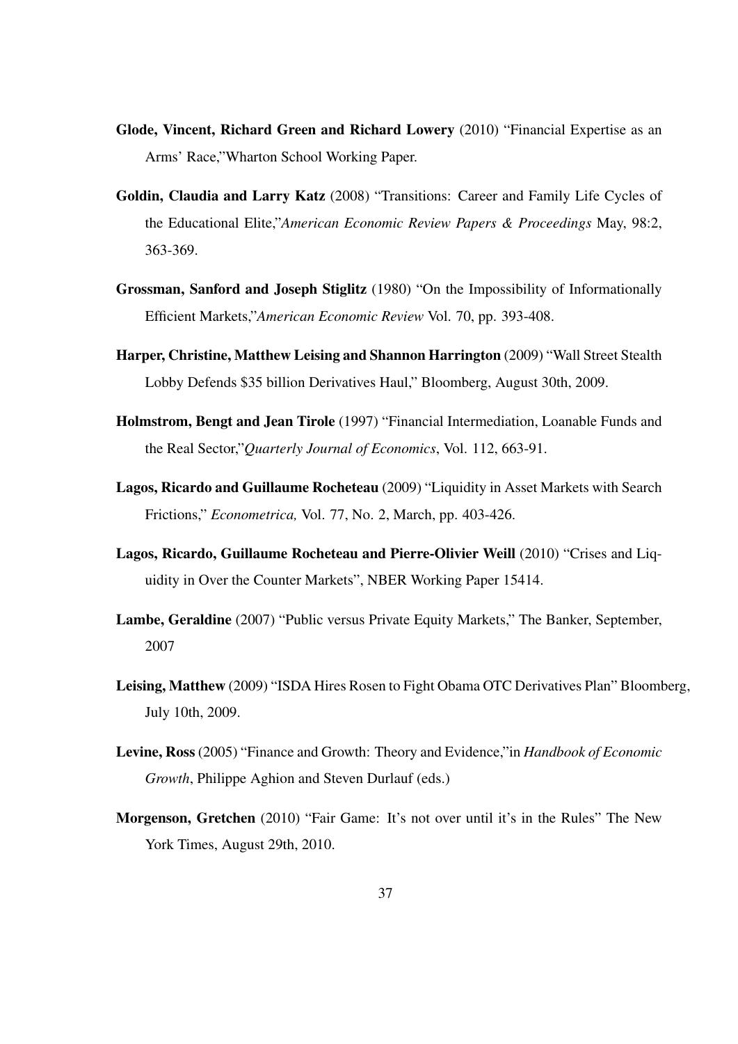**Glode, Vincent, Richard Green and Richard Lowery** (2010) "Financial Expertise as an Arms' Race,"Wharton School Working Paper.

**Goldin, Claudia and Larry Katz** (2008) "Transitions: Career and Family Life Cycles of the Educational Elite,"*American Economic Review Papers & Proceedings* May, 98:2, 363-369.

**Grossman, Sanford and Joseph Stiglitz** (1980) "On the Impossibility of Informationally Efficient Markets,"*American Economic Review* Vol. 70, pp. 393-408.

**Harper, Christine, Matthew Leising and Shannon Harrington** (2009) "Wall Street Stealth Lobby Defends $35 billion Derivatives Haul," Bloomberg, August 30th, 2009.

**Holmstrom, Bengt and Jean Tirole** (1997) "Financial Intermediation, Loanable Funds and the Real Sector,"*Quarterly Journal of Economics*, Vol. 112, 663-91.

**Lagos, Ricardo and Guillaume Rocheteau** (2009) "Liquidity in Asset Markets with Search Frictions," *Econometrica,* Vol. 77, No. 2, March, pp. 403-426.

**Lagos, Ricardo, Guillaume Rocheteau and Pierre-Olivier Weill** (2010) "Crises and Liquidity in Over the Counter Markets", NBER Working Paper 15414.

**Lambe, Geraldine** (2007) "Public versus Private Equity Markets," The Banker, September, 2007

**Leising, Matthew** (2009) "ISDA Hires Rosen to Fight Obama OTC Derivatives Plan" Bloomberg, July 10th, 2009.

**Levine, Ross** (2005) "Finance and Growth: Theory and Evidence,"in *Handbook of Economic Growth*, Philippe Aghion and Steven Durlauf (eds.)

**Morgenson, Gretchen** (2010) "Fair Game: It's not over until it's in the Rules" The New York Times, August 29th, 2010.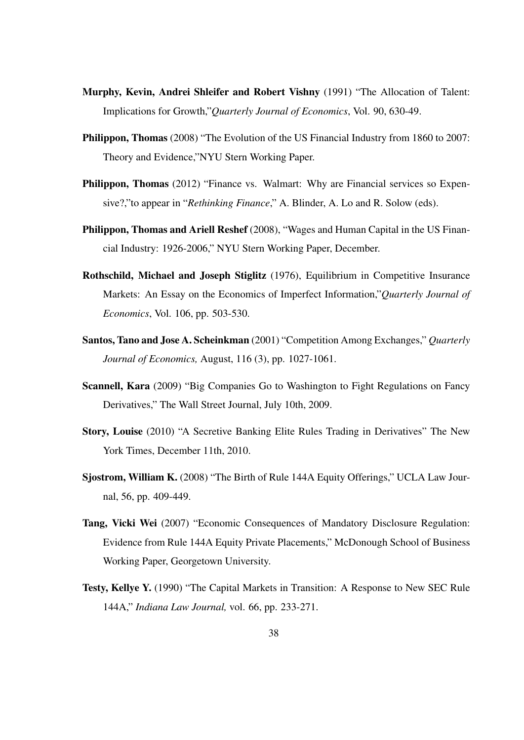**Murphy, Kevin, Andrei Shleifer and Robert Vishny** (1991) "The Allocation of Talent: Implications for Growth,"*Quarterly Journal of Economics*, Vol. 90, 630-49.

**Philippon, Thomas** (2008) "The Evolution of the US Financial Industry from 1860 to 2007: Theory and Evidence,"NYU Stern Working Paper.

**Philippon, Thomas** (2012) "Finance vs. Walmart: Why are Financial services so Expensive?,"to appear in "*Rethinking Finance*," A. Blinder, A. Lo and R. Solow (eds).

**Philippon, Thomas and Ariell Reshef** (2008), "Wages and Human Capital in the US Financial Industry: 1926-2006," NYU Stern Working Paper, December.

**Rothschild, Michael and Joseph Stiglitz** (1976), Equilibrium in Competitive Insurance Markets: An Essay on the Economics of Imperfect Information,"*Quarterly Journal of Economics*, Vol. 106, pp. 503-530.

**Santos, Tano and Jose A. Scheinkman** (2001) "Competition Among Exchanges," *Quarterly Journal of Economics,* August, 116 (3), pp. 1027-1061.

**Scannell, Kara** (2009) "Big Companies Go to Washington to Fight Regulations on Fancy Derivatives," The Wall Street Journal, July 10th, 2009.

**Story, Louise** (2010) "A Secretive Banking Elite Rules Trading in Derivatives" The New York Times, December 11th, 2010.

**Sjostrom, William K.** (2008) "The Birth of Rule 144A Equity Offerings," UCLA Law Journal, 56, pp. 409-449.

**Tang, Vicki Wei** (2007) "Economic Consequences of Mandatory Disclosure Regulation: Evidence from Rule 144A Equity Private Placements," McDonough School of Business Working Paper, Georgetown University.

**Testy, Kellye Y.** (1990) "The Capital Markets in Transition: A Response to New SEC Rule 144A," *Indiana Law Journal,* vol. 66, pp. 233-271.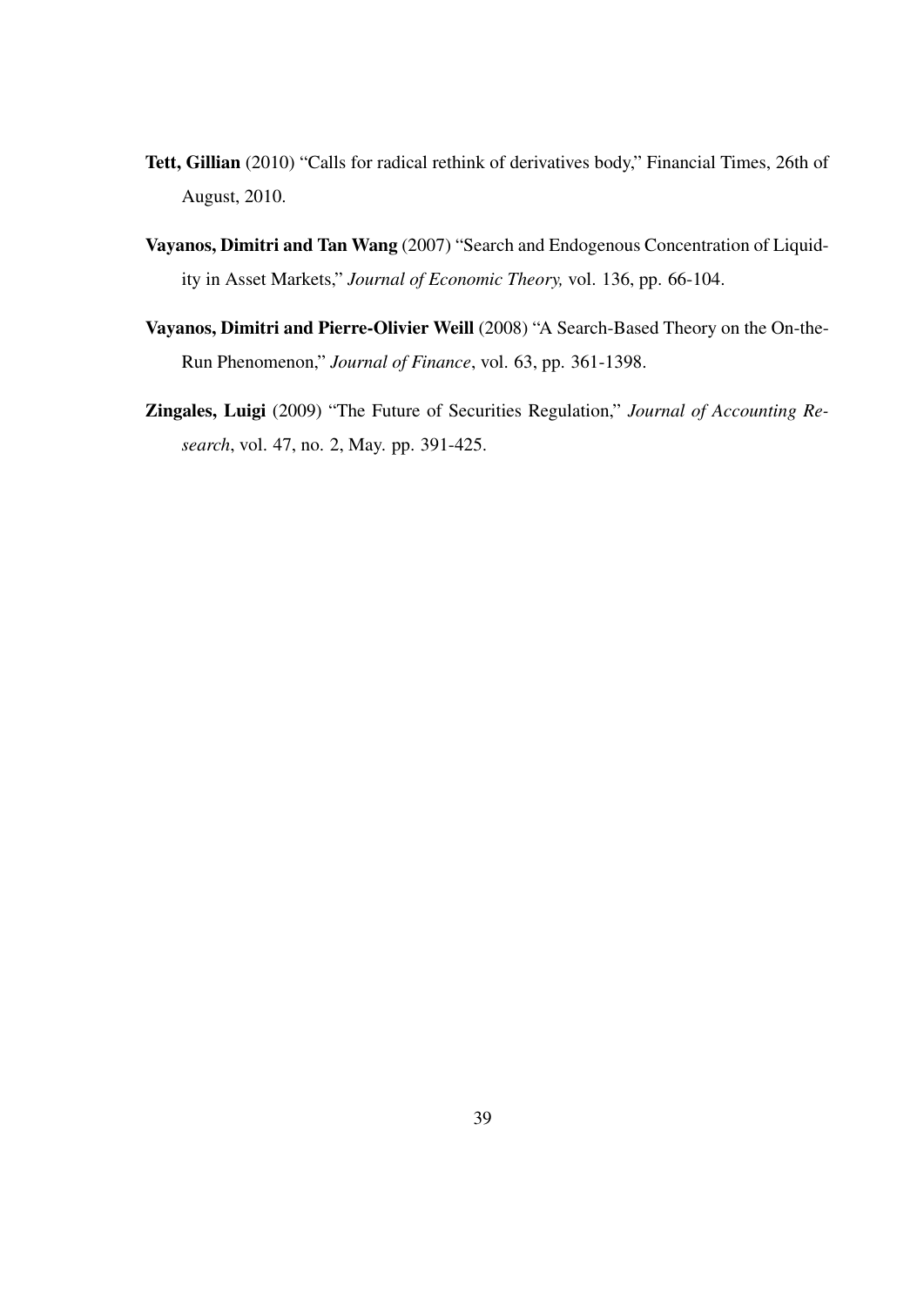**Tett, Gillian** (2010) "Calls for radical rethink of derivatives body," Financial Times, 26th of August, 2010.

**Vayanos, Dimitri and Tan Wang** (2007) "Search and Endogenous Concentration of Liquidity in Asset Markets," *Journal of Economic Theory,* vol. 136, pp. 66-104.

**Vayanos, Dimitri and Pierre-Olivier Weill** (2008) "A Search-Based Theory on the On-the-Run Phenomenon," *Journal of Finance*, vol. 63, pp. 361-1398.

**Zingales, Luigi** (2009) "The Future of Securities Regulation," *Journal of Accounting Research*, vol. 47, no. 2, May. pp. 391-425.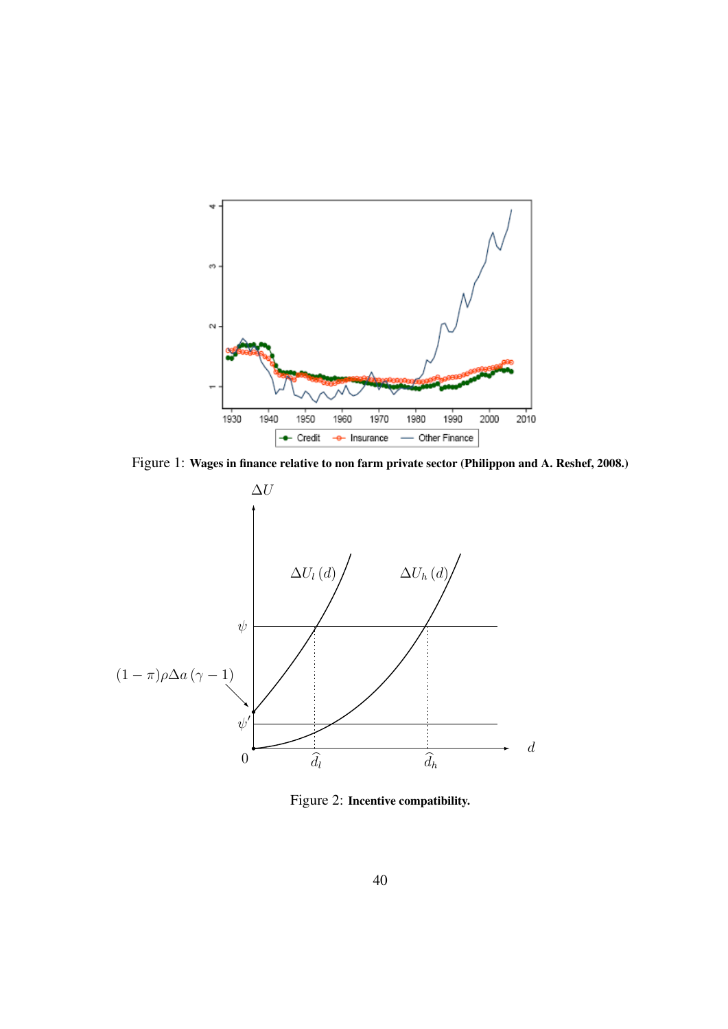Figure 1: **Wages in finance relative to non farm private sector (Philippon and A. Reshef, 2008.)**

Figure 2: **Incentive compatibility.**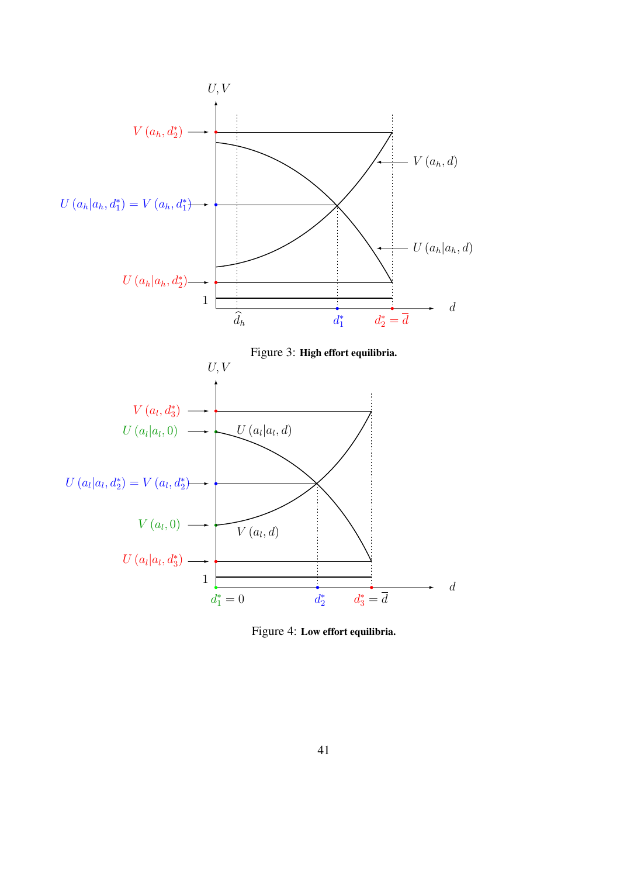Figure 3: **High effort equilibria.**

Figure 4: **Low effort equilibria.**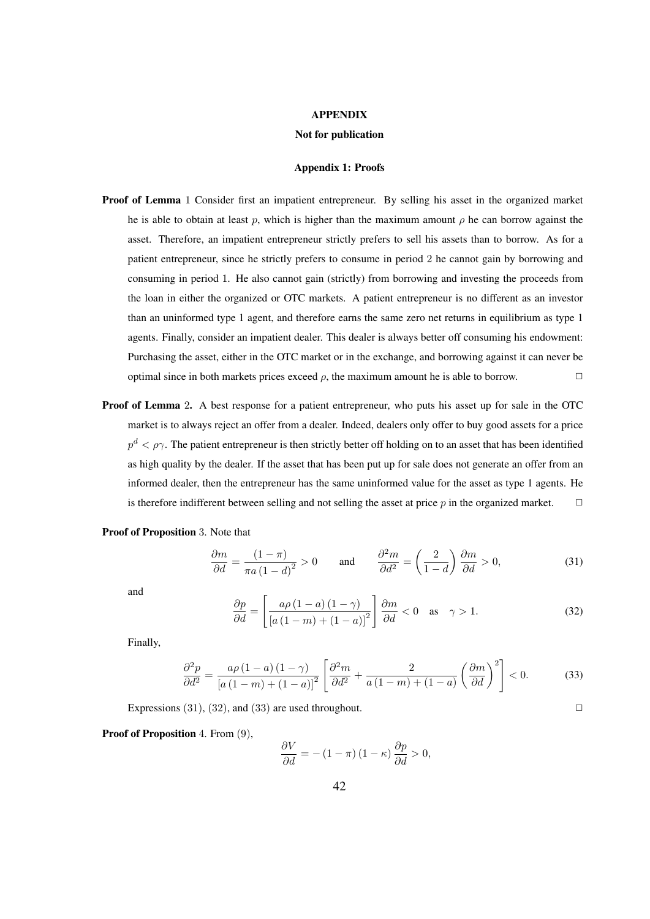# APPENDIX

## Not for publication

### Appendix 1: Proofs

**Proof of Lemma** 1 Consider first an impatient entrepreneur. By selling his asset in the organized market he is able to obtain at least $p$, which is higher than the maximum amount $\rho$ he can borrow against the asset. Therefore, an impatient entrepreneur strictly prefers to sell his assets than to borrow. As for a patient entrepreneur, since he strictly prefers to consume in period 2 he cannot gain by borrowing and consuming in period 1. He also cannot gain (strictly) from borrowing and investing the proceeds from the loan in either the organized or OTC markets. A patient entrepreneur is no different as an investor than an uninformed type 1 agent, and therefore earns the same zero net returns in equilibrium as type 1 agents. Finally, consider an impatient dealer. This dealer is always better off consuming his endowment: Purchasing the asset, either in the OTC market or in the exchange, and borrowing against it can never be optimal since in both markets prices exceed $\rho$, the maximum amount he is able to borrow. □

**Proof of Lemma** 2**.** A best response for a patient entrepreneur, who puts his asset up for sale in the OTC market is to always reject an offer from a dealer. Indeed, dealers only offer to buy good assets for a price $p^d < \rho\gamma$. The patient entrepreneur is then strictly better off holding on to an asset that has been identified as high quality by the dealer. If the asset that has been put up for sale does not generate an offer from an informed dealer, then the entrepreneur has the same uninformed value for the asset as type 1 agents. He is therefore indifferent between selling and not selling the asset at price $p$ in the organized market. □

**Proof of Proposition** 3. Note that

$$\frac{\partial m}{\partial d} = \frac{(1-\pi)}{\pi a (1-d)^2} > 0 \qquad \text{and} \qquad \frac{\partial^2 m}{\partial d^2} = \left(\frac{2}{1-d}\right)\frac{\partial m}{\partial d} > 0, \tag{31}$$

and

$$\frac{\partial p}{\partial d} = \left[\frac{a\rho(1-a)(1-\gamma)}{[a(1-m)+(1-a)]^2}\right]\frac{\partial m}{\partial d} < 0 \quad \text{as} \quad \gamma > 1. \tag{32}$$

Finally,

$$\frac{\partial^2 p}{\partial d^2} = \frac{a\rho(1-a)(1-\gamma)}{[a(1-m)+(1-a)]^2}\left[\frac{\partial^2 m}{\partial d^2} + \frac{2}{a(1-m)+(1-a)}\left(\frac{\partial m}{\partial d}\right)^2\right] < 0. \tag{33}$$

Expressions (31), (32), and (33) are used throughout. □

**Proof of Proposition** 4. From (9),

$$\frac{\partial V}{\partial d} = -(1-\pi)(1-\kappa)\frac{\partial p}{\partial d} > 0,$$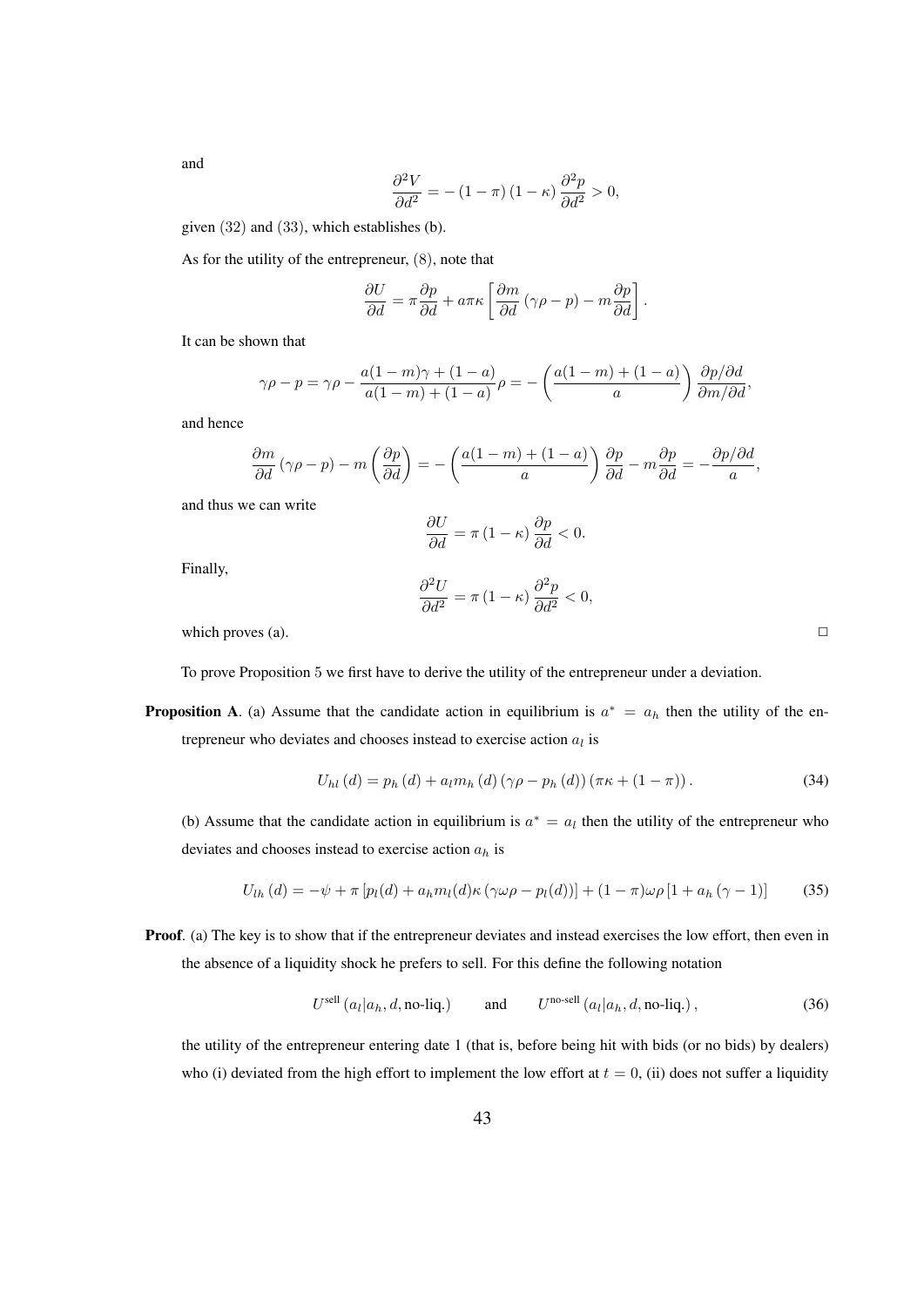and

$$\frac{\partial^2 V}{\partial d^2} = -(1-\pi)(1-\kappa)\frac{\partial^2 p}{\partial d^2} > 0,$$

given (32) and (33), which establishes (b).

As for the utility of the entrepreneur, (8), note that

$$\frac{\partial U}{\partial d} = \pi\frac{\partial p}{\partial d} + a\pi\kappa\left[\frac{\partial m}{\partial d}(\gamma\rho - p) - m\frac{\partial p}{\partial d}\right].$$

It can be shown that

$$\gamma\rho - p = \gamma\rho - \frac{a(1-m)\gamma + (1-a)}{a(1-m)+(1-a)}\rho = -\left(\frac{a(1-m)+(1-a)}{a}\right)\frac{\partial p/\partial d}{\partial m/\partial d},$$

and hence

$$\frac{\partial m}{\partial d}(\gamma\rho - p) - m\left(\frac{\partial p}{\partial d}\right) = -\left(\frac{a(1-m)+(1-a)}{a}\right)\frac{\partial p}{\partial d} - m\frac{\partial p}{\partial d} = -\frac{\partial p/\partial d}{a},$$

and thus we can write

$$\frac{\partial U}{\partial d} = \pi(1-\kappa)\frac{\partial p}{\partial d} < 0.$$

Finally,

$$\frac{\partial^2 U}{\partial d^2} = \pi(1-\kappa)\frac{\partial^2 p}{\partial d^2} < 0,$$

which proves (a). □

To prove Proposition 5 we first have to derive the utility of the entrepreneur under a deviation.

**Proposition A**. (a) Assume that the candidate action in equilibrium is $a^* = a_h$ then the utility of the entrepreneur who deviates and chooses instead to exercise action $a_l$ is

$$U_{hl}(d) = p_h(d) + a_l m_h(d)(\gamma\rho - p_h(d))(\pi\kappa + (1-\pi)). \tag{34}$$

(b) Assume that the candidate action in equilibrium is $a^* = a_l$ then the utility of the entrepreneur who deviates and chooses instead to exercise action $a_h$ is

$$U_{lh}(d) = -\psi + \pi\left[p_l(d) + a_h m_l(d)\kappa(\gamma\omega\rho - p_l(d))\right] + (1-\pi)\omega\rho\left[1 + a_h(\gamma-1)\right] \tag{35}$$

**Proof**. (a) The key is to show that if the entrepreneur deviates and instead exercises the low effort, then even in the absence of a liquidity shock he prefers to sell. For this define the following notation

$$U^{\text{sell}}(a_l|a_h, d, \text{no-liq.}) \qquad \text{and} \qquad U^{\text{no-sell}}(a_l|a_h, d, \text{no-liq.}), \tag{36}$$

the utility of the entrepreneur entering date 1 (that is, before being hit with bids (or no bids) by dealers) who (i) deviated from the high effort to implement the low effort at $t = 0$, (ii) does not suffer a liquidity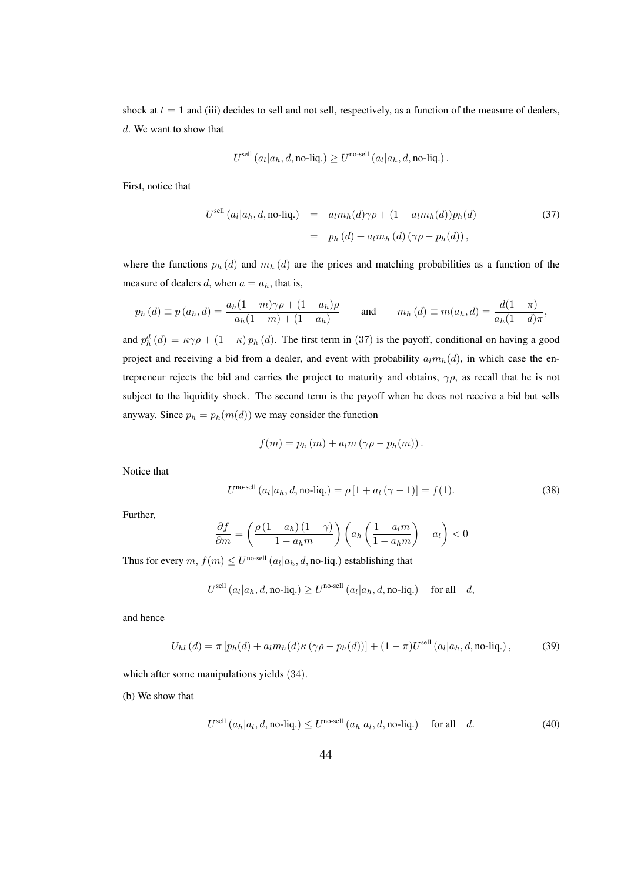shock at $t = 1$ and (iii) decides to sell and not sell, respectively, as a function of the measure of dealers, $d$. We want to show that

$$U^{\text{sell}}\left(a_l|a_h, d, \text{no-liq.}\right) \geq U^{\text{no-sell}}\left(a_l|a_h, d, \text{no-liq.}\right).$$

First, notice that

$$\begin{aligned} U^{\text{sell}}\left(a_l|a_h, d, \text{no-liq.}\right) &= a_l m_h(d)\gamma\rho + (1 - a_l m_h(d))p_h(d) \\ &= p_h\left(d\right) + a_l m_h\left(d\right)\left(\gamma\rho - p_h(d)\right), \end{aligned} \tag{37}$$

where the functions $p_h\left(d\right)$ and $m_h\left(d\right)$ are the prices and matching probabilities as a function of the measure of dealers $d$, when $a = a_h$, that is,

$$p_h\left(d\right) \equiv p\left(a_h, d\right) = \frac{a_h(1-m)\gamma\rho + (1-a_h)\rho}{a_h(1-m) + (1-a_h)} \qquad \text{and} \qquad m_h\left(d\right) \equiv m(a_h, d) = \frac{d(1-\pi)}{a_h(1-d)\pi},$$

and $p_h^d\left(d\right) = \kappa\gamma\rho + (1-\kappa)\, p_h\left(d\right)$. The first term in (37) is the payoff, conditional on having a good project and receiving a bid from a dealer, and event with probability $a_l m_h(d)$, in which case the entrepreneur rejects the bid and carries the project to maturity and obtains, $\gamma\rho$, as recall that he is not subject to the liquidity shock. The second term is the payoff when he does not receive a bid but sells anyway. Since $p_h = p_h(m(d))$ we may consider the function

$$f(m) = p_h\left(m\right) + a_l m\left(\gamma\rho - p_h(m)\right).$$

Notice that

$$U^{\text{no-sell}}\left(a_l|a_h, d, \text{no-liq.}\right) = \rho\left[1 + a_l\left(\gamma - 1\right)\right] = f(1). \tag{38}$$

Further,

$$\frac{\partial f}{\partial m} = \left(\frac{\rho\left(1-a_h\right)\left(1-\gamma\right)}{1-a_h m}\right)\left(a_h\left(\frac{1-a_l m}{1-a_h m}\right) - a_l\right) < 0$$

Thus for every $m$, $f(m) \leq U^{\text{no-sell}}\left(a_l|a_h, d, \text{no-liq.}\right)$ establishing that

$$U^{\text{sell}}\left(a_l|a_h, d, \text{no-liq.}\right) \geq U^{\text{no-sell}}\left(a_l|a_h, d, \text{no-liq.}\right) \quad \text{for all} \quad d,$$

and hence

$$U_{hl}\left(d\right) = \pi\left[p_h(d) + a_l m_h(d)\kappa\left(\gamma\rho - p_h(d)\right)\right] + (1-\pi)U^{\text{sell}}\left(a_l|a_h, d, \text{no-liq.}\right), \tag{39}$$

which after some manipulations yields (34).

(b) We show that

$$U^{\text{sell}}\left(a_h|a_l, d, \text{no-liq.}\right) \leq U^{\text{no-sell}}\left(a_h|a_l, d, \text{no-liq.}\right) \quad \text{for all} \quad d. \tag{40}$$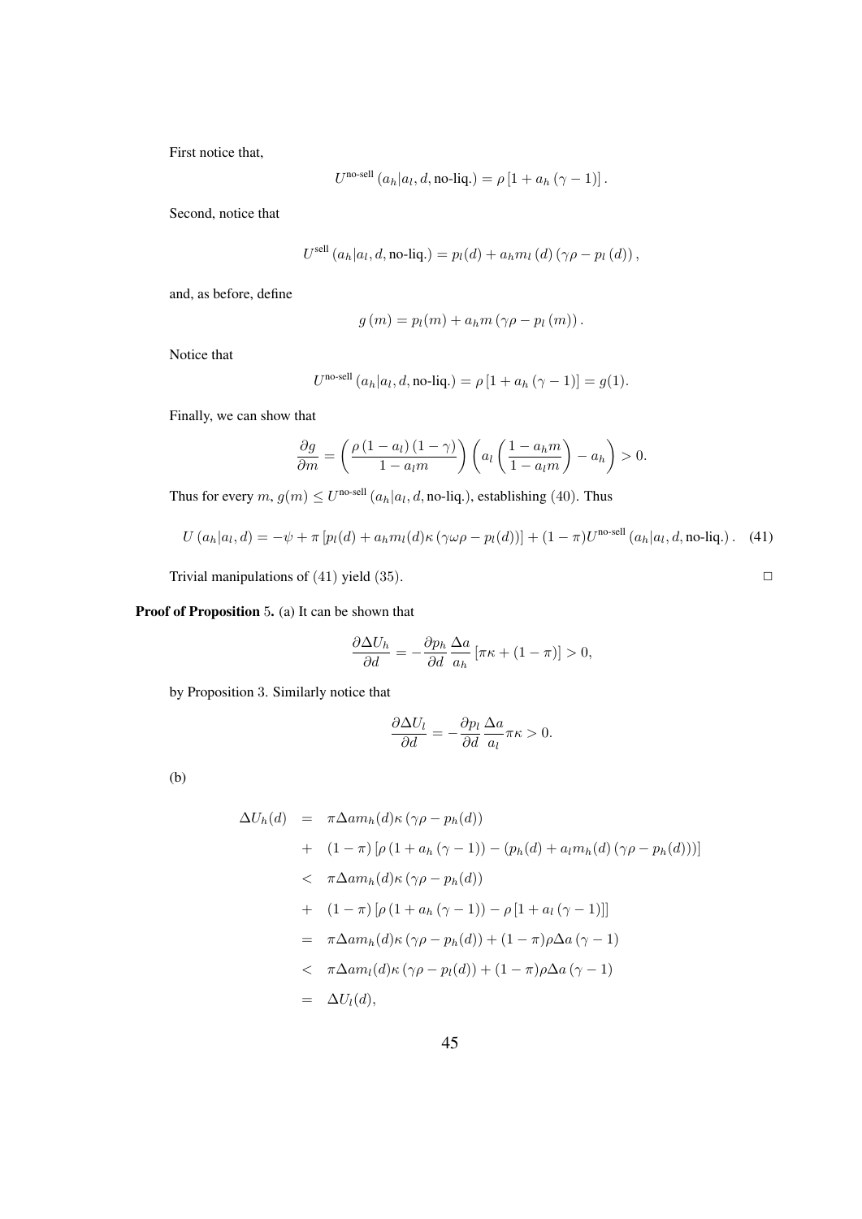First notice that,

$$U^{\text{no-sell}}\left(a_h | a_l, d, \text{no-liq.}\right) = \rho\left[1 + a_h\left(\gamma - 1\right)\right].$$

Second, notice that

$$U^{\text{sell}}\left(a_h | a_l, d, \text{no-liq.}\right) = p_l(d) + a_h m_l\left(d\right)\left(\gamma\rho - p_l\left(d\right)\right),$$

and, as before, define

$$g\left(m\right) = p_l(m) + a_h m\left(\gamma\rho - p_l\left(m\right)\right).$$

Notice that

$$U^{\text{no-sell}}\left(a_h | a_l, d, \text{no-liq.}\right) = \rho\left[1 + a_h\left(\gamma - 1\right)\right] = g(1).$$

Finally, we can show that

$$\frac{\partial g}{\partial m} = \left(\frac{\rho\left(1 - a_l\right)\left(1 - \gamma\right)}{1 - a_l m}\right)\left(a_l\left(\frac{1 - a_h m}{1 - a_l m}\right) - a_h\right) > 0.$$

Thus for every $m$, $g(m) \leq U^{\text{no-sell}}\left(a_h | a_l, d, \text{no-liq.}\right)$, establishing (40). Thus

$$U\left(a_h | a_l, d\right) = -\psi + \pi\left[p_l(d) + a_h m_l(d)\kappa\left(\gamma\omega\rho - p_l(d)\right)\right] + (1 - \pi)U^{\text{no-sell}}\left(a_h | a_l, d, \text{no-liq.}\right). \quad (41)$$

Trivial manipulations of (41) yield (35). □

**Proof of Proposition 5.** (a) It can be shown that

$$\frac{\partial \Delta U_h}{\partial d} = -\frac{\partial p_h}{\partial d}\frac{\Delta a}{a_h}\left[\pi\kappa + (1 - \pi)\right] > 0,$$

by Proposition 3. Similarly notice that

$$\frac{\partial \Delta U_l}{\partial d} = -\frac{\partial p_l}{\partial d}\frac{\Delta a}{a_l}\pi\kappa > 0.$$

(b)

$$\begin{aligned}
\Delta U_h(d) &= \pi\Delta a m_h(d)\kappa\left(\gamma\rho - p_h(d)\right) \\
&+ (1 - \pi)\left[\rho\left(1 + a_h\left(\gamma - 1\right)\right) - \left(p_h(d) + a_l m_h(d)\left(\gamma\rho - p_h(d)\right)\right)\right] \\
&< \pi\Delta a m_h(d)\kappa\left(\gamma\rho - p_h(d)\right) \\
&+ (1 - \pi)\left[\rho\left(1 + a_h\left(\gamma - 1\right)\right) - \rho\left[1 + a_l\left(\gamma - 1\right)\right]\right] \\
&= \pi\Delta a m_h(d)\kappa\left(\gamma\rho - p_h(d)\right) + (1 - \pi)\rho\Delta a\left(\gamma - 1\right) \\
&< \pi\Delta a m_l(d)\kappa\left(\gamma\rho - p_l(d)\right) + (1 - \pi)\rho\Delta a\left(\gamma - 1\right) \\
&= \Delta U_l(d),
\end{aligned}$$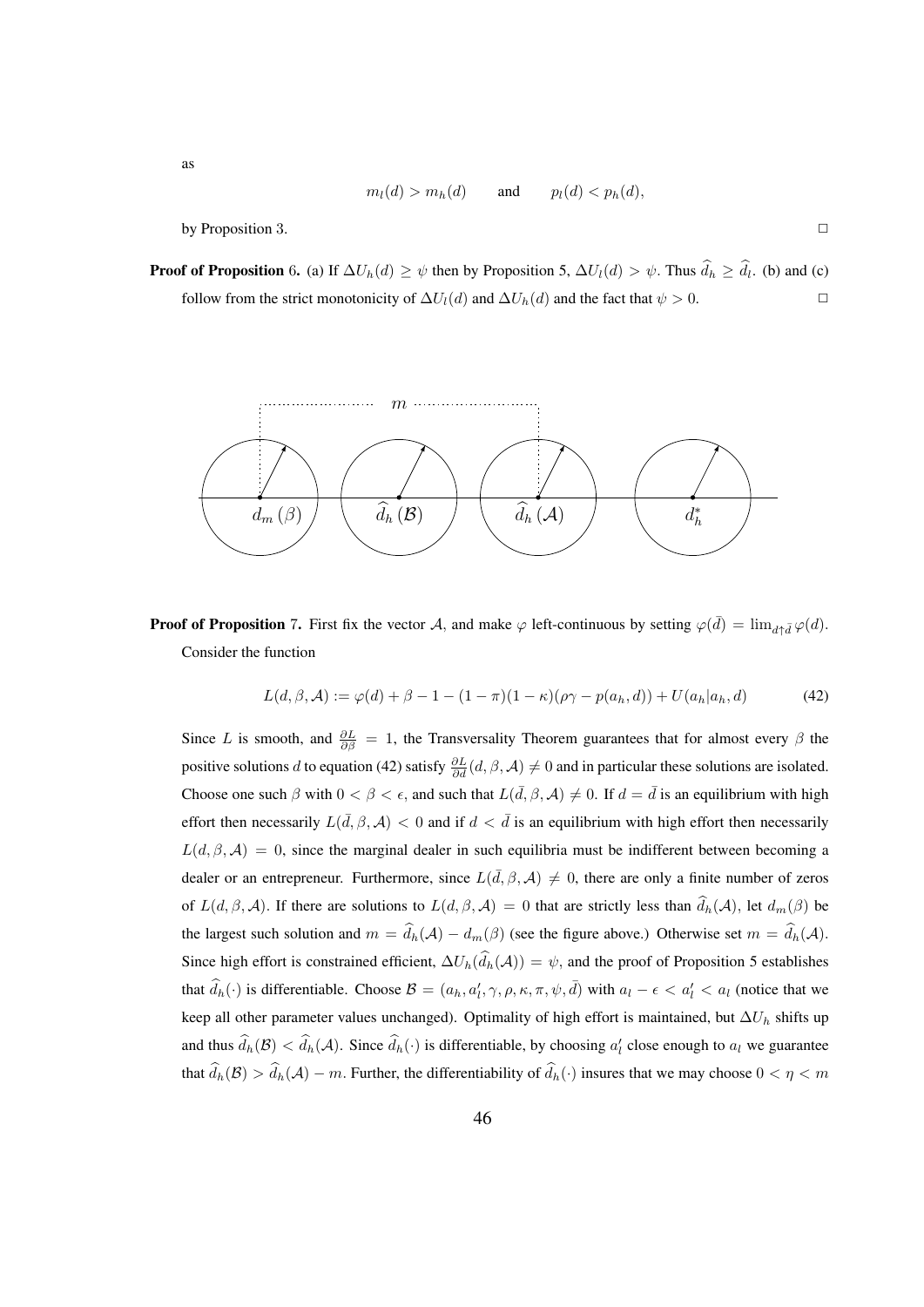as

$$m_l(d) > m_h(d) \qquad \text{and} \qquad p_l(d) < p_h(d),$$

by Proposition 3. $\square$

**Proof of Proposition 6.** (a) If $\Delta U_h(d) \geq \psi$ then by Proposition 5, $\Delta U_l(d) > \psi$. Thus $\widehat{d}_h \geq \widehat{d}_l$. (b) and (c) follow from the strict monotonicity of $\Delta U_l(d)$ and $\Delta U_h(d)$ and the fact that $\psi > 0$. $\square$

**Proof of Proposition 7.** First fix the vector $\mathcal{A}$, and make $\varphi$ left-continuous by setting $\varphi(\bar{d}) = \lim_{d \uparrow \bar{d}} \varphi(d)$. Consider the function

$$L(d, \beta, \mathcal{A}) := \varphi(d) + \beta - 1 - (1-\pi)(1-\kappa)(\rho\gamma - p(a_h, d)) + U(a_h | a_h, d) \tag{42}$$

Since $L$ is smooth, and $\frac{\partial L}{\partial \beta} = 1$, the Transversality Theorem guarantees that for almost every $\beta$ the positive solutions $d$ to equation (42) satisfy $\frac{\partial L}{\partial d}(d, \beta, \mathcal{A}) \neq 0$ and in particular these solutions are isolated. Choose one such $\beta$ with $0 < \beta < \epsilon$, and such that $L(\bar{d}, \beta, \mathcal{A}) \neq 0$. If $d = \bar{d}$ is an equilibrium with high effort then necessarily $L(\bar{d}, \beta, \mathcal{A}) < 0$ and if $d < \bar{d}$ is an equilibrium with high effort then necessarily $L(d, \beta, \mathcal{A}) = 0$, since the marginal dealer in such equilibria must be indifferent between becoming a dealer or an entrepreneur. Furthermore, since $L(\bar{d}, \beta, \mathcal{A}) \neq 0$, there are only a finite number of zeros of $L(d, \beta, \mathcal{A})$. If there are solutions to $L(d, \beta, \mathcal{A}) = 0$ that are strictly less than $\widehat{d}_h(\mathcal{A})$, let $d_m(\beta)$ be the largest such solution and $m = \widehat{d}_h(\mathcal{A}) - d_m(\beta)$ (see the figure above.) Otherwise set $m = \widehat{d}_h(\mathcal{A})$. Since high effort is constrained efficient, $\Delta U_h(\widehat{d}_h(\mathcal{A})) = \psi$, and the proof of Proposition 5 establishes that $\widehat{d}_h(\cdot)$ is differentiable. Choose $\mathcal{B} = (a_h, a'_l, \gamma, \rho, \kappa, \pi, \psi, \bar{d})$ with $a_l - \epsilon < a'_l < a_l$ (notice that we keep all other parameter values unchanged). Optimality of high effort is maintained, but $\Delta U_h$ shifts up and thus $\widehat{d}_h(\mathcal{B}) < \widehat{d}_h(\mathcal{A})$. Since $\widehat{d}_h(\cdot)$ is differentiable, by choosing $a'_l$ close enough to $a_l$ we guarantee that $\widehat{d}_h(\mathcal{B}) > \widehat{d}_h(\mathcal{A}) - m$. Further, the differentiability of $\widehat{d}_h(\cdot)$ insures that we may choose $0 < \eta < m$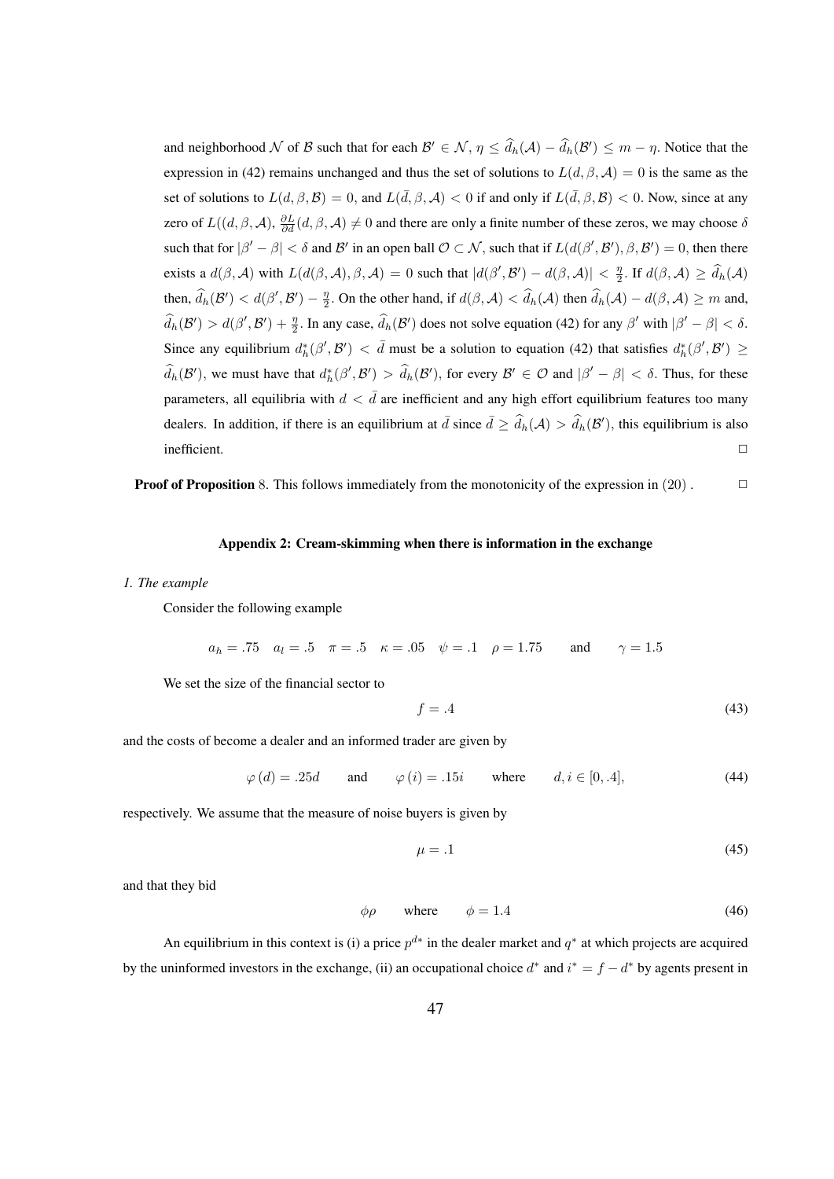and neighborhood $\mathcal{N}$ of $\mathcal{B}$ such that for each $\mathcal{B}' \in \mathcal{N}$, $\eta \leq \widehat{d}_h(\mathcal{A}) - \widehat{d}_h(\mathcal{B}') \leq m - \eta$. Notice that the expression in (42) remains unchanged and thus the set of solutions to $L(d, \beta, \mathcal{A}) = 0$ is the same as the set of solutions to $L(d, \beta, \mathcal{B}) = 0$, and $L(\bar{d}, \beta, \mathcal{A}) < 0$ if and only if $L(\bar{d}, \beta, \mathcal{B}) < 0$. Now, since at any zero of $L((d, \beta, \mathcal{A})$, $\frac{\partial L}{\partial d}(d, \beta, \mathcal{A}) \neq 0$ and there are only a finite number of these zeros, we may choose $\delta$ such that for $|\beta' - \beta| < \delta$ and $\mathcal{B}'$ in an open ball $\mathcal{O} \subset \mathcal{N}$, such that if $L(d(\beta', \mathcal{B}'), \beta, \mathcal{B}') = 0$, then there exists a $d(\beta, \mathcal{A})$ with $L(d(\beta, \mathcal{A}), \beta, \mathcal{A}) = 0$ such that $|d(\beta', \mathcal{B}') - d(\beta, \mathcal{A})| < \frac{\eta}{2}$. If $d(\beta, \mathcal{A}) \geq \widehat{d}_h(\mathcal{A})$ then, $\widehat{d}_h(\mathcal{B}') < d(\beta', \mathcal{B}') - \frac{\eta}{2}$. On the other hand, if $d(\beta, \mathcal{A}) < \widehat{d}_h(\mathcal{A})$ then $\widehat{d}_h(\mathcal{A}) - d(\beta, \mathcal{A}) \geq m$ and, $\widehat{d}_h(\mathcal{B}') > d(\beta', \mathcal{B}') + \frac{\eta}{2}$. In any case, $\widehat{d}_h(\mathcal{B}')$ does not solve equation (42) for any $\beta'$ with $|\beta' - \beta| < \delta$. Since any equilibrium $d_h^*(\beta', \mathcal{B}') < \bar{d}$ must be a solution to equation (42) that satisfies $d_h^*(\beta', \mathcal{B}') \geq \widehat{d}_h(\mathcal{B}')$, we must have that $d_h^*(\beta', \mathcal{B}') > \widehat{d}_h(\mathcal{B}')$, for every $\mathcal{B}' \in \mathcal{O}$ and $|\beta' - \beta| < \delta$. Thus, for these parameters, all equilibria with $d < \bar{d}$ are inefficient and any high effort equilibrium features too many dealers. In addition, if there is an equilibrium at $\bar{d}$ since $\bar{d} \geq \widehat{d}_h(\mathcal{A}) > \widehat{d}_h(\mathcal{B}')$, this equilibrium is also inefficient. $\square$

**Proof of Proposition** 8. This follows immediately from the monotonicity of the expression in (20) . $\square$

### Appendix 2: Cream-skimming when there is information in the exchange

*1. The example*

Consider the following example

$$a_h = .75 \quad a_l = .5 \quad \pi = .5 \quad \kappa = .05 \quad \psi = .1 \quad \rho = 1.75 \qquad \text{and} \qquad \gamma = 1.5$$

We set the size of the financial sector to

$$f = .4 \tag{43}$$

and the costs of become a dealer and an informed trader are given by

$$\varphi(d) = .25d \qquad \text{and} \qquad \varphi(i) = .15i \qquad \text{where} \qquad d, i \in [0, .4], \tag{44}$$

respectively. We assume that the measure of noise buyers is given by

$$\mu = .1 \tag{45}$$

and that they bid

$$\phi\rho \qquad \text{where} \qquad \phi = 1.4 \tag{46}$$

An equilibrium in this context is (i) a price $p^{d*}$ in the dealer market and $q^*$ at which projects are acquired by the uninformed investors in the exchange, (ii) an occupational choice $d^*$ and $i^* = f - d^*$ by agents present in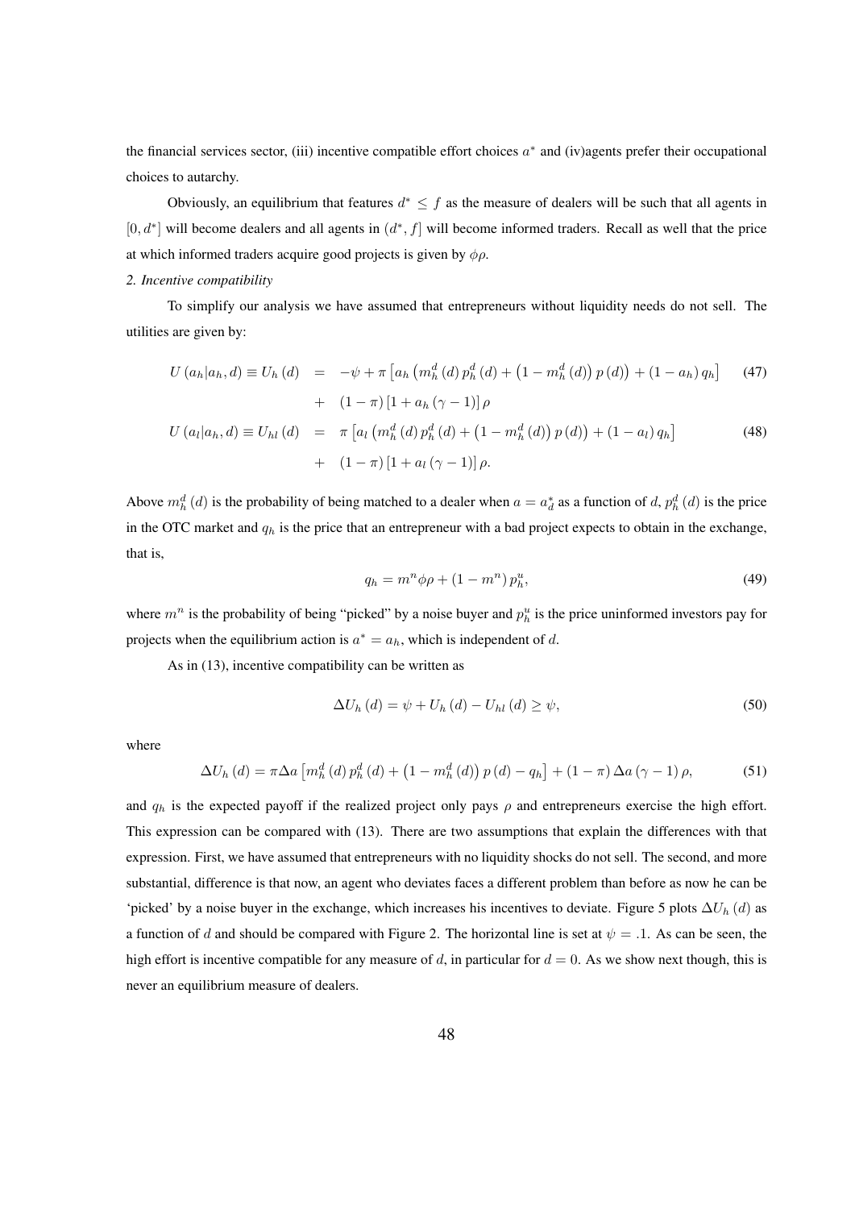the financial services sector, (iii) incentive compatible effort choices $a^*$ and (iv)agents prefer their occupational choices to autarchy.

Obviously, an equilibrium that features $d^* \leq f$ as the measure of dealers will be such that all agents in $[0, d^*]$ will become dealers and all agents in $(d^*, f]$ will become informed traders. Recall as well that the price at which informed traders acquire good projects is given by $\phi\rho$.

*2. Incentive compatibility*

To simplify our analysis we have assumed that entrepreneurs without liquidity needs do not sell. The utilities are given by:

$$
\begin{aligned}
U(a_h|a_h, d) \equiv U_h(d) &= -\psi + \pi \left[ a_h \left( m_h^d(d)\, p_h^d(d) + \left(1 - m_h^d(d)\right) p(d) \right) + (1 - a_h)\, q_h \right] \qquad (47)\\
&+ (1 - \pi)\left[1 + a_h(\gamma - 1)\right]\rho \\
U(a_l|a_h, d) \equiv U_{hl}(d) &= \pi \left[ a_l \left( m_h^d(d)\, p_h^d(d) + \left(1 - m_h^d(d)\right) p(d) \right) + (1 - a_l)\, q_h \right] \qquad (48)\\
&+ (1 - \pi)\left[1 + a_l(\gamma - 1)\right]\rho.
\end{aligned}
$$

Above $m_h^d(d)$ is the probability of being matched to a dealer when $a = a_d^*$ as a function of $d$, $p_h^d(d)$ is the price in the OTC market and $q_h$ is the price that an entrepreneur with a bad project expects to obtain in the exchange, that is,

$$
q_h = m^n \phi\rho + (1 - m^n)\, p_h^u, \tag{49}
$$

where $m^n$ is the probability of being "picked" by a noise buyer and $p_h^u$ is the price uninformed investors pay for projects when the equilibrium action is $a^* = a_h$, which is independent of $d$.

As in (13), incentive compatibility can be written as

$$
\Delta U_h(d) = \psi + U_h(d) - U_{hl}(d) \geq \psi, \tag{50}
$$

where

$$
\Delta U_h(d) = \pi \Delta a \left[ m_h^d(d)\, p_h^d(d) + \left(1 - m_h^d(d)\right) p(d) - q_h \right] + (1 - \pi)\, \Delta a\, (\gamma - 1)\, \rho, \tag{51}
$$

and $q_h$ is the expected payoff if the realized project only pays $\rho$ and entrepreneurs exercise the high effort. This expression can be compared with (13). There are two assumptions that explain the differences with that expression. First, we have assumed that entrepreneurs with no liquidity shocks do not sell. The second, and more substantial, difference is that now, an agent who deviates faces a different problem than before as now he can be 'picked' by a noise buyer in the exchange, which increases his incentives to deviate. Figure 5 plots $\Delta U_h(d)$ as a function of $d$ and should be compared with Figure 2. The horizontal line is set at $\psi = .1$. As can be seen, the high effort is incentive compatible for any measure of $d$, in particular for $d = 0$. As we show next though, this is never an equilibrium measure of dealers.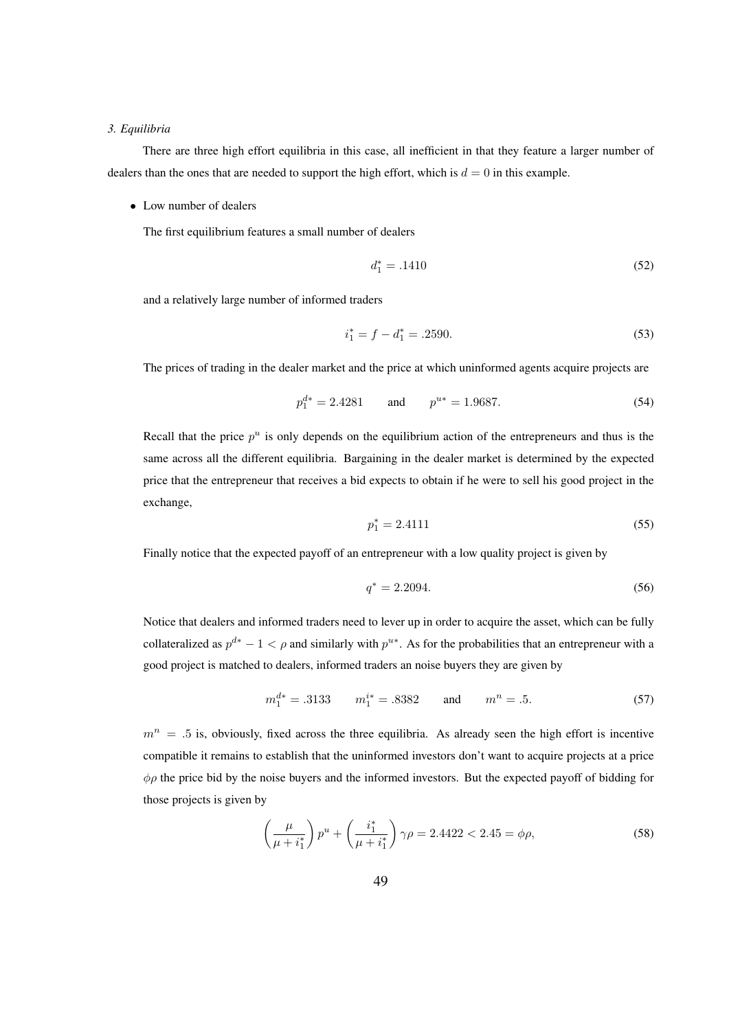*3. Equilibria*

There are three high effort equilibria in this case, all inefficient in that they feature a larger number of dealers than the ones that are needed to support the high effort, which is $d = 0$ in this example.

- Low number of dealers

  The first equilibrium features a small number of dealers

$$d_1^* = .1410 \tag{52}$$

and a relatively large number of informed traders

$$i_1^* = f - d_1^* = .2590. \tag{53}$$

The prices of trading in the dealer market and the price at which uninformed agents acquire projects are

$$p_1^{d*} = 2.4281 \qquad \text{and} \qquad p^{u*} = 1.9687. \tag{54}$$

Recall that the price $p^u$ is only depends on the equilibrium action of the entrepreneurs and thus is the same across all the different equilibria. Bargaining in the dealer market is determined by the expected price that the entrepreneur that receives a bid expects to obtain if he were to sell his good project in the exchange,

$$p_1^* = 2.4111 \tag{55}$$

Finally notice that the expected payoff of an entrepreneur with a low quality project is given by

$$q^* = 2.2094. \tag{56}$$

Notice that dealers and informed traders need to lever up in order to acquire the asset, which can be fully collateralized as $p^{d*} - 1 < \rho$ and similarly with $p^{u*}$. As for the probabilities that an entrepreneur with a good project is matched to dealers, informed traders an noise buyers they are given by

$$m_1^{d*} = .3133 \qquad m_1^{i*} = .8382 \qquad \text{and} \qquad m^n = .5. \tag{57}$$

$m^n = .5$ is, obviously, fixed across the three equilibria. As already seen the high effort is incentive compatible it remains to establish that the uninformed investors don't want to acquire projects at a price $\phi\rho$ the price bid by the noise buyers and the informed investors. But the expected payoff of bidding for those projects is given by

$$\left(\frac{\mu}{\mu + i_1^*}\right) p^u + \left(\frac{i_1^*}{\mu + i_1^*}\right) \gamma\rho = 2.4422 < 2.45 = \phi\rho, \tag{58}$$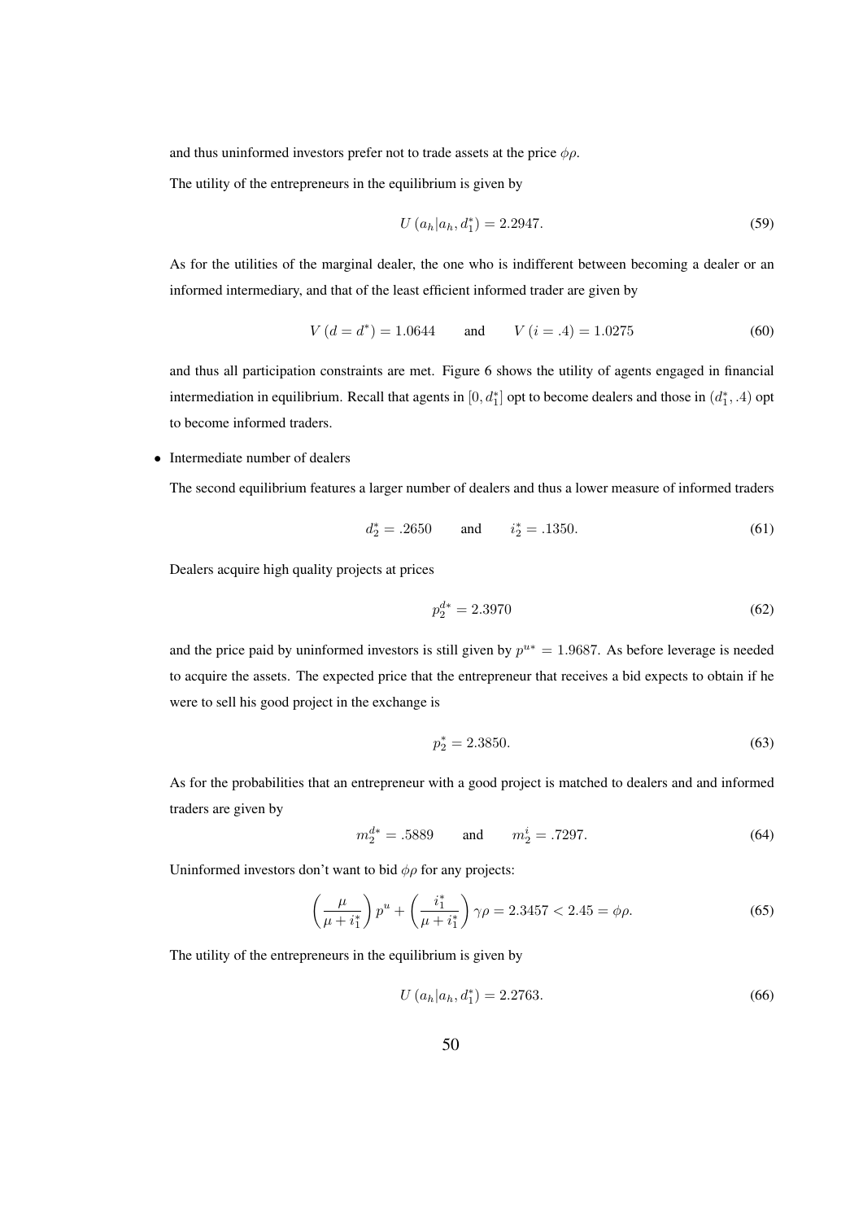and thus uninformed investors prefer not to trade assets at the price $\phi\rho$.

The utility of the entrepreneurs in the equilibrium is given by

$$U(a_h|a_h, d_1^*) = 2.2947. \tag{59}$$

As for the utilities of the marginal dealer, the one who is indifferent between becoming a dealer or an informed intermediary, and that of the least efficient informed trader are given by

$$V(d = d^*) = 1.0644 \qquad \text{and} \qquad V(i = .4) = 1.0275 \tag{60}$$

and thus all participation constraints are met. Figure 6 shows the utility of agents engaged in financial intermediation in equilibrium. Recall that agents in $[0, d_1^*]$ opt to become dealers and those in $(d_1^*, .4)$ opt to become informed traders.

- Intermediate number of dealers

  The second equilibrium features a larger number of dealers and thus a lower measure of informed traders

$$d_2^* = .2650 \qquad \text{and} \qquad i_2^* = .1350. \tag{61}$$

Dealers acquire high quality projects at prices

$$p_2^{d*} = 2.3970 \tag{62}$$

and the price paid by uninformed investors is still given by $p^{u*} = 1.9687$. As before leverage is needed to acquire the assets. The expected price that the entrepreneur that receives a bid expects to obtain if he were to sell his good project in the exchange is

$$p_2^* = 2.3850. \tag{63}$$

As for the probabilities that an entrepreneur with a good project is matched to dealers and and informed traders are given by

$$m_2^{d*} = .5889 \qquad \text{and} \qquad m_2^i = .7297. \tag{64}$$

Uninformed investors don't want to bid $\phi\rho$ for any projects:

$$\left(\frac{\mu}{\mu + i_1^*}\right) p^u + \left(\frac{i_1^*}{\mu + i_1^*}\right) \gamma\rho = 2.3457 < 2.45 = \phi\rho. \tag{65}$$

The utility of the entrepreneurs in the equilibrium is given by

$$U(a_h|a_h, d_1^*) = 2.2763. \tag{66}$$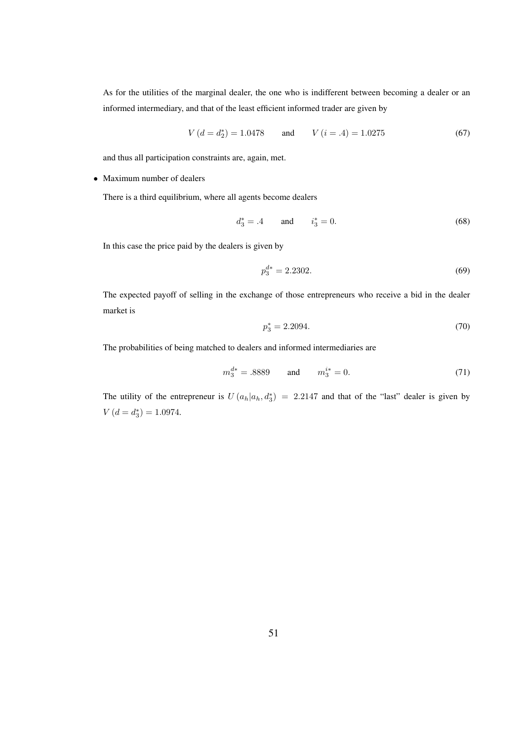As for the utilities of the marginal dealer, the one who is indifferent between becoming a dealer or an informed intermediary, and that of the least efficient informed trader are given by

$$V\left(d = d_2^*\right) = 1.0478 \qquad \text{and} \qquad V\left(i = .4\right) = 1.0275 \tag{67}$$

and thus all participation constraints are, again, met.

- Maximum number of dealers

  There is a third equilibrium, where all agents become dealers

  $$d_3^* = .4 \qquad \text{and} \qquad i_3^* = 0. \tag{68}$$

  In this case the price paid by the dealers is given by

  $$p_3^{d*} = 2.2302. \tag{69}$$

  The expected payoff of selling in the exchange of those entrepreneurs who receive a bid in the dealer market is

  $$p_3^* = 2.2094. \tag{70}$$

  The probabilities of being matched to dealers and informed intermediaries are

  $$m_3^{d*} = .8889 \qquad \text{and} \qquad m_3^{i*} = 0. \tag{71}$$

  The utility of the entrepreneur is $U\left(a_h | a_h, d_3^*\right) = 2.2147$ and that of the "last" dealer is given by $V\left(d = d_3^*\right) = 1.0974$.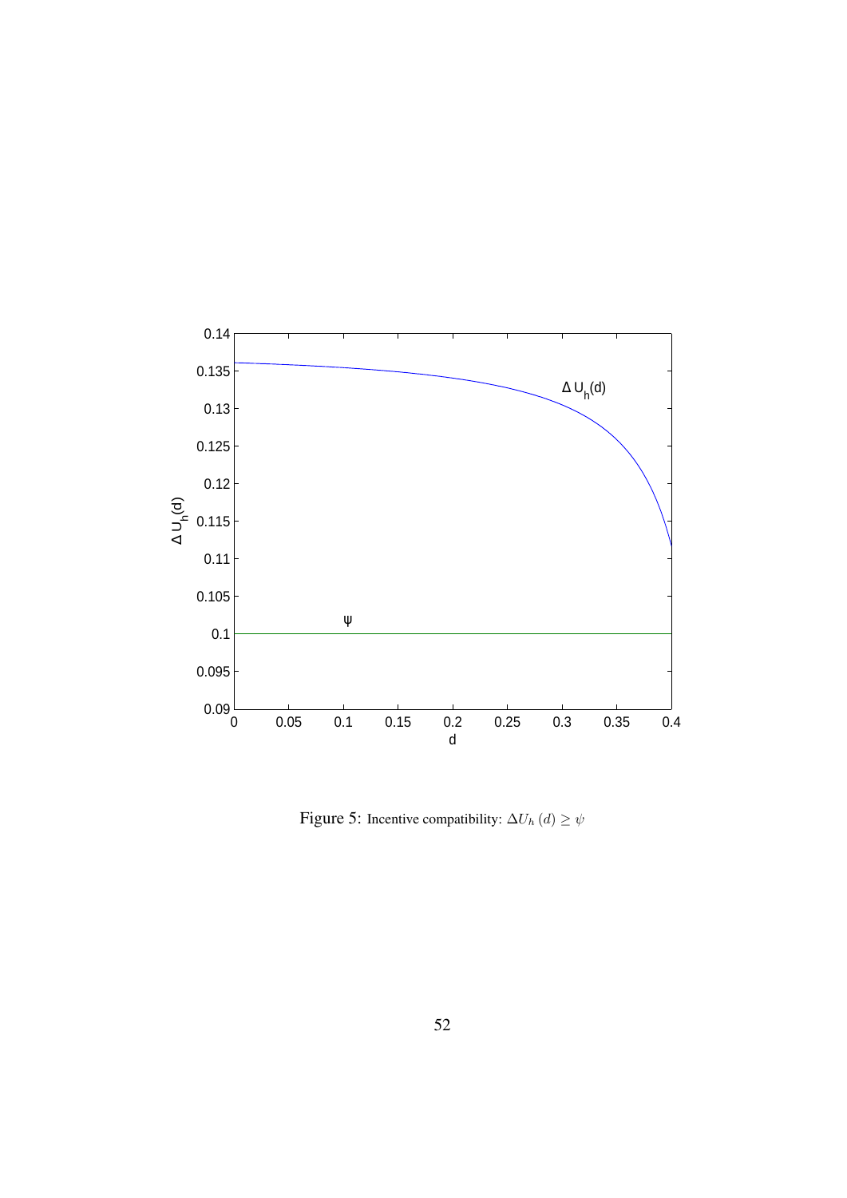Figure 5: Incentive compatibility: $\Delta U_h(d) \geq \psi$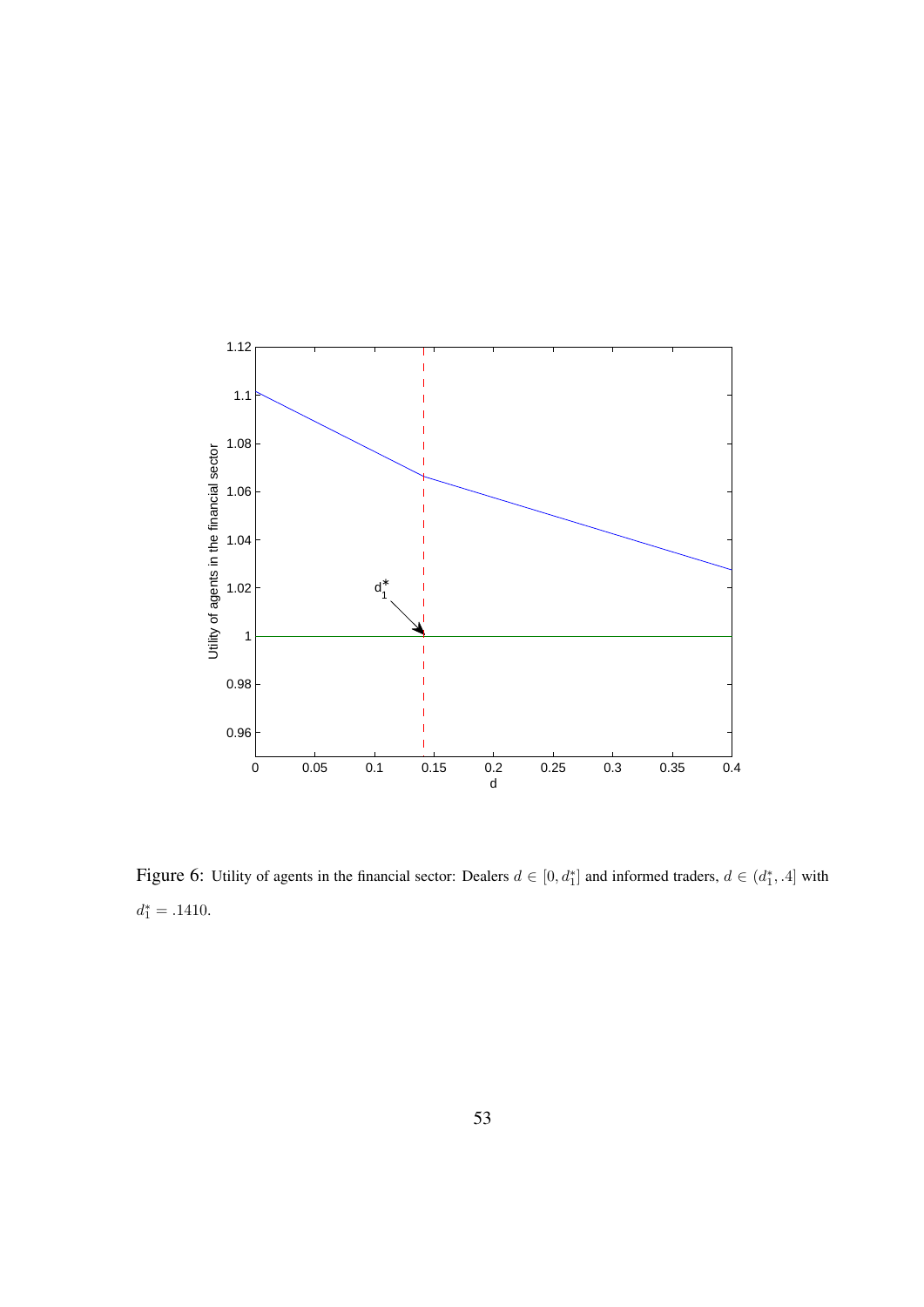1.12

1.1

1.08

1.06

1.04

1.02

1

0.98

0.96

Utility of agents in the financial sector

$d_1^*$

0

0.05

0.1

0.15

0.2

0.25

0.3

0.35

0.4

d

Figure 6: Utility of agents in the financial sector: Dealers $d \in [0, d_1^*]$ and informed traders, $d \in (d_1^*, .4]$ with $d_1^* = .1410$.